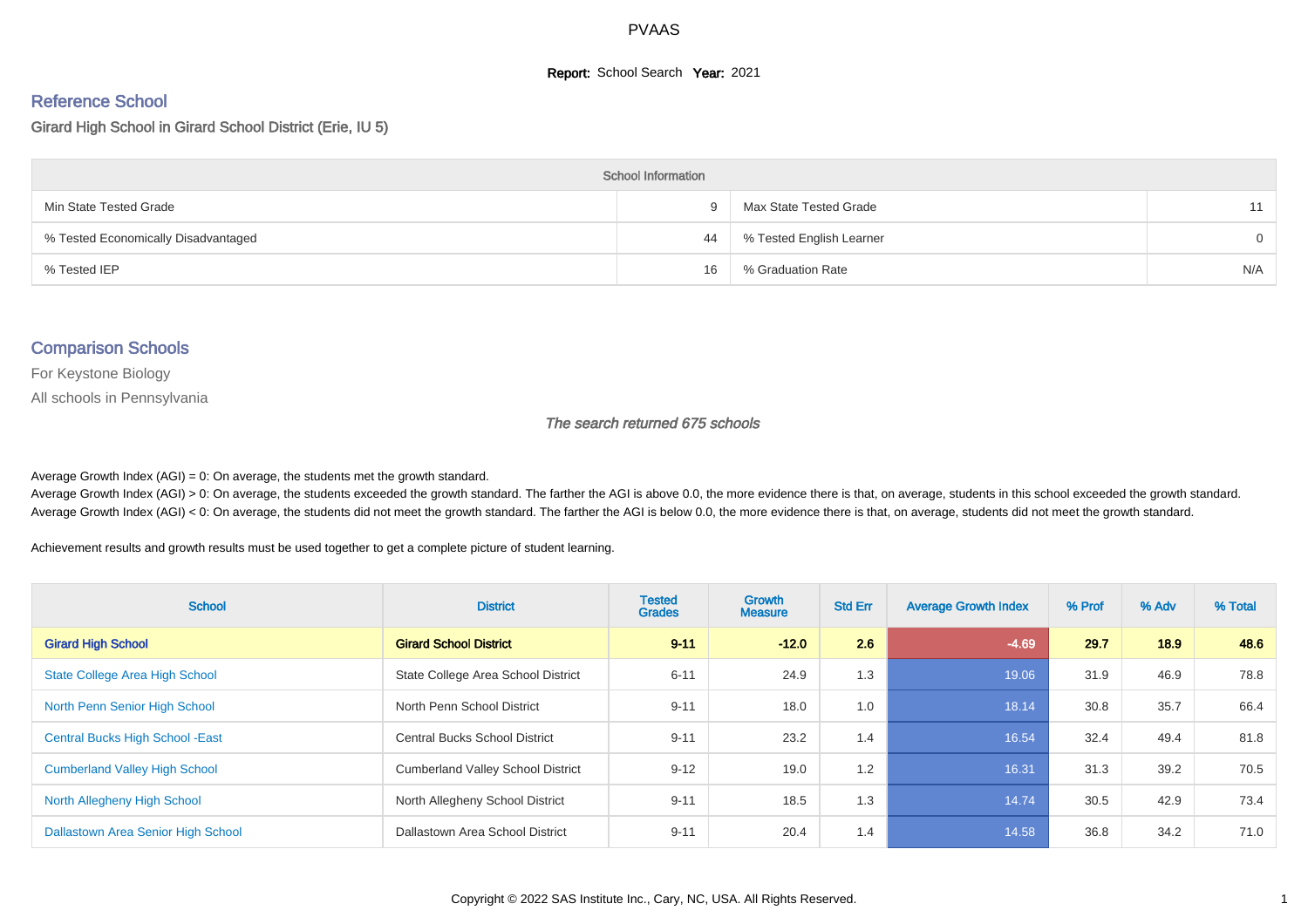# PVAAS

**Report:** School Search **Year:** 2021

## Reference School

Girard High School in Girard School District (Erie, IU 5)

| School Information | | | |
|---|---|---|---|
| Min State Tested Grade | 9 | Max State Tested Grade | 11 |
| % Tested Economically Disadvantaged | 44 | % Tested English Learner | 0 |
| % Tested IEP | 16 | % Graduation Rate | N/A |

## Comparison Schools

For Keystone Biology

All schools in Pennsylvania

*The search returned 675 schools*

Average Growth Index (AGI) = 0: On average, the students met the growth standard.
Average Growth Index (AGI) > 0: On average, the students exceeded the growth standard. The farther the AGI is above 0.0, the more evidence there is that, on average, students in this school exceeded the growth standard.
Average Growth Index (AGI) < 0: On average, the students did not meet the growth standard. The farther the AGI is below 0.0, the more evidence there is that, on average, students did not meet the growth standard.

Achievement results and growth results must be used together to get a complete picture of student learning.

| School | District | Tested Grades | Growth Measure | Std Err | Average Growth Index | % Prof | % Adv | % Total |
|---|---|---|---|---|---|---|---|---|
| **Girard High School** | **Girard School District** | **9-11** | **-12.0** | **2.6** | **-4.69** | **29.7** | **18.9** | **48.6** |
| State College Area High School | State College Area School District | 6-11 | 24.9 | 1.3 | 19.06 | 31.9 | 46.9 | 78.8 |
| North Penn Senior High School | North Penn School District | 9-11 | 18.0 | 1.0 | 18.14 | 30.8 | 35.7 | 66.4 |
| Central Bucks High School -East | Central Bucks School District | 9-11 | 23.2 | 1.4 | 16.54 | 32.4 | 49.4 | 81.8 |
| Cumberland Valley High School | Cumberland Valley School District | 9-12 | 19.0 | 1.2 | 16.31 | 31.3 | 39.2 | 70.5 |
| North Allegheny High School | North Allegheny School District | 9-11 | 18.5 | 1.3 | 14.74 | 30.5 | 42.9 | 73.4 |
| Dallastown Area Senior High School | Dallastown Area School District | 9-11 | 20.4 | 1.4 | 14.58 | 36.8 | 34.2 | 71.0 |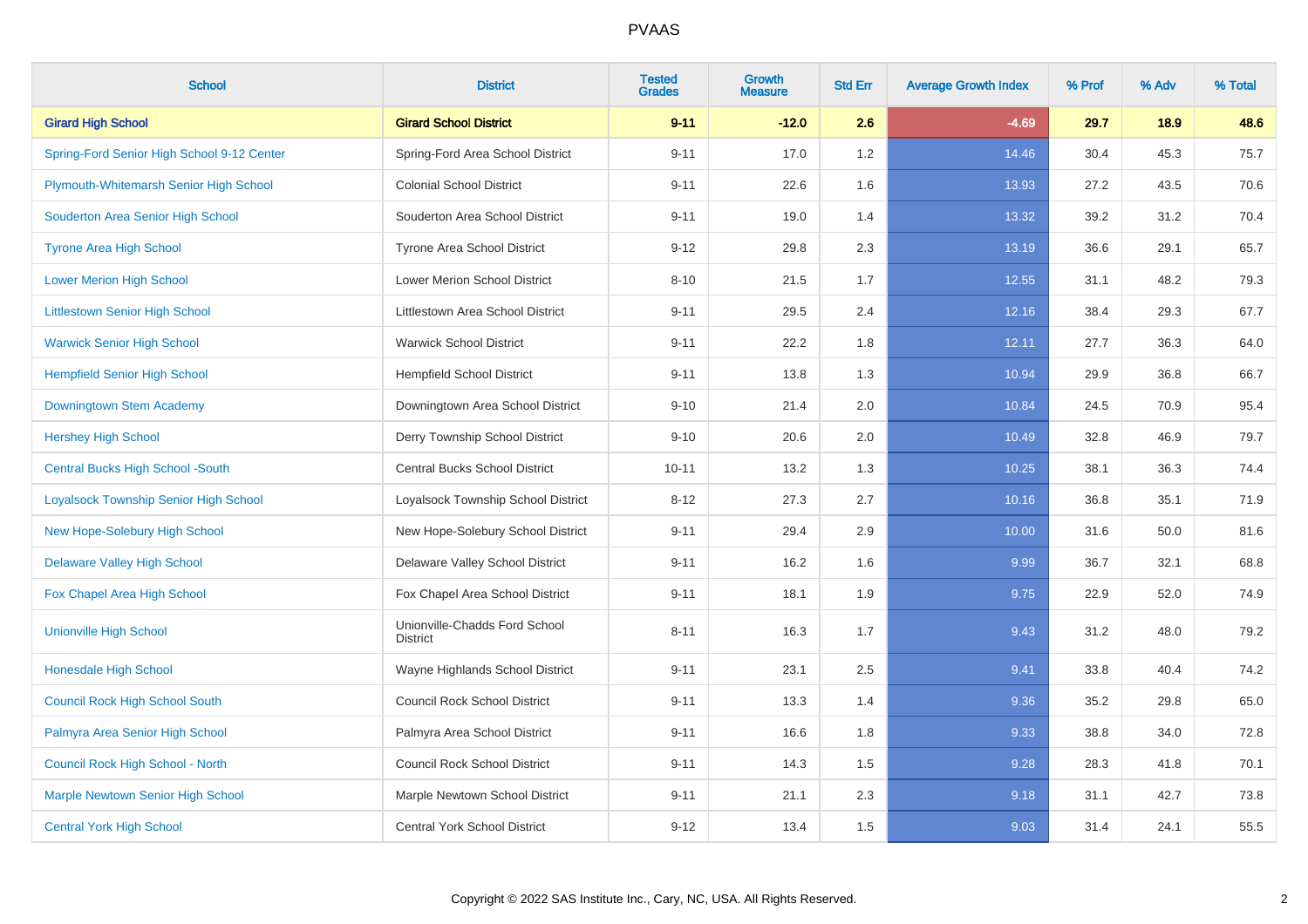# PVAAS

| School | District | Tested Grades | Growth Measure | Std Err | Average Growth Index | % Prof | % Adv | % Total |
|---|---|---|---|---|---|---|---|---|
| **Girard High School** | **Girard School District** | **9-11** | **-12.0** | **2.6** | **-4.69** | **29.7** | **18.9** | **48.6** |
| Spring-Ford Senior High School 9-12 Center | Spring-Ford Area School District | 9-11 | 17.0 | 1.2 | 14.46 | 30.4 | 45.3 | 75.7 |
| Plymouth-Whitemarsh Senior High School | Colonial School District | 9-11 | 22.6 | 1.6 | 13.93 | 27.2 | 43.5 | 70.6 |
| Souderton Area Senior High School | Souderton Area School District | 9-11 | 19.0 | 1.4 | 13.32 | 39.2 | 31.2 | 70.4 |
| Tyrone Area High School | Tyrone Area School District | 9-12 | 29.8 | 2.3 | 13.19 | 36.6 | 29.1 | 65.7 |
| Lower Merion High School | Lower Merion School District | 8-10 | 21.5 | 1.7 | 12.55 | 31.1 | 48.2 | 79.3 |
| Littlestown Senior High School | Littlestown Area School District | 9-11 | 29.5 | 2.4 | 12.16 | 38.4 | 29.3 | 67.7 |
| Warwick Senior High School | Warwick School District | 9-11 | 22.2 | 1.8 | 12.11 | 27.7 | 36.3 | 64.0 |
| Hempfield Senior High School | Hempfield School District | 9-11 | 13.8 | 1.3 | 10.94 | 29.9 | 36.8 | 66.7 |
| Downingtown Stem Academy | Downingtown Area School District | 9-10 | 21.4 | 2.0 | 10.84 | 24.5 | 70.9 | 95.4 |
| Hershey High School | Derry Township School District | 9-10 | 20.6 | 2.0 | 10.49 | 32.8 | 46.9 | 79.7 |
| Central Bucks High School -South | Central Bucks School District | 10-11 | 13.2 | 1.3 | 10.25 | 38.1 | 36.3 | 74.4 |
| Loyalsock Township Senior High School | Loyalsock Township School District | 8-12 | 27.3 | 2.7 | 10.16 | 36.8 | 35.1 | 71.9 |
| New Hope-Solebury High School | New Hope-Solebury School District | 9-11 | 29.4 | 2.9 | 10.00 | 31.6 | 50.0 | 81.6 |
| Delaware Valley High School | Delaware Valley School District | 9-11 | 16.2 | 1.6 | 9.99 | 36.7 | 32.1 | 68.8 |
| Fox Chapel Area High School | Fox Chapel Area School District | 9-11 | 18.1 | 1.9 | 9.75 | 22.9 | 52.0 | 74.9 |
| Unionville High School | Unionville-Chadds Ford School District | 8-11 | 16.3 | 1.7 | 9.43 | 31.2 | 48.0 | 79.2 |
| Honesdale High School | Wayne Highlands School District | 9-11 | 23.1 | 2.5 | 9.41 | 33.8 | 40.4 | 74.2 |
| Council Rock High School South | Council Rock School District | 9-11 | 13.3 | 1.4 | 9.36 | 35.2 | 29.8 | 65.0 |
| Palmyra Area Senior High School | Palmyra Area School District | 9-11 | 16.6 | 1.8 | 9.33 | 38.8 | 34.0 | 72.8 |
| Council Rock High School - North | Council Rock School District | 9-11 | 14.3 | 1.5 | 9.28 | 28.3 | 41.8 | 70.1 |
| Marple Newtown Senior High School | Marple Newtown School District | 9-11 | 21.1 | 2.3 | 9.18 | 31.1 | 42.7 | 73.8 |
| Central York High School | Central York School District | 9-12 | 13.4 | 1.5 | 9.03 | 31.4 | 24.1 | 55.5 |

Copyright © 2022 SAS Institute Inc., Cary, NC, USA. All Rights Reserved.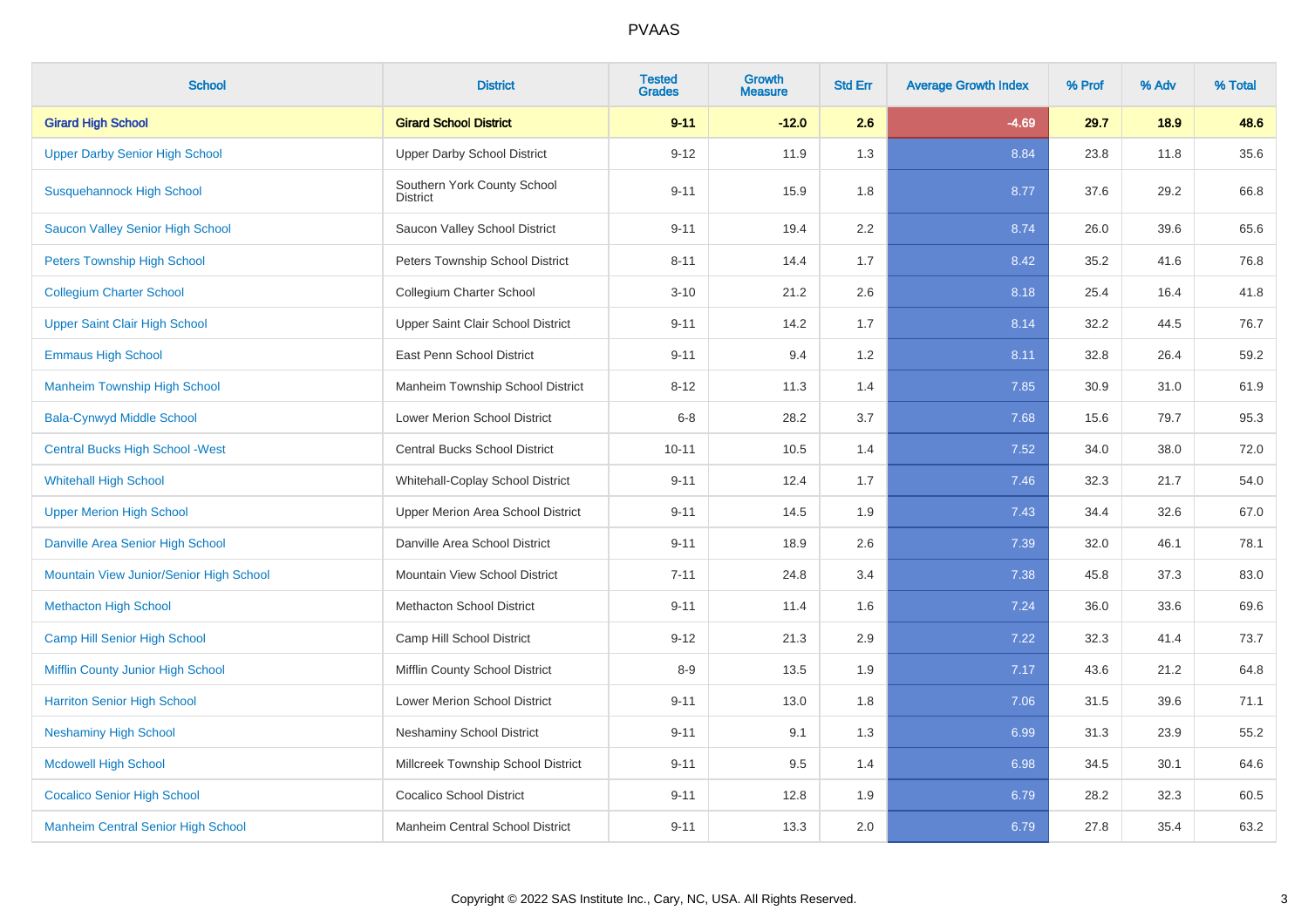| School | District | Tested Grades | Growth Measure | Std Err | Average Growth Index | % Prof | % Adv | % Total |
|---|---|---|---|---|---|---|---|---|
| **Girard High School** | **Girard School District** | **9-11** | **-12.0** | **2.6** | **-4.69** | **29.7** | **18.9** | **48.6** |
| Upper Darby Senior High School | Upper Darby School District | 9-12 | 11.9 | 1.3 | 8.84 | 23.8 | 11.8 | 35.6 |
| Susquehannock High School | Southern York County School District | 9-11 | 15.9 | 1.8 | 8.77 | 37.6 | 29.2 | 66.8 |
| Saucon Valley Senior High School | Saucon Valley School District | 9-11 | 19.4 | 2.2 | 8.74 | 26.0 | 39.6 | 65.6 |
| Peters Township High School | Peters Township School District | 8-11 | 14.4 | 1.7 | 8.42 | 35.2 | 41.6 | 76.8 |
| Collegium Charter School | Collegium Charter School | 3-10 | 21.2 | 2.6 | 8.18 | 25.4 | 16.4 | 41.8 |
| Upper Saint Clair High School | Upper Saint Clair School District | 9-11 | 14.2 | 1.7 | 8.14 | 32.2 | 44.5 | 76.7 |
| Emmaus High School | East Penn School District | 9-11 | 9.4 | 1.2 | 8.11 | 32.8 | 26.4 | 59.2 |
| Manheim Township High School | Manheim Township School District | 8-12 | 11.3 | 1.4 | 7.85 | 30.9 | 31.0 | 61.9 |
| Bala-Cynwyd Middle School | Lower Merion School District | 6-8 | 28.2 | 3.7 | 7.68 | 15.6 | 79.7 | 95.3 |
| Central Bucks High School -West | Central Bucks School District | 10-11 | 10.5 | 1.4 | 7.52 | 34.0 | 38.0 | 72.0 |
| Whitehall High School | Whitehall-Coplay School District | 9-11 | 12.4 | 1.7 | 7.46 | 32.3 | 21.7 | 54.0 |
| Upper Merion High School | Upper Merion Area School District | 9-11 | 14.5 | 1.9 | 7.43 | 34.4 | 32.6 | 67.0 |
| Danville Area Senior High School | Danville Area School District | 9-11 | 18.9 | 2.6 | 7.39 | 32.0 | 46.1 | 78.1 |
| Mountain View Junior/Senior High School | Mountain View School District | 7-11 | 24.8 | 3.4 | 7.38 | 45.8 | 37.3 | 83.0 |
| Methacton High School | Methacton School District | 9-11 | 11.4 | 1.6 | 7.24 | 36.0 | 33.6 | 69.6 |
| Camp Hill Senior High School | Camp Hill School District | 9-12 | 21.3 | 2.9 | 7.22 | 32.3 | 41.4 | 73.7 |
| Mifflin County Junior High School | Mifflin County School District | 8-9 | 13.5 | 1.9 | 7.17 | 43.6 | 21.2 | 64.8 |
| Harriton Senior High School | Lower Merion School District | 9-11 | 13.0 | 1.8 | 7.06 | 31.5 | 39.6 | 71.1 |
| Neshaminy High School | Neshaminy School District | 9-11 | 9.1 | 1.3 | 6.99 | 31.3 | 23.9 | 55.2 |
| Mcdowell High School | Millcreek Township School District | 9-11 | 9.5 | 1.4 | 6.98 | 34.5 | 30.1 | 64.6 |
| Cocalico Senior High School | Cocalico School District | 9-11 | 12.8 | 1.9 | 6.79 | 28.2 | 32.3 | 60.5 |
| Manheim Central Senior High School | Manheim Central School District | 9-11 | 13.3 | 2.0 | 6.79 | 27.8 | 35.4 | 63.2 |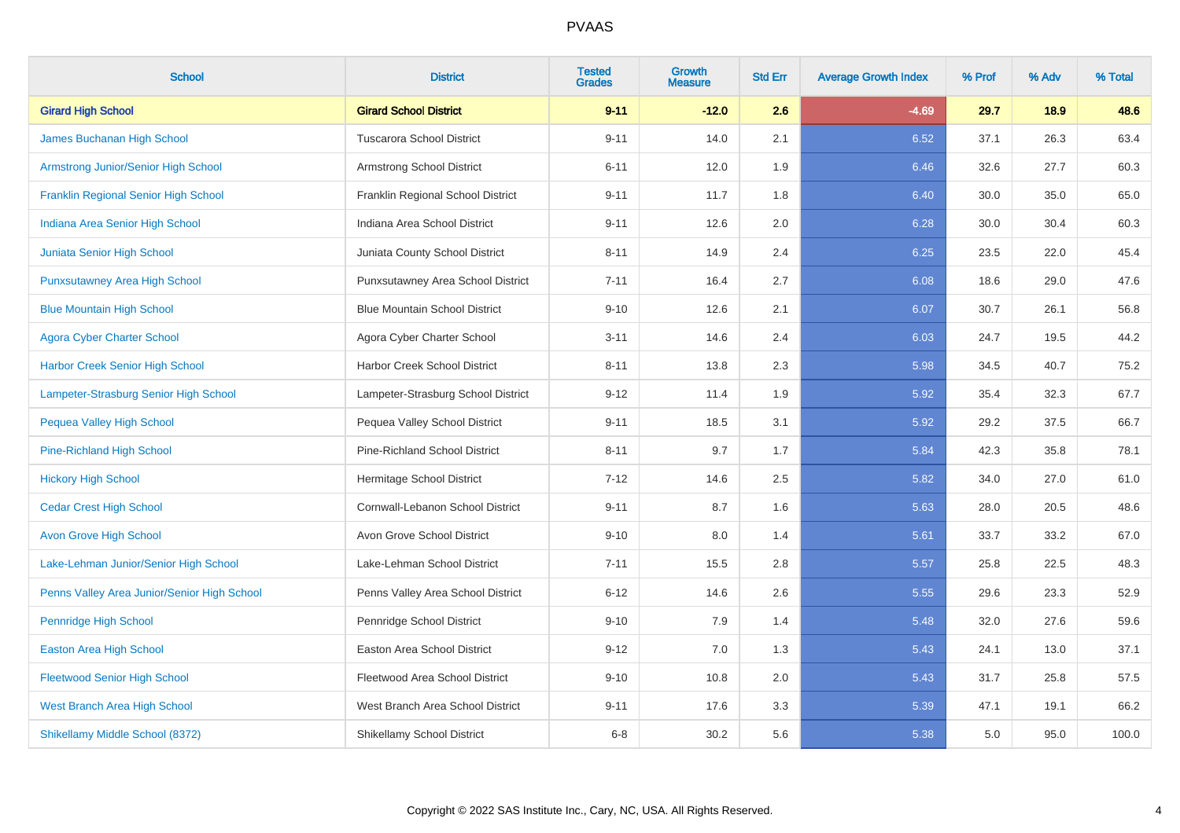# PVAAS

| School | District | Tested Grades | Growth Measure | Std Err | Average Growth Index | % Prof | % Adv | % Total |
|---|---|---|---|---|---|---|---|---|
| **Girard High School** | **Girard School District** | **9-11** | **-12.0** | **2.6** | **-4.69** | **29.7** | **18.9** | **48.6** |
| James Buchanan High School | Tuscarora School District | 9-11 | 14.0 | 2.1 | 6.52 | 37.1 | 26.3 | 63.4 |
| Armstrong Junior/Senior High School | Armstrong School District | 6-11 | 12.0 | 1.9 | 6.46 | 32.6 | 27.7 | 60.3 |
| Franklin Regional Senior High School | Franklin Regional School District | 9-11 | 11.7 | 1.8 | 6.40 | 30.0 | 35.0 | 65.0 |
| Indiana Area Senior High School | Indiana Area School District | 9-11 | 12.6 | 2.0 | 6.28 | 30.0 | 30.4 | 60.3 |
| Juniata Senior High School | Juniata County School District | 8-11 | 14.9 | 2.4 | 6.25 | 23.5 | 22.0 | 45.4 |
| Punxsutawney Area High School | Punxsutawney Area School District | 7-11 | 16.4 | 2.7 | 6.08 | 18.6 | 29.0 | 47.6 |
| Blue Mountain High School | Blue Mountain School District | 9-10 | 12.6 | 2.1 | 6.07 | 30.7 | 26.1 | 56.8 |
| Agora Cyber Charter School | Agora Cyber Charter School | 3-11 | 14.6 | 2.4 | 6.03 | 24.7 | 19.5 | 44.2 |
| Harbor Creek Senior High School | Harbor Creek School District | 8-11 | 13.8 | 2.3 | 5.98 | 34.5 | 40.7 | 75.2 |
| Lampeter-Strasburg Senior High School | Lampeter-Strasburg School District | 9-12 | 11.4 | 1.9 | 5.92 | 35.4 | 32.3 | 67.7 |
| Pequea Valley High School | Pequea Valley School District | 9-11 | 18.5 | 3.1 | 5.92 | 29.2 | 37.5 | 66.7 |
| Pine-Richland High School | Pine-Richland School District | 8-11 | 9.7 | 1.7 | 5.84 | 42.3 | 35.8 | 78.1 |
| Hickory High School | Hermitage School District | 7-12 | 14.6 | 2.5 | 5.82 | 34.0 | 27.0 | 61.0 |
| Cedar Crest High School | Cornwall-Lebanon School District | 9-11 | 8.7 | 1.6 | 5.63 | 28.0 | 20.5 | 48.6 |
| Avon Grove High School | Avon Grove School District | 9-10 | 8.0 | 1.4 | 5.61 | 33.7 | 33.2 | 67.0 |
| Lake-Lehman Junior/Senior High School | Lake-Lehman School District | 7-11 | 15.5 | 2.8 | 5.57 | 25.8 | 22.5 | 48.3 |
| Penns Valley Area Junior/Senior High School | Penns Valley Area School District | 6-12 | 14.6 | 2.6 | 5.55 | 29.6 | 23.3 | 52.9 |
| Pennridge High School | Pennridge School District | 9-10 | 7.9 | 1.4 | 5.48 | 32.0 | 27.6 | 59.6 |
| Easton Area High School | Easton Area School District | 9-12 | 7.0 | 1.3 | 5.43 | 24.1 | 13.0 | 37.1 |
| Fleetwood Senior High School | Fleetwood Area School District | 9-10 | 10.8 | 2.0 | 5.43 | 31.7 | 25.8 | 57.5 |
| West Branch Area High School | West Branch Area School District | 9-11 | 17.6 | 3.3 | 5.39 | 47.1 | 19.1 | 66.2 |
| Shikellamy Middle School (8372) | Shikellamy School District | 6-8 | 30.2 | 5.6 | 5.38 | 5.0 | 95.0 | 100.0 |

Copyright © 2022 SAS Institute Inc., Cary, NC, USA. All Rights Reserved.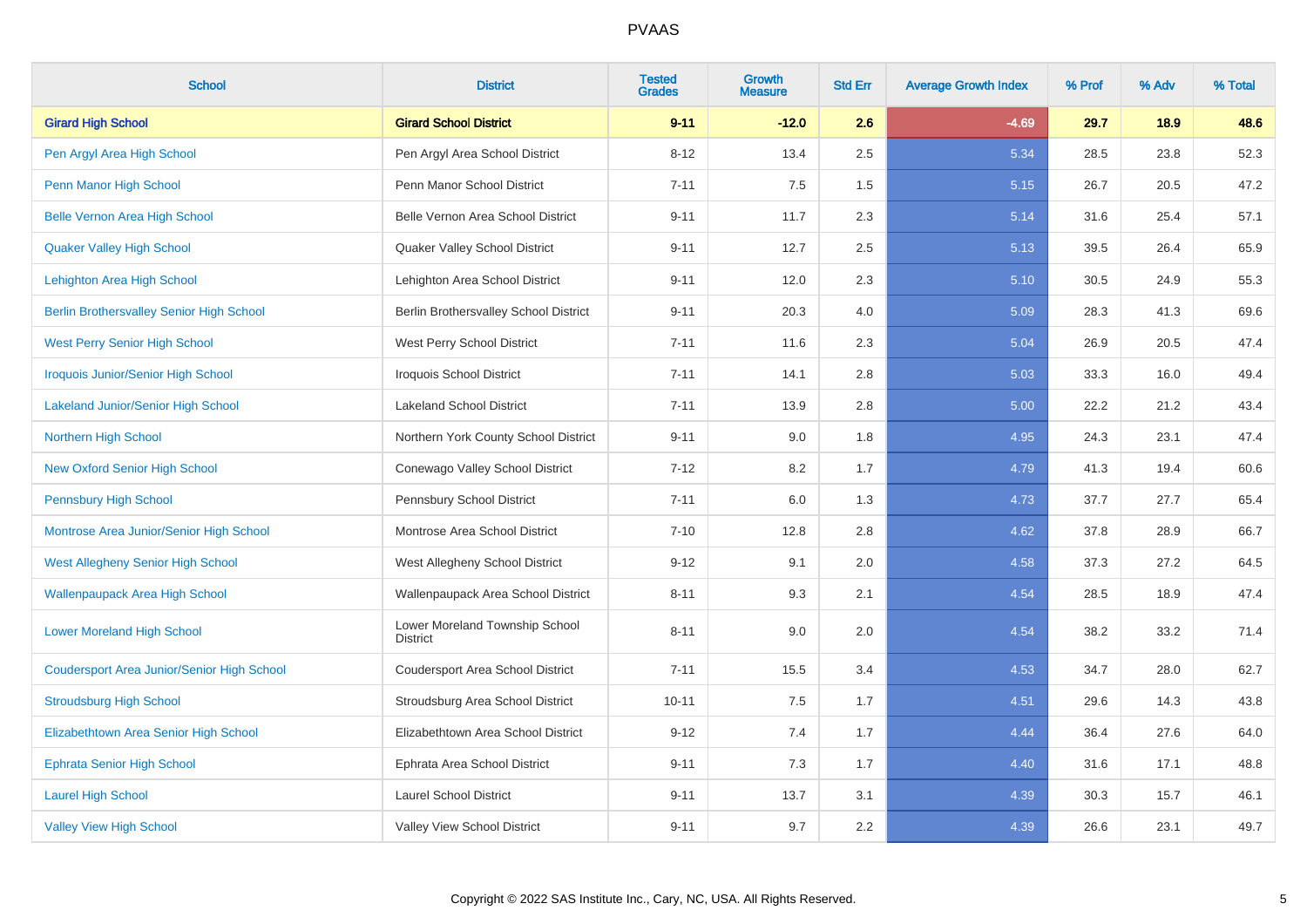| School | District | Tested Grades | Growth Measure | Std Err | Average Growth Index | % Prof | % Adv | % Total |
|---|---|---|---|---|---|---|---|---|
| **Girard High School** | **Girard School District** | **9-11** | **-12.0** | **2.6** | **-4.69** | **29.7** | **18.9** | **48.6** |
| Pen Argyl Area High School | Pen Argyl Area School District | 8-12 | 13.4 | 2.5 | 5.34 | 28.5 | 23.8 | 52.3 |
| Penn Manor High School | Penn Manor School District | 7-11 | 7.5 | 1.5 | 5.15 | 26.7 | 20.5 | 47.2 |
| Belle Vernon Area High School | Belle Vernon Area School District | 9-11 | 11.7 | 2.3 | 5.14 | 31.6 | 25.4 | 57.1 |
| Quaker Valley High School | Quaker Valley School District | 9-11 | 12.7 | 2.5 | 5.13 | 39.5 | 26.4 | 65.9 |
| Lehighton Area High School | Lehighton Area School District | 9-11 | 12.0 | 2.3 | 5.10 | 30.5 | 24.9 | 55.3 |
| Berlin Brothersvalley Senior High School | Berlin Brothersvalley School District | 9-11 | 20.3 | 4.0 | 5.09 | 28.3 | 41.3 | 69.6 |
| West Perry Senior High School | West Perry School District | 7-11 | 11.6 | 2.3 | 5.04 | 26.9 | 20.5 | 47.4 |
| Iroquois Junior/Senior High School | Iroquois School District | 7-11 | 14.1 | 2.8 | 5.03 | 33.3 | 16.0 | 49.4 |
| Lakeland Junior/Senior High School | Lakeland School District | 7-11 | 13.9 | 2.8 | 5.00 | 22.2 | 21.2 | 43.4 |
| Northern High School | Northern York County School District | 9-11 | 9.0 | 1.8 | 4.95 | 24.3 | 23.1 | 47.4 |
| New Oxford Senior High School | Conewago Valley School District | 7-12 | 8.2 | 1.7 | 4.79 | 41.3 | 19.4 | 60.6 |
| Pennsbury High School | Pennsbury School District | 7-11 | 6.0 | 1.3 | 4.73 | 37.7 | 27.7 | 65.4 |
| Montrose Area Junior/Senior High School | Montrose Area School District | 7-10 | 12.8 | 2.8 | 4.62 | 37.8 | 28.9 | 66.7 |
| West Allegheny Senior High School | West Allegheny School District | 9-12 | 9.1 | 2.0 | 4.58 | 37.3 | 27.2 | 64.5 |
| Wallenpaupack Area High School | Wallenpaupack Area School District | 8-11 | 9.3 | 2.1 | 4.54 | 28.5 | 18.9 | 47.4 |
| Lower Moreland High School | Lower Moreland Township School District | 8-11 | 9.0 | 2.0 | 4.54 | 38.2 | 33.2 | 71.4 |
| Coudersport Area Junior/Senior High School | Coudersport Area School District | 7-11 | 15.5 | 3.4 | 4.53 | 34.7 | 28.0 | 62.7 |
| Stroudsburg High School | Stroudsburg Area School District | 10-11 | 7.5 | 1.7 | 4.51 | 29.6 | 14.3 | 43.8 |
| Elizabethtown Area Senior High School | Elizabethtown Area School District | 9-12 | 7.4 | 1.7 | 4.44 | 36.4 | 27.6 | 64.0 |
| Ephrata Senior High School | Ephrata Area School District | 9-11 | 7.3 | 1.7 | 4.40 | 31.6 | 17.1 | 48.8 |
| Laurel High School | Laurel School District | 9-11 | 13.7 | 3.1 | 4.39 | 30.3 | 15.7 | 46.1 |
| Valley View High School | Valley View School District | 9-11 | 9.7 | 2.2 | 4.39 | 26.6 | 23.1 | 49.7 |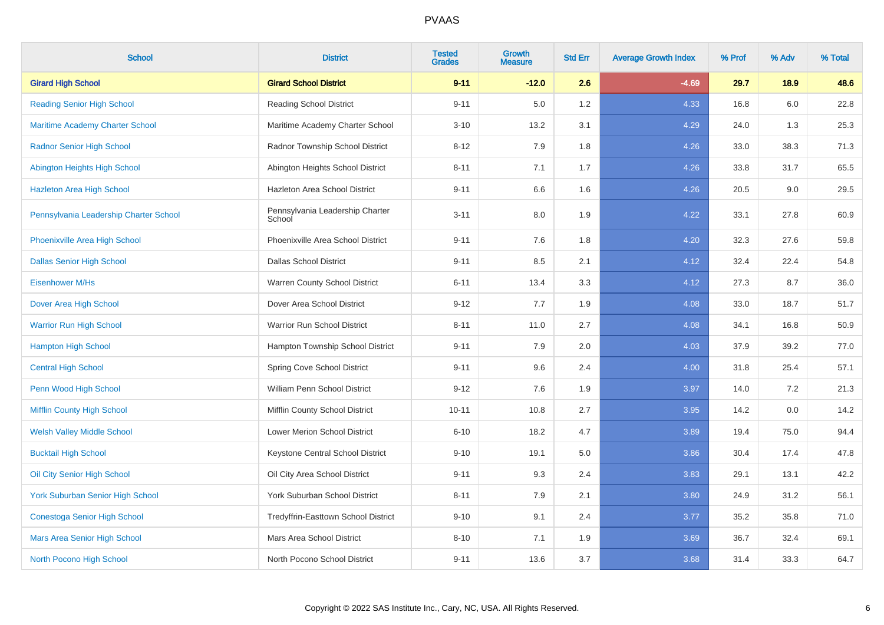# PVAAS

| School | District | Tested Grades | Growth Measure | Std Err | Average Growth Index | % Prof | % Adv | % Total |
|---|---|---|---|---|---|---|---|---|
| **Girard High School** | **Girard School District** | **9-11** | **-12.0** | **2.6** | **-4.69** | **29.7** | **18.9** | **48.6** |
| Reading Senior High School | Reading School District | 9-11 | 5.0 | 1.2 | 4.33 | 16.8 | 6.0 | 22.8 |
| Maritime Academy Charter School | Maritime Academy Charter School | 3-10 | 13.2 | 3.1 | 4.29 | 24.0 | 1.3 | 25.3 |
| Radnor Senior High School | Radnor Township School District | 8-12 | 7.9 | 1.8 | 4.26 | 33.0 | 38.3 | 71.3 |
| Abington Heights High School | Abington Heights School District | 8-11 | 7.1 | 1.7 | 4.26 | 33.8 | 31.7 | 65.5 |
| Hazleton Area High School | Hazleton Area School District | 9-11 | 6.6 | 1.6 | 4.26 | 20.5 | 9.0 | 29.5 |
| Pennsylvania Leadership Charter School | Pennsylvania Leadership Charter School | 3-11 | 8.0 | 1.9 | 4.22 | 33.1 | 27.8 | 60.9 |
| Phoenixville Area High School | Phoenixville Area School District | 9-11 | 7.6 | 1.8 | 4.20 | 32.3 | 27.6 | 59.8 |
| Dallas Senior High School | Dallas School District | 9-11 | 8.5 | 2.1 | 4.12 | 32.4 | 22.4 | 54.8 |
| Eisenhower M/Hs | Warren County School District | 6-11 | 13.4 | 3.3 | 4.12 | 27.3 | 8.7 | 36.0 |
| Dover Area High School | Dover Area School District | 9-12 | 7.7 | 1.9 | 4.08 | 33.0 | 18.7 | 51.7 |
| Warrior Run High School | Warrior Run School District | 8-11 | 11.0 | 2.7 | 4.08 | 34.1 | 16.8 | 50.9 |
| Hampton High School | Hampton Township School District | 9-11 | 7.9 | 2.0 | 4.03 | 37.9 | 39.2 | 77.0 |
| Central High School | Spring Cove School District | 9-11 | 9.6 | 2.4 | 4.00 | 31.8 | 25.4 | 57.1 |
| Penn Wood High School | William Penn School District | 9-12 | 7.6 | 1.9 | 3.97 | 14.0 | 7.2 | 21.3 |
| Mifflin County High School | Mifflin County School District | 10-11 | 10.8 | 2.7 | 3.95 | 14.2 | 0.0 | 14.2 |
| Welsh Valley Middle School | Lower Merion School District | 6-10 | 18.2 | 4.7 | 3.89 | 19.4 | 75.0 | 94.4 |
| Bucktail High School | Keystone Central School District | 9-10 | 19.1 | 5.0 | 3.86 | 30.4 | 17.4 | 47.8 |
| Oil City Senior High School | Oil City Area School District | 9-11 | 9.3 | 2.4 | 3.83 | 29.1 | 13.1 | 42.2 |
| York Suburban Senior High School | York Suburban School District | 8-11 | 7.9 | 2.1 | 3.80 | 24.9 | 31.2 | 56.1 |
| Conestoga Senior High School | Tredyffrin-Easttown School District | 9-10 | 9.1 | 2.4 | 3.77 | 35.2 | 35.8 | 71.0 |
| Mars Area Senior High School | Mars Area School District | 8-10 | 7.1 | 1.9 | 3.69 | 36.7 | 32.4 | 69.1 |
| North Pocono High School | North Pocono School District | 9-11 | 13.6 | 3.7 | 3.68 | 31.4 | 33.3 | 64.7 |

Copyright © 2022 SAS Institute Inc., Cary, NC, USA. All Rights Reserved.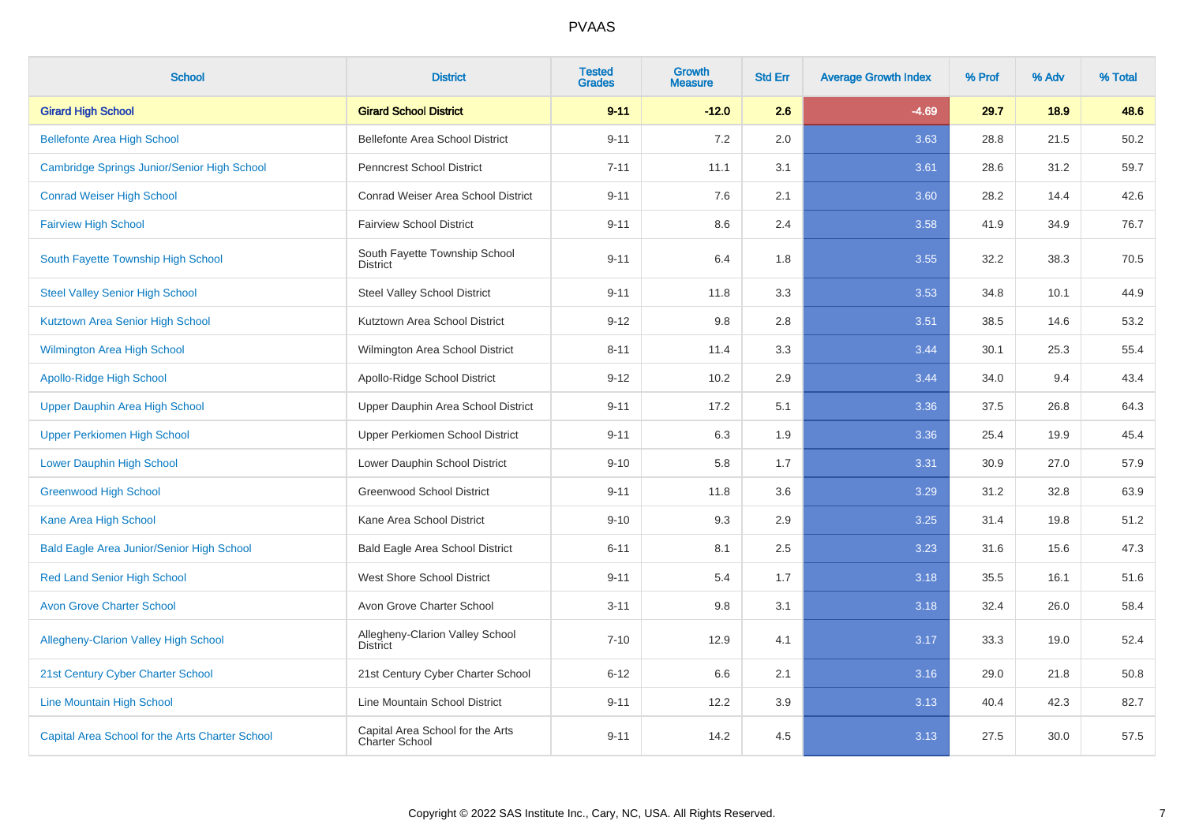# PVAAS

| School | District | Tested Grades | Growth Measure | Std Err | Average Growth Index | % Prof | % Adv | % Total |
|---|---|---|---|---|---|---|---|---|
| **Girard High School** | **Girard School District** | **9-11** | **-12.0** | **2.6** | **-4.69** | **29.7** | **18.9** | **48.6** |
| Bellefonte Area High School | Bellefonte Area School District | 9-11 | 7.2 | 2.0 | 3.63 | 28.8 | 21.5 | 50.2 |
| Cambridge Springs Junior/Senior High School | Penncrest School District | 7-11 | 11.1 | 3.1 | 3.61 | 28.6 | 31.2 | 59.7 |
| Conrad Weiser High School | Conrad Weiser Area School District | 9-11 | 7.6 | 2.1 | 3.60 | 28.2 | 14.4 | 42.6 |
| Fairview High School | Fairview School District | 9-11 | 8.6 | 2.4 | 3.58 | 41.9 | 34.9 | 76.7 |
| South Fayette Township High School | South Fayette Township School District | 9-11 | 6.4 | 1.8 | 3.55 | 32.2 | 38.3 | 70.5 |
| Steel Valley Senior High School | Steel Valley School District | 9-11 | 11.8 | 3.3 | 3.53 | 34.8 | 10.1 | 44.9 |
| Kutztown Area Senior High School | Kutztown Area School District | 9-12 | 9.8 | 2.8 | 3.51 | 38.5 | 14.6 | 53.2 |
| Wilmington Area High School | Wilmington Area School District | 8-11 | 11.4 | 3.3 | 3.44 | 30.1 | 25.3 | 55.4 |
| Apollo-Ridge High School | Apollo-Ridge School District | 9-12 | 10.2 | 2.9 | 3.44 | 34.0 | 9.4 | 43.4 |
| Upper Dauphin Area High School | Upper Dauphin Area School District | 9-11 | 17.2 | 5.1 | 3.36 | 37.5 | 26.8 | 64.3 |
| Upper Perkiomen High School | Upper Perkiomen School District | 9-11 | 6.3 | 1.9 | 3.36 | 25.4 | 19.9 | 45.4 |
| Lower Dauphin High School | Lower Dauphin School District | 9-10 | 5.8 | 1.7 | 3.31 | 30.9 | 27.0 | 57.9 |
| Greenwood High School | Greenwood School District | 9-11 | 11.8 | 3.6 | 3.29 | 31.2 | 32.8 | 63.9 |
| Kane Area High School | Kane Area School District | 9-10 | 9.3 | 2.9 | 3.25 | 31.4 | 19.8 | 51.2 |
| Bald Eagle Area Junior/Senior High School | Bald Eagle Area School District | 6-11 | 8.1 | 2.5 | 3.23 | 31.6 | 15.6 | 47.3 |
| Red Land Senior High School | West Shore School District | 9-11 | 5.4 | 1.7 | 3.18 | 35.5 | 16.1 | 51.6 |
| Avon Grove Charter School | Avon Grove Charter School | 3-11 | 9.8 | 3.1 | 3.18 | 32.4 | 26.0 | 58.4 |
| Allegheny-Clarion Valley High School | Allegheny-Clarion Valley School District | 7-10 | 12.9 | 4.1 | 3.17 | 33.3 | 19.0 | 52.4 |
| 21st Century Cyber Charter School | 21st Century Cyber Charter School | 6-12 | 6.6 | 2.1 | 3.16 | 29.0 | 21.8 | 50.8 |
| Line Mountain High School | Line Mountain School District | 9-11 | 12.2 | 3.9 | 3.13 | 40.4 | 42.3 | 82.7 |
| Capital Area School for the Arts Charter School | Capital Area School for the Arts Charter School | 9-11 | 14.2 | 4.5 | 3.13 | 27.5 | 30.0 | 57.5 |

Copyright © 2022 SAS Institute Inc., Cary, NC, USA. All Rights Reserved.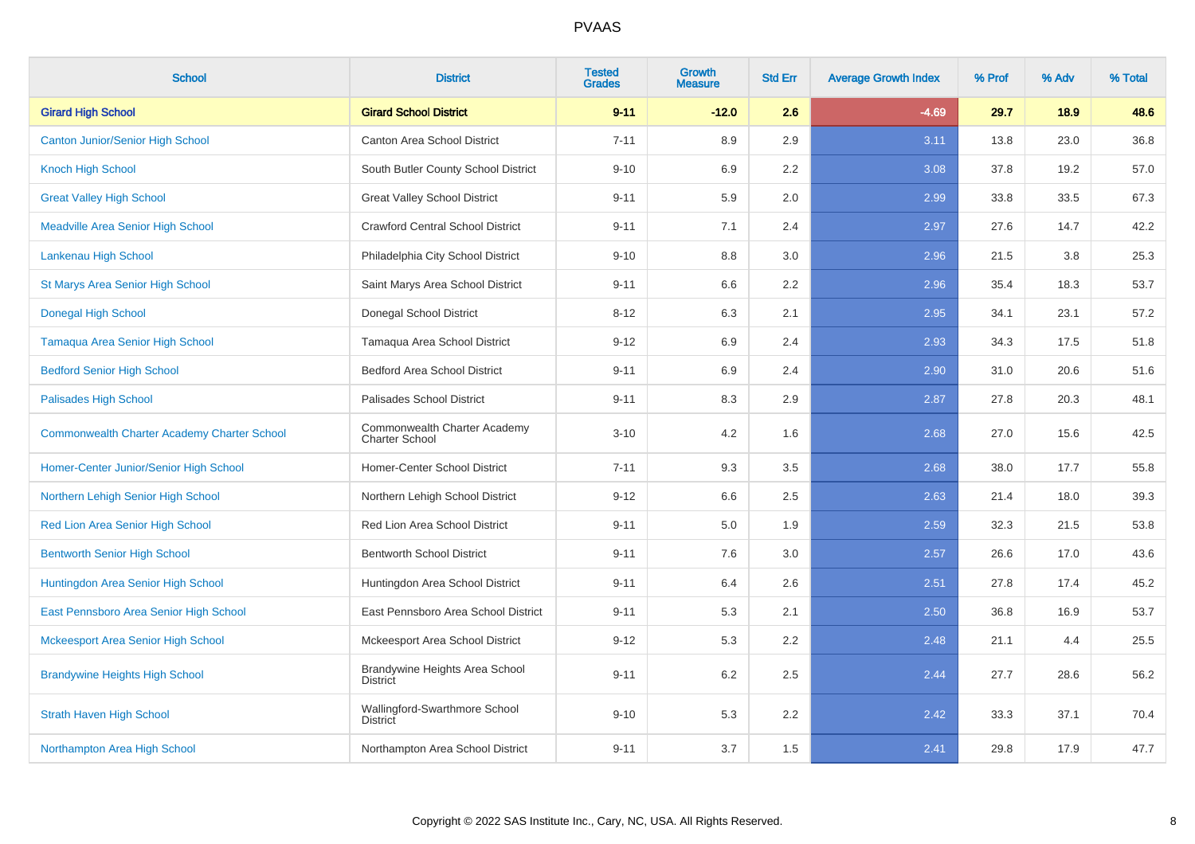# PVAAS

| School | District | Tested Grades | Growth Measure | Std Err | Average Growth Index | % Prof | % Adv | % Total |
|---|---|---|---|---|---|---|---|---|
| **Girard High School** | **Girard School District** | **9-11** | **-12.0** | **2.6** | **-4.69** | **29.7** | **18.9** | **48.6** |
| Canton Junior/Senior High School | Canton Area School District | 7-11 | 8.9 | 2.9 | 3.11 | 13.8 | 23.0 | 36.8 |
| Knoch High School | South Butler County School District | 9-10 | 6.9 | 2.2 | 3.08 | 37.8 | 19.2 | 57.0 |
| Great Valley High School | Great Valley School District | 9-11 | 5.9 | 2.0 | 2.99 | 33.8 | 33.5 | 67.3 |
| Meadville Area Senior High School | Crawford Central School District | 9-11 | 7.1 | 2.4 | 2.97 | 27.6 | 14.7 | 42.2 |
| Lankenau High School | Philadelphia City School District | 9-10 | 8.8 | 3.0 | 2.96 | 21.5 | 3.8 | 25.3 |
| St Marys Area Senior High School | Saint Marys Area School District | 9-11 | 6.6 | 2.2 | 2.96 | 35.4 | 18.3 | 53.7 |
| Donegal High School | Donegal School District | 8-12 | 6.3 | 2.1 | 2.95 | 34.1 | 23.1 | 57.2 |
| Tamaqua Area Senior High School | Tamaqua Area School District | 9-12 | 6.9 | 2.4 | 2.93 | 34.3 | 17.5 | 51.8 |
| Bedford Senior High School | Bedford Area School District | 9-11 | 6.9 | 2.4 | 2.90 | 31.0 | 20.6 | 51.6 |
| Palisades High School | Palisades School District | 9-11 | 8.3 | 2.9 | 2.87 | 27.8 | 20.3 | 48.1 |
| Commonwealth Charter Academy Charter School | Commonwealth Charter Academy Charter School | 3-10 | 4.2 | 1.6 | 2.68 | 27.0 | 15.6 | 42.5 |
| Homer-Center Junior/Senior High School | Homer-Center School District | 7-11 | 9.3 | 3.5 | 2.68 | 38.0 | 17.7 | 55.8 |
| Northern Lehigh Senior High School | Northern Lehigh School District | 9-12 | 6.6 | 2.5 | 2.63 | 21.4 | 18.0 | 39.3 |
| Red Lion Area Senior High School | Red Lion Area School District | 9-11 | 5.0 | 1.9 | 2.59 | 32.3 | 21.5 | 53.8 |
| Bentworth Senior High School | Bentworth School District | 9-11 | 7.6 | 3.0 | 2.57 | 26.6 | 17.0 | 43.6 |
| Huntingdon Area Senior High School | Huntingdon Area School District | 9-11 | 6.4 | 2.6 | 2.51 | 27.8 | 17.4 | 45.2 |
| East Pennsboro Area Senior High School | East Pennsboro Area School District | 9-11 | 5.3 | 2.1 | 2.50 | 36.8 | 16.9 | 53.7 |
| Mckeesport Area Senior High School | Mckeesport Area School District | 9-12 | 5.3 | 2.2 | 2.48 | 21.1 | 4.4 | 25.5 |
| Brandywine Heights High School | Brandywine Heights Area School District | 9-11 | 6.2 | 2.5 | 2.44 | 27.7 | 28.6 | 56.2 |
| Strath Haven High School | Wallingford-Swarthmore School District | 9-10 | 5.3 | 2.2 | 2.42 | 33.3 | 37.1 | 70.4 |
| Northampton Area High School | Northampton Area School District | 9-11 | 3.7 | 1.5 | 2.41 | 29.8 | 17.9 | 47.7 |

Copyright © 2022 SAS Institute Inc., Cary, NC, USA. All Rights Reserved.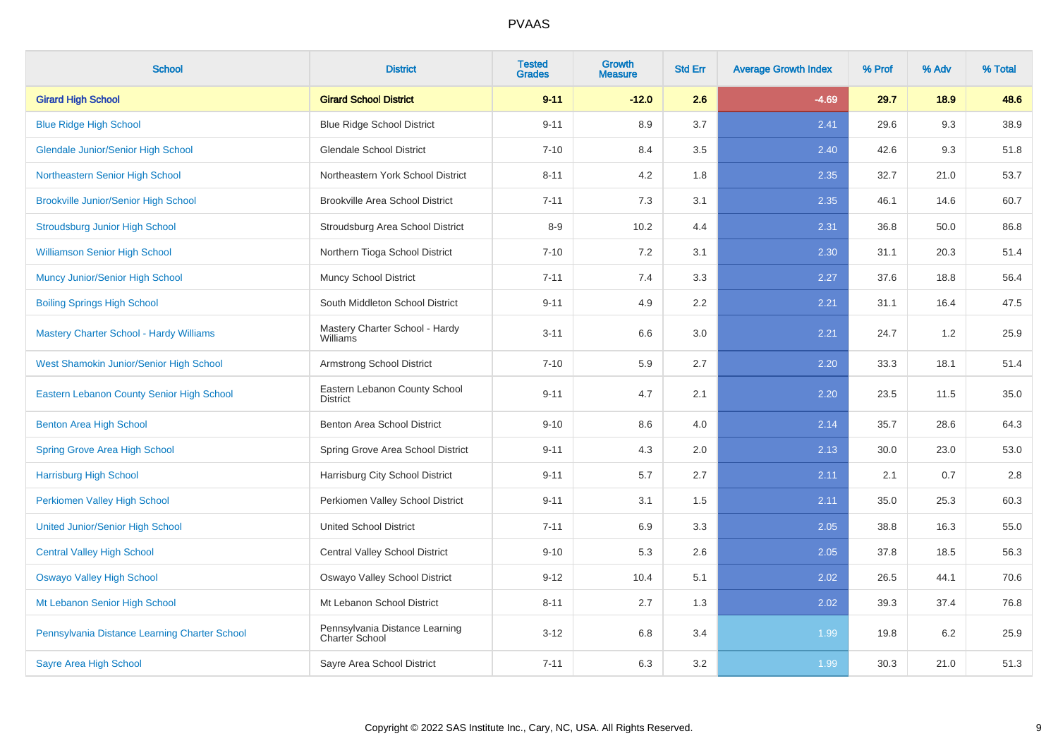# PVAAS

| School | District | Tested Grades | Growth Measure | Std Err | Average Growth Index | % Prof | % Adv | % Total |
|---|---|---|---|---|---|---|---|---|
| **Girard High School** | **Girard School District** | **9-11** | **-12.0** | **2.6** | **-4.69** | **29.7** | **18.9** | **48.6** |
| Blue Ridge High School | Blue Ridge School District | 9-11 | 8.9 | 3.7 | 2.41 | 29.6 | 9.3 | 38.9 |
| Glendale Junior/Senior High School | Glendale School District | 7-10 | 8.4 | 3.5 | 2.40 | 42.6 | 9.3 | 51.8 |
| Northeastern Senior High School | Northeastern York School District | 8-11 | 4.2 | 1.8 | 2.35 | 32.7 | 21.0 | 53.7 |
| Brookville Junior/Senior High School | Brookville Area School District | 7-11 | 7.3 | 3.1 | 2.35 | 46.1 | 14.6 | 60.7 |
| Stroudsburg Junior High School | Stroudsburg Area School District | 8-9 | 10.2 | 4.4 | 2.31 | 36.8 | 50.0 | 86.8 |
| Williamson Senior High School | Northern Tioga School District | 7-10 | 7.2 | 3.1 | 2.30 | 31.1 | 20.3 | 51.4 |
| Muncy Junior/Senior High School | Muncy School District | 7-11 | 7.4 | 3.3 | 2.27 | 37.6 | 18.8 | 56.4 |
| Boiling Springs High School | South Middleton School District | 9-11 | 4.9 | 2.2 | 2.21 | 31.1 | 16.4 | 47.5 |
| Mastery Charter School - Hardy Williams | Mastery Charter School - Hardy Williams | 3-11 | 6.6 | 3.0 | 2.21 | 24.7 | 1.2 | 25.9 |
| West Shamokin Junior/Senior High School | Armstrong School District | 7-10 | 5.9 | 2.7 | 2.20 | 33.3 | 18.1 | 51.4 |
| Eastern Lebanon County Senior High School | Eastern Lebanon County School District | 9-11 | 4.7 | 2.1 | 2.20 | 23.5 | 11.5 | 35.0 |
| Benton Area High School | Benton Area School District | 9-10 | 8.6 | 4.0 | 2.14 | 35.7 | 28.6 | 64.3 |
| Spring Grove Area High School | Spring Grove Area School District | 9-11 | 4.3 | 2.0 | 2.13 | 30.0 | 23.0 | 53.0 |
| Harrisburg High School | Harrisburg City School District | 9-11 | 5.7 | 2.7 | 2.11 | 2.1 | 0.7 | 2.8 |
| Perkiomen Valley High School | Perkiomen Valley School District | 9-11 | 3.1 | 1.5 | 2.11 | 35.0 | 25.3 | 60.3 |
| United Junior/Senior High School | United School District | 7-11 | 6.9 | 3.3 | 2.05 | 38.8 | 16.3 | 55.0 |
| Central Valley High School | Central Valley School District | 9-10 | 5.3 | 2.6 | 2.05 | 37.8 | 18.5 | 56.3 |
| Oswayo Valley High School | Oswayo Valley School District | 9-12 | 10.4 | 5.1 | 2.02 | 26.5 | 44.1 | 70.6 |
| Mt Lebanon Senior High School | Mt Lebanon School District | 8-11 | 2.7 | 1.3 | 2.02 | 39.3 | 37.4 | 76.8 |
| Pennsylvania Distance Learning Charter School | Pennsylvania Distance Learning Charter School | 3-12 | 6.8 | 3.4 | 1.99 | 19.8 | 6.2 | 25.9 |
| Sayre Area High School | Sayre Area School District | 7-11 | 6.3 | 3.2 | 1.99 | 30.3 | 21.0 | 51.3 |

Copyright © 2022 SAS Institute Inc., Cary, NC, USA. All Rights Reserved.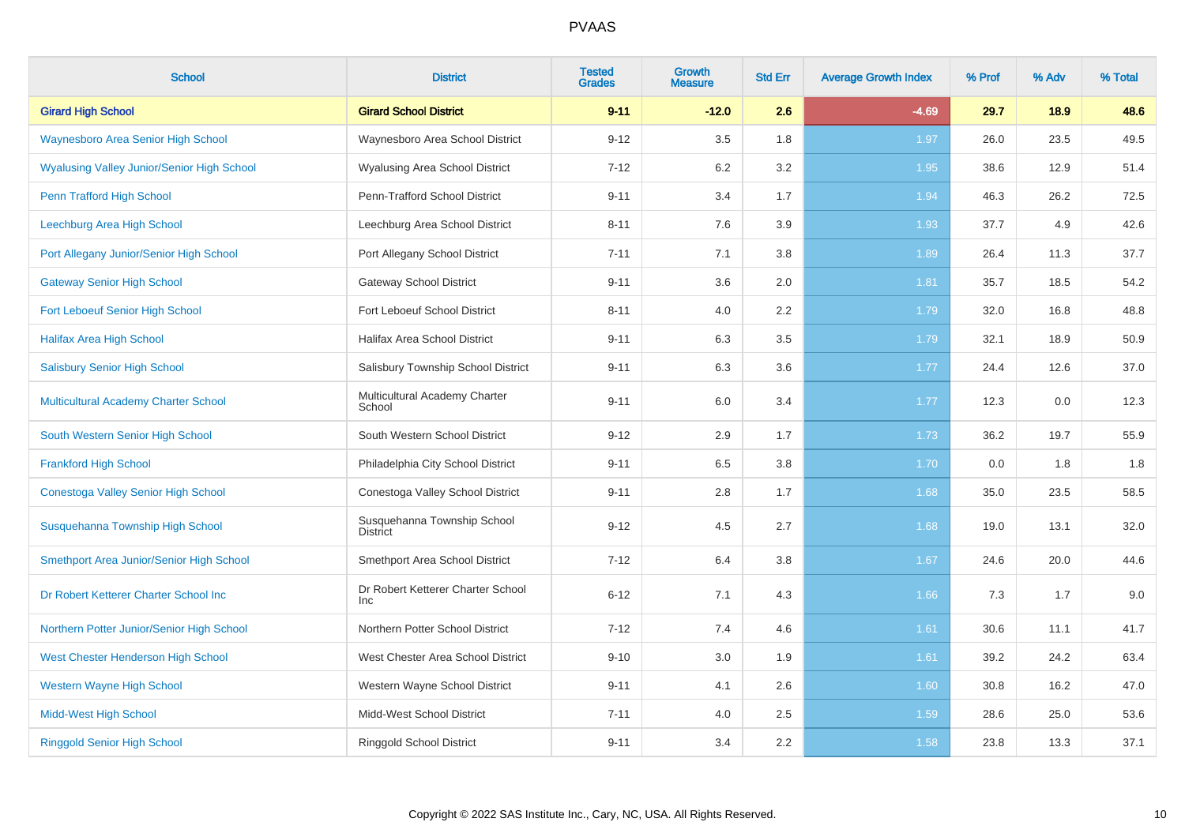# PVAAS

| School | District | Tested Grades | Growth Measure | Std Err | Average Growth Index | % Prof | % Adv | % Total |
|---|---|---|---|---|---|---|---|---|
| **Girard High School** | **Girard School District** | **9-11** | **-12.0** | **2.6** | **-4.69** | **29.7** | **18.9** | **48.6** |
| Waynesboro Area Senior High School | Waynesboro Area School District | 9-12 | 3.5 | 1.8 | 1.97 | 26.0 | 23.5 | 49.5 |
| Wyalusing Valley Junior/Senior High School | Wyalusing Area School District | 7-12 | 6.2 | 3.2 | 1.95 | 38.6 | 12.9 | 51.4 |
| Penn Trafford High School | Penn-Trafford School District | 9-11 | 3.4 | 1.7 | 1.94 | 46.3 | 26.2 | 72.5 |
| Leechburg Area High School | Leechburg Area School District | 8-11 | 7.6 | 3.9 | 1.93 | 37.7 | 4.9 | 42.6 |
| Port Allegany Junior/Senior High School | Port Allegany School District | 7-11 | 7.1 | 3.8 | 1.89 | 26.4 | 11.3 | 37.7 |
| Gateway Senior High School | Gateway School District | 9-11 | 3.6 | 2.0 | 1.81 | 35.7 | 18.5 | 54.2 |
| Fort Leboeuf Senior High School | Fort Leboeuf School District | 8-11 | 4.0 | 2.2 | 1.79 | 32.0 | 16.8 | 48.8 |
| Halifax Area High School | Halifax Area School District | 9-11 | 6.3 | 3.5 | 1.79 | 32.1 | 18.9 | 50.9 |
| Salisbury Senior High School | Salisbury Township School District | 9-11 | 6.3 | 3.6 | 1.77 | 24.4 | 12.6 | 37.0 |
| Multicultural Academy Charter School | Multicultural Academy Charter School | 9-11 | 6.0 | 3.4 | 1.77 | 12.3 | 0.0 | 12.3 |
| South Western Senior High School | South Western School District | 9-12 | 2.9 | 1.7 | 1.73 | 36.2 | 19.7 | 55.9 |
| Frankford High School | Philadelphia City School District | 9-11 | 6.5 | 3.8 | 1.70 | 0.0 | 1.8 | 1.8 |
| Conestoga Valley Senior High School | Conestoga Valley School District | 9-11 | 2.8 | 1.7 | 1.68 | 35.0 | 23.5 | 58.5 |
| Susquehanna Township High School | Susquehanna Township School District | 9-12 | 4.5 | 2.7 | 1.68 | 19.0 | 13.1 | 32.0 |
| Smethport Area Junior/Senior High School | Smethport Area School District | 7-12 | 6.4 | 3.8 | 1.67 | 24.6 | 20.0 | 44.6 |
| Dr Robert Ketterer Charter School Inc | Dr Robert Ketterer Charter School Inc | 6-12 | 7.1 | 4.3 | 1.66 | 7.3 | 1.7 | 9.0 |
| Northern Potter Junior/Senior High School | Northern Potter School District | 7-12 | 7.4 | 4.6 | 1.61 | 30.6 | 11.1 | 41.7 |
| West Chester Henderson High School | West Chester Area School District | 9-10 | 3.0 | 1.9 | 1.61 | 39.2 | 24.2 | 63.4 |
| Western Wayne High School | Western Wayne School District | 9-11 | 4.1 | 2.6 | 1.60 | 30.8 | 16.2 | 47.0 |
| Midd-West High School | Midd-West School District | 7-11 | 4.0 | 2.5 | 1.59 | 28.6 | 25.0 | 53.6 |
| Ringgold Senior High School | Ringgold School District | 9-11 | 3.4 | 2.2 | 1.58 | 23.8 | 13.3 | 37.1 |

Copyright © 2022 SAS Institute Inc., Cary, NC, USA. All Rights Reserved.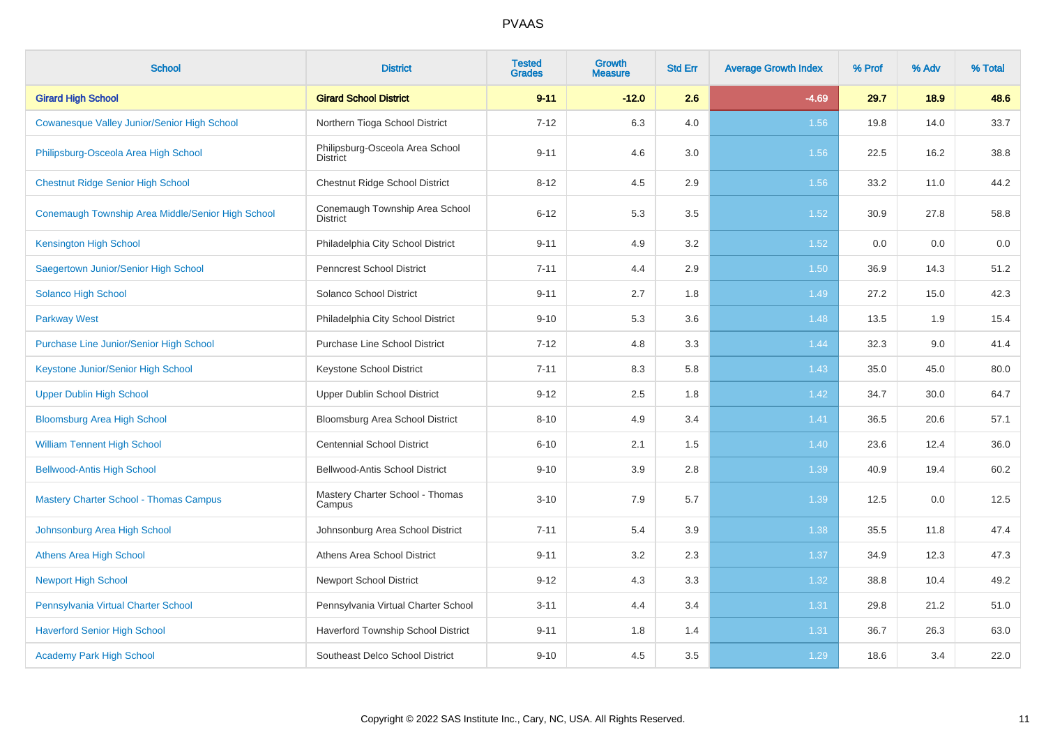# PVAAS

| School | District | Tested Grades | Growth Measure | Std Err | Average Growth Index | % Prof | % Adv | % Total |
|---|---|---|---|---|---|---|---|---|
| **Girard High School** | **Girard School District** | **9-11** | **-12.0** | **2.6** | **-4.69** | **29.7** | **18.9** | **48.6** |
| Cowanesque Valley Junior/Senior High School | Northern Tioga School District | 7-12 | 6.3 | 4.0 | 1.56 | 19.8 | 14.0 | 33.7 |
| Philipsburg-Osceola Area High School | Philipsburg-Osceola Area School District | 9-11 | 4.6 | 3.0 | 1.56 | 22.5 | 16.2 | 38.8 |
| Chestnut Ridge Senior High School | Chestnut Ridge School District | 8-12 | 4.5 | 2.9 | 1.56 | 33.2 | 11.0 | 44.2 |
| Conemaugh Township Area Middle/Senior High School | Conemaugh Township Area School District | 6-12 | 5.3 | 3.5 | 1.52 | 30.9 | 27.8 | 58.8 |
| Kensington High School | Philadelphia City School District | 9-11 | 4.9 | 3.2 | 1.52 | 0.0 | 0.0 | 0.0 |
| Saegertown Junior/Senior High School | Penncrest School District | 7-11 | 4.4 | 2.9 | 1.50 | 36.9 | 14.3 | 51.2 |
| Solanco High School | Solanco School District | 9-11 | 2.7 | 1.8 | 1.49 | 27.2 | 15.0 | 42.3 |
| Parkway West | Philadelphia City School District | 9-10 | 5.3 | 3.6 | 1.48 | 13.5 | 1.9 | 15.4 |
| Purchase Line Junior/Senior High School | Purchase Line School District | 7-12 | 4.8 | 3.3 | 1.44 | 32.3 | 9.0 | 41.4 |
| Keystone Junior/Senior High School | Keystone School District | 7-11 | 8.3 | 5.8 | 1.43 | 35.0 | 45.0 | 80.0 |
| Upper Dublin High School | Upper Dublin School District | 9-12 | 2.5 | 1.8 | 1.42 | 34.7 | 30.0 | 64.7 |
| Bloomsburg Area High School | Bloomsburg Area School District | 8-10 | 4.9 | 3.4 | 1.41 | 36.5 | 20.6 | 57.1 |
| William Tennent High School | Centennial School District | 6-10 | 2.1 | 1.5 | 1.40 | 23.6 | 12.4 | 36.0 |
| Bellwood-Antis High School | Bellwood-Antis School District | 9-10 | 3.9 | 2.8 | 1.39 | 40.9 | 19.4 | 60.2 |
| Mastery Charter School - Thomas Campus | Mastery Charter School - Thomas Campus | 3-10 | 7.9 | 5.7 | 1.39 | 12.5 | 0.0 | 12.5 |
| Johnsonburg Area High School | Johnsonburg Area School District | 7-11 | 5.4 | 3.9 | 1.38 | 35.5 | 11.8 | 47.4 |
| Athens Area High School | Athens Area School District | 9-11 | 3.2 | 2.3 | 1.37 | 34.9 | 12.3 | 47.3 |
| Newport High School | Newport School District | 9-12 | 4.3 | 3.3 | 1.32 | 38.8 | 10.4 | 49.2 |
| Pennsylvania Virtual Charter School | Pennsylvania Virtual Charter School | 3-11 | 4.4 | 3.4 | 1.31 | 29.8 | 21.2 | 51.0 |
| Haverford Senior High School | Haverford Township School District | 9-11 | 1.8 | 1.4 | 1.31 | 36.7 | 26.3 | 63.0 |
| Academy Park High School | Southeast Delco School District | 9-10 | 4.5 | 3.5 | 1.29 | 18.6 | 3.4 | 22.0 |

Copyright © 2022 SAS Institute Inc., Cary, NC, USA. All Rights Reserved.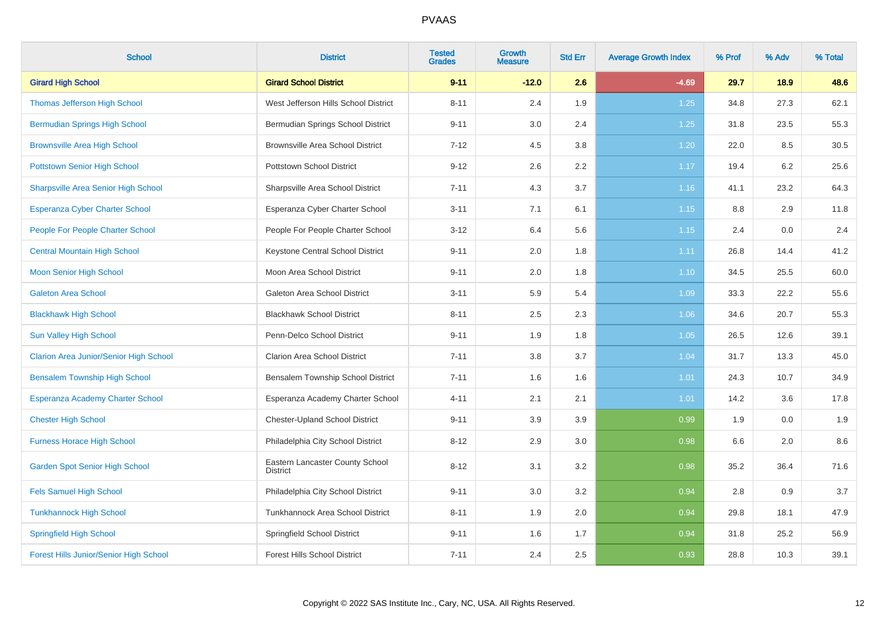# PVAAS

| School | District | Tested Grades | Growth Measure | Std Err | Average Growth Index | % Prof | % Adv | % Total |
|---|---|---|---|---|---|---|---|---|
| **Girard High School** | **Girard School District** | **9-11** | **-12.0** | **2.6** | **-4.69** | **29.7** | **18.9** | **48.6** |
| Thomas Jefferson High School | West Jefferson Hills School District | 8-11 | 2.4 | 1.9 | 1.25 | 34.8 | 27.3 | 62.1 |
| Bermudian Springs High School | Bermudian Springs School District | 9-11 | 3.0 | 2.4 | 1.25 | 31.8 | 23.5 | 55.3 |
| Brownsville Area High School | Brownsville Area School District | 7-12 | 4.5 | 3.8 | 1.20 | 22.0 | 8.5 | 30.5 |
| Pottstown Senior High School | Pottstown School District | 9-12 | 2.6 | 2.2 | 1.17 | 19.4 | 6.2 | 25.6 |
| Sharpsville Area Senior High School | Sharpsville Area School District | 7-11 | 4.3 | 3.7 | 1.16 | 41.1 | 23.2 | 64.3 |
| Esperanza Cyber Charter School | Esperanza Cyber Charter School | 3-11 | 7.1 | 6.1 | 1.15 | 8.8 | 2.9 | 11.8 |
| People For People Charter School | People For People Charter School | 3-12 | 6.4 | 5.6 | 1.15 | 2.4 | 0.0 | 2.4 |
| Central Mountain High School | Keystone Central School District | 9-11 | 2.0 | 1.8 | 1.11 | 26.8 | 14.4 | 41.2 |
| Moon Senior High School | Moon Area School District | 9-11 | 2.0 | 1.8 | 1.10 | 34.5 | 25.5 | 60.0 |
| Galeton Area School | Galeton Area School District | 3-11 | 5.9 | 5.4 | 1.09 | 33.3 | 22.2 | 55.6 |
| Blackhawk High School | Blackhawk School District | 8-11 | 2.5 | 2.3 | 1.06 | 34.6 | 20.7 | 55.3 |
| Sun Valley High School | Penn-Delco School District | 9-11 | 1.9 | 1.8 | 1.05 | 26.5 | 12.6 | 39.1 |
| Clarion Area Junior/Senior High School | Clarion Area School District | 7-11 | 3.8 | 3.7 | 1.04 | 31.7 | 13.3 | 45.0 |
| Bensalem Township High School | Bensalem Township School District | 7-11 | 1.6 | 1.6 | 1.01 | 24.3 | 10.7 | 34.9 |
| Esperanza Academy Charter School | Esperanza Academy Charter School | 4-11 | 2.1 | 2.1 | 1.01 | 14.2 | 3.6 | 17.8 |
| Chester High School | Chester-Upland School District | 9-11 | 3.9 | 3.9 | 0.99 | 1.9 | 0.0 | 1.9 |
| Furness Horace High School | Philadelphia City School District | 8-12 | 2.9 | 3.0 | 0.98 | 6.6 | 2.0 | 8.6 |
| Garden Spot Senior High School | Eastern Lancaster County School District | 8-12 | 3.1 | 3.2 | 0.98 | 35.2 | 36.4 | 71.6 |
| Fels Samuel High School | Philadelphia City School District | 9-11 | 3.0 | 3.2 | 0.94 | 2.8 | 0.9 | 3.7 |
| Tunkhannock High School | Tunkhannock Area School District | 8-11 | 1.9 | 2.0 | 0.94 | 29.8 | 18.1 | 47.9 |
| Springfield High School | Springfield School District | 9-11 | 1.6 | 1.7 | 0.94 | 31.8 | 25.2 | 56.9 |
| Forest Hills Junior/Senior High School | Forest Hills School District | 7-11 | 2.4 | 2.5 | 0.93 | 28.8 | 10.3 | 39.1 |

Copyright © 2022 SAS Institute Inc., Cary, NC, USA. All Rights Reserved.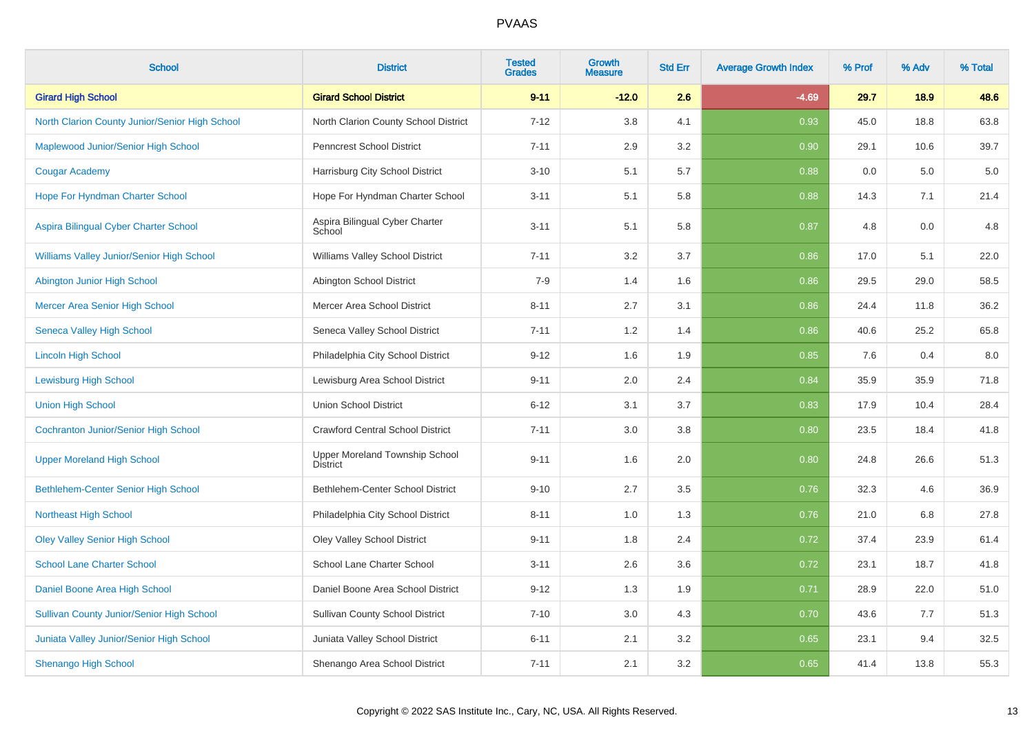# PVAAS

| School | District | Tested Grades | Growth Measure | Std Err | Average Growth Index | % Prof | % Adv | % Total |
|---|---|---|---|---|---|---|---|---|
| **Girard High School** | **Girard School District** | **9-11** | **-12.0** | **2.6** | **-4.69** | **29.7** | **18.9** | **48.6** |
| North Clarion County Junior/Senior High School | North Clarion County School District | 7-12 | 3.8 | 4.1 | 0.93 | 45.0 | 18.8 | 63.8 |
| Maplewood Junior/Senior High School | Penncrest School District | 7-11 | 2.9 | 3.2 | 0.90 | 29.1 | 10.6 | 39.7 |
| Cougar Academy | Harrisburg City School District | 3-10 | 5.1 | 5.7 | 0.88 | 0.0 | 5.0 | 5.0 |
| Hope For Hyndman Charter School | Hope For Hyndman Charter School | 3-11 | 5.1 | 5.8 | 0.88 | 14.3 | 7.1 | 21.4 |
| Aspira Bilingual Cyber Charter School | Aspira Bilingual Cyber Charter School | 3-11 | 5.1 | 5.8 | 0.87 | 4.8 | 0.0 | 4.8 |
| Williams Valley Junior/Senior High School | Williams Valley School District | 7-11 | 3.2 | 3.7 | 0.86 | 17.0 | 5.1 | 22.0 |
| Abington Junior High School | Abington School District | 7-9 | 1.4 | 1.6 | 0.86 | 29.5 | 29.0 | 58.5 |
| Mercer Area Senior High School | Mercer Area School District | 8-11 | 2.7 | 3.1 | 0.86 | 24.4 | 11.8 | 36.2 |
| Seneca Valley High School | Seneca Valley School District | 7-11 | 1.2 | 1.4 | 0.86 | 40.6 | 25.2 | 65.8 |
| Lincoln High School | Philadelphia City School District | 9-12 | 1.6 | 1.9 | 0.85 | 7.6 | 0.4 | 8.0 |
| Lewisburg High School | Lewisburg Area School District | 9-11 | 2.0 | 2.4 | 0.84 | 35.9 | 35.9 | 71.8 |
| Union High School | Union School District | 6-12 | 3.1 | 3.7 | 0.83 | 17.9 | 10.4 | 28.4 |
| Cochranton Junior/Senior High School | Crawford Central School District | 7-11 | 3.0 | 3.8 | 0.80 | 23.5 | 18.4 | 41.8 |
| Upper Moreland High School | Upper Moreland Township School District | 9-11 | 1.6 | 2.0 | 0.80 | 24.8 | 26.6 | 51.3 |
| Bethlehem-Center Senior High School | Bethlehem-Center School District | 9-10 | 2.7 | 3.5 | 0.76 | 32.3 | 4.6 | 36.9 |
| Northeast High School | Philadelphia City School District | 8-11 | 1.0 | 1.3 | 0.76 | 21.0 | 6.8 | 27.8 |
| Oley Valley Senior High School | Oley Valley School District | 9-11 | 1.8 | 2.4 | 0.72 | 37.4 | 23.9 | 61.4 |
| School Lane Charter School | School Lane Charter School | 3-11 | 2.6 | 3.6 | 0.72 | 23.1 | 18.7 | 41.8 |
| Daniel Boone Area High School | Daniel Boone Area School District | 9-12 | 1.3 | 1.9 | 0.71 | 28.9 | 22.0 | 51.0 |
| Sullivan County Junior/Senior High School | Sullivan County School District | 7-10 | 3.0 | 4.3 | 0.70 | 43.6 | 7.7 | 51.3 |
| Juniata Valley Junior/Senior High School | Juniata Valley School District | 6-11 | 2.1 | 3.2 | 0.65 | 23.1 | 9.4 | 32.5 |
| Shenango High School | Shenango Area School District | 7-11 | 2.1 | 3.2 | 0.65 | 41.4 | 13.8 | 55.3 |

Copyright © 2022 SAS Institute Inc., Cary, NC, USA. All Rights Reserved.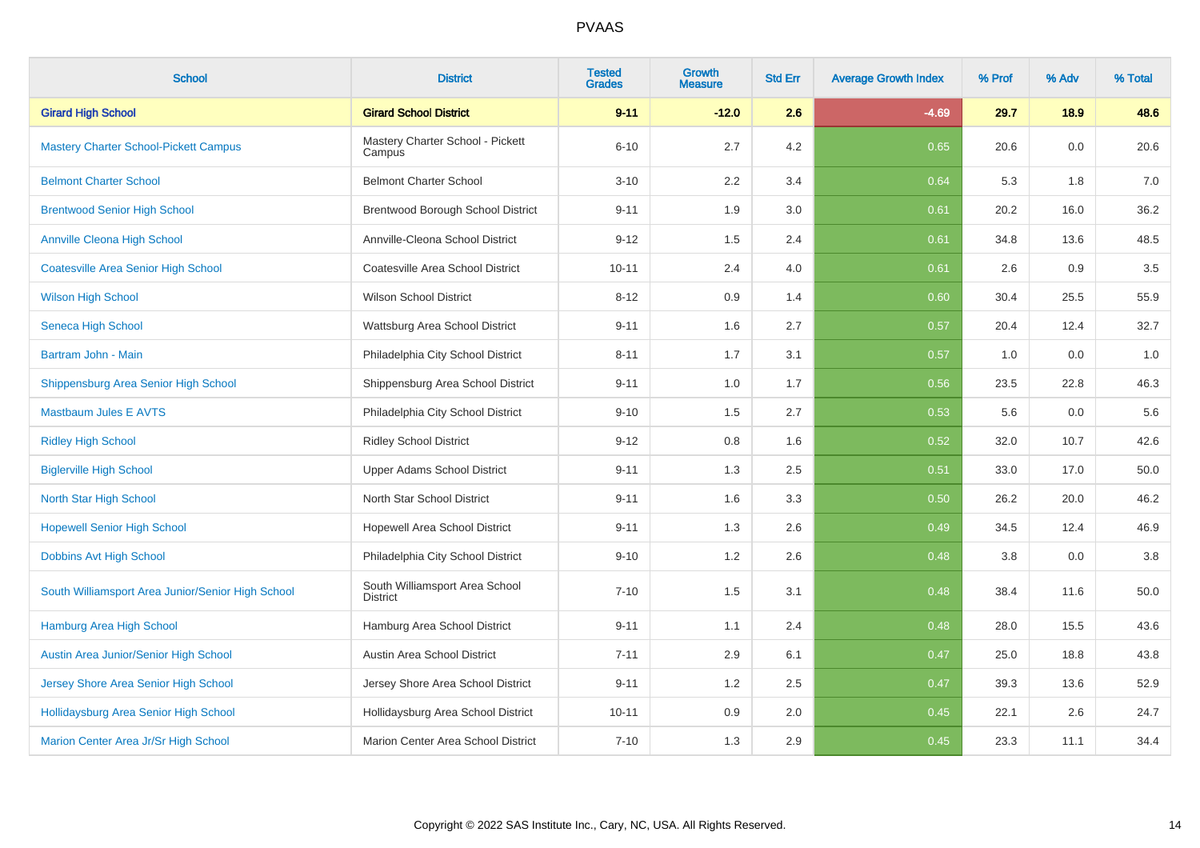# PVAAS

| School | District | Tested Grades | Growth Measure | Std Err | Average Growth Index | % Prof | % Adv | % Total |
|---|---|---|---|---|---|---|---|---|
| **Girard High School** | **Girard School District** | **9-11** | **-12.0** | **2.6** | **-4.69** | **29.7** | **18.9** | **48.6** |
| Mastery Charter School-Pickett Campus | Mastery Charter School - Pickett Campus | 6-10 | 2.7 | 4.2 | 0.65 | 20.6 | 0.0 | 20.6 |
| Belmont Charter School | Belmont Charter School | 3-10 | 2.2 | 3.4 | 0.64 | 5.3 | 1.8 | 7.0 |
| Brentwood Senior High School | Brentwood Borough School District | 9-11 | 1.9 | 3.0 | 0.61 | 20.2 | 16.0 | 36.2 |
| Annville Cleona High School | Annville-Cleona School District | 9-12 | 1.5 | 2.4 | 0.61 | 34.8 | 13.6 | 48.5 |
| Coatesville Area Senior High School | Coatesville Area School District | 10-11 | 2.4 | 4.0 | 0.61 | 2.6 | 0.9 | 3.5 |
| Wilson High School | Wilson School District | 8-12 | 0.9 | 1.4 | 0.60 | 30.4 | 25.5 | 55.9 |
| Seneca High School | Wattsburg Area School District | 9-11 | 1.6 | 2.7 | 0.57 | 20.4 | 12.4 | 32.7 |
| Bartram John - Main | Philadelphia City School District | 8-11 | 1.7 | 3.1 | 0.57 | 1.0 | 0.0 | 1.0 |
| Shippensburg Area Senior High School | Shippensburg Area School District | 9-11 | 1.0 | 1.7 | 0.56 | 23.5 | 22.8 | 46.3 |
| Mastbaum Jules E AVTS | Philadelphia City School District | 9-10 | 1.5 | 2.7 | 0.53 | 5.6 | 0.0 | 5.6 |
| Ridley High School | Ridley School District | 9-12 | 0.8 | 1.6 | 0.52 | 32.0 | 10.7 | 42.6 |
| Biglerville High School | Upper Adams School District | 9-11 | 1.3 | 2.5 | 0.51 | 33.0 | 17.0 | 50.0 |
| North Star High School | North Star School District | 9-11 | 1.6 | 3.3 | 0.50 | 26.2 | 20.0 | 46.2 |
| Hopewell Senior High School | Hopewell Area School District | 9-11 | 1.3 | 2.6 | 0.49 | 34.5 | 12.4 | 46.9 |
| Dobbins Avt High School | Philadelphia City School District | 9-10 | 1.2 | 2.6 | 0.48 | 3.8 | 0.0 | 3.8 |
| South Williamsport Area Junior/Senior High School | South Williamsport Area School District | 7-10 | 1.5 | 3.1 | 0.48 | 38.4 | 11.6 | 50.0 |
| Hamburg Area High School | Hamburg Area School District | 9-11 | 1.1 | 2.4 | 0.48 | 28.0 | 15.5 | 43.6 |
| Austin Area Junior/Senior High School | Austin Area School District | 7-11 | 2.9 | 6.1 | 0.47 | 25.0 | 18.8 | 43.8 |
| Jersey Shore Area Senior High School | Jersey Shore Area School District | 9-11 | 1.2 | 2.5 | 0.47 | 39.3 | 13.6 | 52.9 |
| Hollidaysburg Area Senior High School | Hollidaysburg Area School District | 10-11 | 0.9 | 2.0 | 0.45 | 22.1 | 2.6 | 24.7 |
| Marion Center Area Jr/Sr High School | Marion Center Area School District | 7-10 | 1.3 | 2.9 | 0.45 | 23.3 | 11.1 | 34.4 |

Copyright © 2022 SAS Institute Inc., Cary, NC, USA. All Rights Reserved.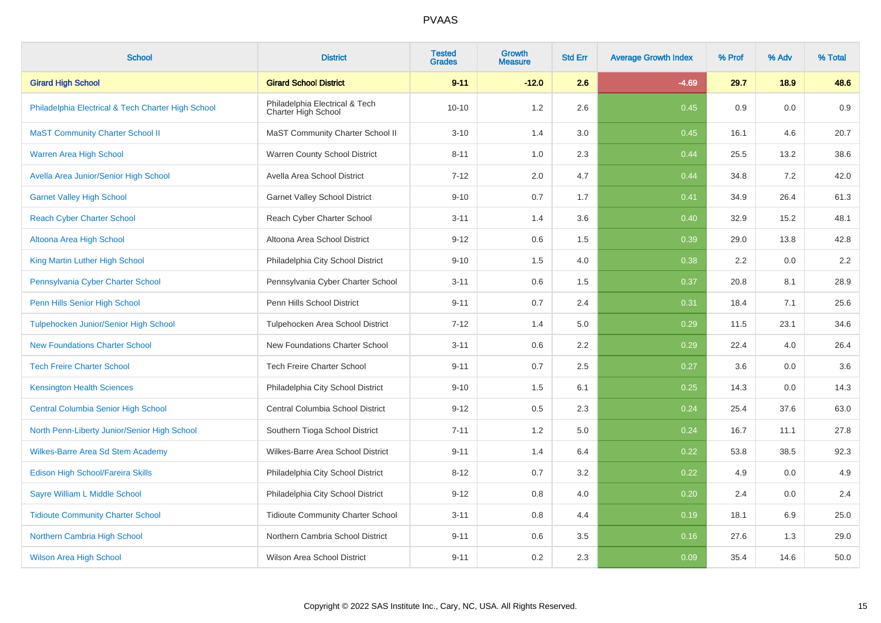# PVAAS

| School | District | Tested Grades | Growth Measure | Std Err | Average Growth Index | % Prof | % Adv | % Total |
|---|---|---|---|---|---|---|---|---|
| **Girard High School** | **Girard School District** | **9-11** | **-12.0** | **2.6** | **-4.69** | **29.7** | **18.9** | **48.6** |
| Philadelphia Electrical & Tech Charter High School | Philadelphia Electrical & Tech Charter High School | 10-10 | 1.2 | 2.6 | 0.45 | 0.9 | 0.0 | 0.9 |
| MaST Community Charter School II | MaST Community Charter School II | 3-10 | 1.4 | 3.0 | 0.45 | 16.1 | 4.6 | 20.7 |
| Warren Area High School | Warren County School District | 8-11 | 1.0 | 2.3 | 0.44 | 25.5 | 13.2 | 38.6 |
| Avella Area Junior/Senior High School | Avella Area School District | 7-12 | 2.0 | 4.7 | 0.44 | 34.8 | 7.2 | 42.0 |
| Garnet Valley High School | Garnet Valley School District | 9-10 | 0.7 | 1.7 | 0.41 | 34.9 | 26.4 | 61.3 |
| Reach Cyber Charter School | Reach Cyber Charter School | 3-11 | 1.4 | 3.6 | 0.40 | 32.9 | 15.2 | 48.1 |
| Altoona Area High School | Altoona Area School District | 9-12 | 0.6 | 1.5 | 0.39 | 29.0 | 13.8 | 42.8 |
| King Martin Luther High School | Philadelphia City School District | 9-10 | 1.5 | 4.0 | 0.38 | 2.2 | 0.0 | 2.2 |
| Pennsylvania Cyber Charter School | Pennsylvania Cyber Charter School | 3-11 | 0.6 | 1.5 | 0.37 | 20.8 | 8.1 | 28.9 |
| Penn Hills Senior High School | Penn Hills School District | 9-11 | 0.7 | 2.4 | 0.31 | 18.4 | 7.1 | 25.6 |
| Tulpehocken Junior/Senior High School | Tulpehocken Area School District | 7-12 | 1.4 | 5.0 | 0.29 | 11.5 | 23.1 | 34.6 |
| New Foundations Charter School | New Foundations Charter School | 3-11 | 0.6 | 2.2 | 0.29 | 22.4 | 4.0 | 26.4 |
| Tech Freire Charter School | Tech Freire Charter School | 9-11 | 0.7 | 2.5 | 0.27 | 3.6 | 0.0 | 3.6 |
| Kensington Health Sciences | Philadelphia City School District | 9-10 | 1.5 | 6.1 | 0.25 | 14.3 | 0.0 | 14.3 |
| Central Columbia Senior High School | Central Columbia School District | 9-12 | 0.5 | 2.3 | 0.24 | 25.4 | 37.6 | 63.0 |
| North Penn-Liberty Junior/Senior High School | Southern Tioga School District | 7-11 | 1.2 | 5.0 | 0.24 | 16.7 | 11.1 | 27.8 |
| Wilkes-Barre Area Sd Stem Academy | Wilkes-Barre Area School District | 9-11 | 1.4 | 6.4 | 0.22 | 53.8 | 38.5 | 92.3 |
| Edison High School/Fareira Skills | Philadelphia City School District | 8-12 | 0.7 | 3.2 | 0.22 | 4.9 | 0.0 | 4.9 |
| Sayre William L Middle School | Philadelphia City School District | 9-12 | 0.8 | 4.0 | 0.20 | 2.4 | 0.0 | 2.4 |
| Tidioute Community Charter School | Tidioute Community Charter School | 3-11 | 0.8 | 4.4 | 0.19 | 18.1 | 6.9 | 25.0 |
| Northern Cambria High School | Northern Cambria School District | 9-11 | 0.6 | 3.5 | 0.16 | 27.6 | 1.3 | 29.0 |
| Wilson Area High School | Wilson Area School District | 9-11 | 0.2 | 2.3 | 0.09 | 35.4 | 14.6 | 50.0 |

Copyright © 2022 SAS Institute Inc., Cary, NC, USA. All Rights Reserved.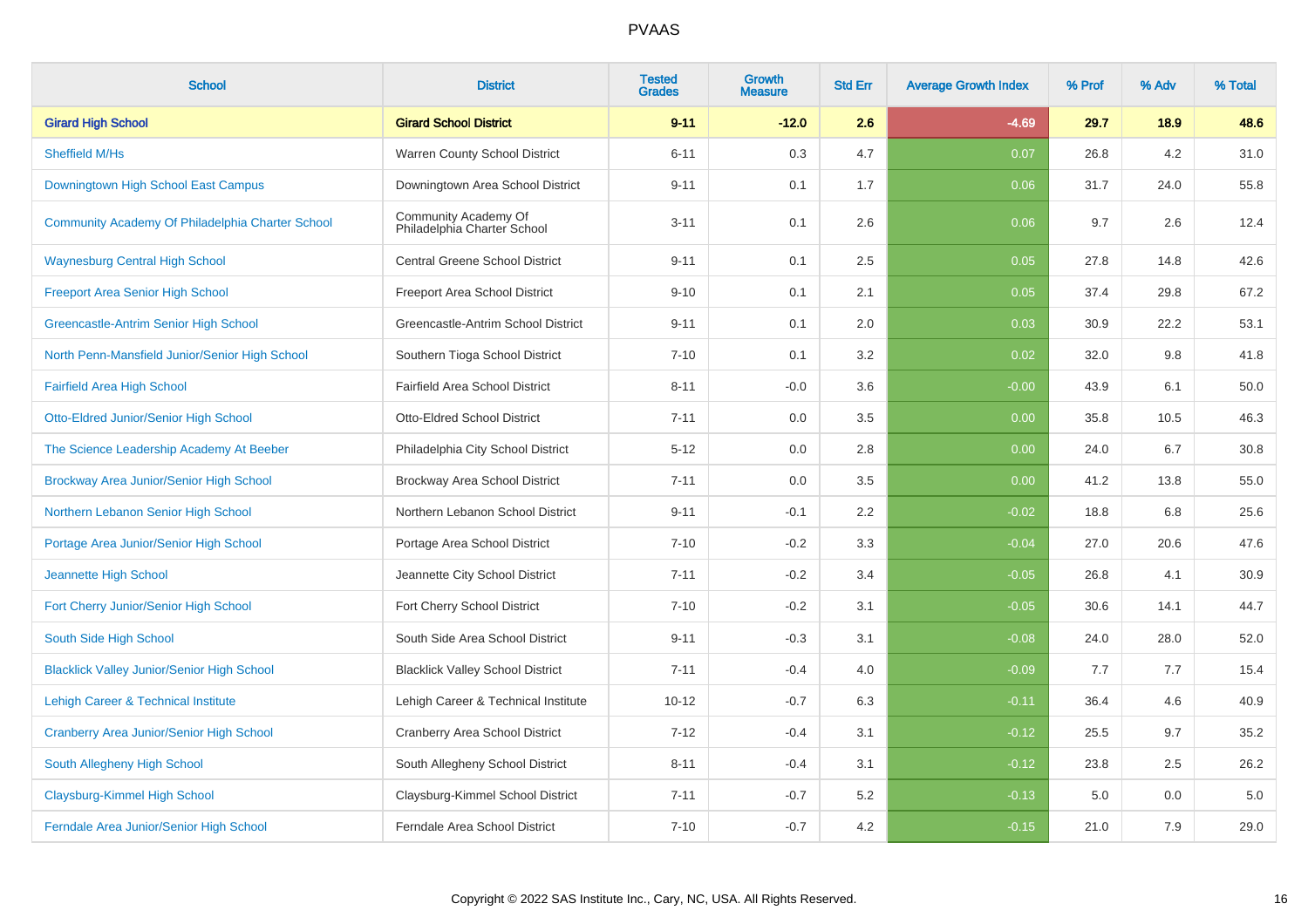# PVAAS

| School | District | Tested Grades | Growth Measure | Std Err | Average Growth Index | % Prof | % Adv | % Total |
|---|---|---|---|---|---|---|---|---|
| **Girard High School** | **Girard School District** | **9-11** | **-12.0** | **2.6** | **-4.69** | **29.7** | **18.9** | **48.6** |
| Sheffield M/Hs | Warren County School District | 6-11 | 0.3 | 4.7 | 0.07 | 26.8 | 4.2 | 31.0 |
| Downingtown High School East Campus | Downingtown Area School District | 9-11 | 0.1 | 1.7 | 0.06 | 31.7 | 24.0 | 55.8 |
| Community Academy Of Philadelphia Charter School | Community Academy Of Philadelphia Charter School | 3-11 | 0.1 | 2.6 | 0.06 | 9.7 | 2.6 | 12.4 |
| Waynesburg Central High School | Central Greene School District | 9-11 | 0.1 | 2.5 | 0.05 | 27.8 | 14.8 | 42.6 |
| Freeport Area Senior High School | Freeport Area School District | 9-10 | 0.1 | 2.1 | 0.05 | 37.4 | 29.8 | 67.2 |
| Greencastle-Antrim Senior High School | Greencastle-Antrim School District | 9-11 | 0.1 | 2.0 | 0.03 | 30.9 | 22.2 | 53.1 |
| North Penn-Mansfield Junior/Senior High School | Southern Tioga School District | 7-10 | 0.1 | 3.2 | 0.02 | 32.0 | 9.8 | 41.8 |
| Fairfield Area High School | Fairfield Area School District | 8-11 | -0.0 | 3.6 | -0.00 | 43.9 | 6.1 | 50.0 |
| Otto-Eldred Junior/Senior High School | Otto-Eldred School District | 7-11 | 0.0 | 3.5 | 0.00 | 35.8 | 10.5 | 46.3 |
| The Science Leadership Academy At Beeber | Philadelphia City School District | 5-12 | 0.0 | 2.8 | 0.00 | 24.0 | 6.7 | 30.8 |
| Brockway Area Junior/Senior High School | Brockway Area School District | 7-11 | 0.0 | 3.5 | 0.00 | 41.2 | 13.8 | 55.0 |
| Northern Lebanon Senior High School | Northern Lebanon School District | 9-11 | -0.1 | 2.2 | -0.02 | 18.8 | 6.8 | 25.6 |
| Portage Area Junior/Senior High School | Portage Area School District | 7-10 | -0.2 | 3.3 | -0.04 | 27.0 | 20.6 | 47.6 |
| Jeannette High School | Jeannette City School District | 7-11 | -0.2 | 3.4 | -0.05 | 26.8 | 4.1 | 30.9 |
| Fort Cherry Junior/Senior High School | Fort Cherry School District | 7-10 | -0.2 | 3.1 | -0.05 | 30.6 | 14.1 | 44.7 |
| South Side High School | South Side Area School District | 9-11 | -0.3 | 3.1 | -0.08 | 24.0 | 28.0 | 52.0 |
| Blacklick Valley Junior/Senior High School | Blacklick Valley School District | 7-11 | -0.4 | 4.0 | -0.09 | 7.7 | 7.7 | 15.4 |
| Lehigh Career & Technical Institute | Lehigh Career & Technical Institute | 10-12 | -0.7 | 6.3 | -0.11 | 36.4 | 4.6 | 40.9 |
| Cranberry Area Junior/Senior High School | Cranberry Area School District | 7-12 | -0.4 | 3.1 | -0.12 | 25.5 | 9.7 | 35.2 |
| South Allegheny High School | South Allegheny School District | 8-11 | -0.4 | 3.1 | -0.12 | 23.8 | 2.5 | 26.2 |
| Claysburg-Kimmel High School | Claysburg-Kimmel School District | 7-11 | -0.7 | 5.2 | -0.13 | 5.0 | 0.0 | 5.0 |
| Ferndale Area Junior/Senior High School | Ferndale Area School District | 7-10 | -0.7 | 4.2 | -0.15 | 21.0 | 7.9 | 29.0 |

Copyright © 2022 SAS Institute Inc., Cary, NC, USA. All Rights Reserved.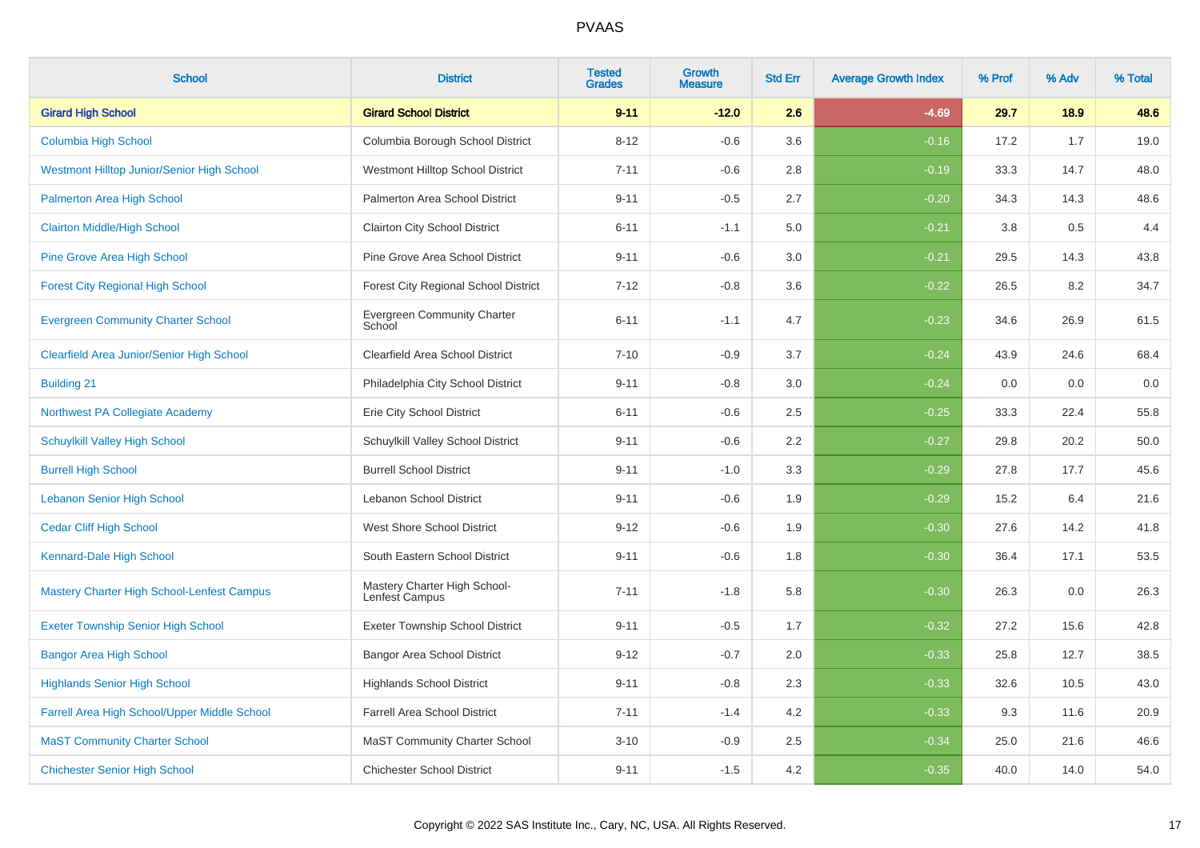# PVAAS

| School | District | Tested Grades | Growth Measure | Std Err | Average Growth Index | % Prof | % Adv | % Total |
|---|---|---|---|---|---|---|---|---|
| **Girard High School** | **Girard School District** | **9-11** | **-12.0** | **2.6** | **-4.69** | **29.7** | **18.9** | **48.6** |
| Columbia High School | Columbia Borough School District | 8-12 | -0.6 | 3.6 | -0.16 | 17.2 | 1.7 | 19.0 |
| Westmont Hilltop Junior/Senior High School | Westmont Hilltop School District | 7-11 | -0.6 | 2.8 | -0.19 | 33.3 | 14.7 | 48.0 |
| Palmerton Area High School | Palmerton Area School District | 9-11 | -0.5 | 2.7 | -0.20 | 34.3 | 14.3 | 48.6 |
| Clairton Middle/High School | Clairton City School District | 6-11 | -1.1 | 5.0 | -0.21 | 3.8 | 0.5 | 4.4 |
| Pine Grove Area High School | Pine Grove Area School District | 9-11 | -0.6 | 3.0 | -0.21 | 29.5 | 14.3 | 43.8 |
| Forest City Regional High School | Forest City Regional School District | 7-12 | -0.8 | 3.6 | -0.22 | 26.5 | 8.2 | 34.7 |
| Evergreen Community Charter School | Evergreen Community Charter School | 6-11 | -1.1 | 4.7 | -0.23 | 34.6 | 26.9 | 61.5 |
| Clearfield Area Junior/Senior High School | Clearfield Area School District | 7-10 | -0.9 | 3.7 | -0.24 | 43.9 | 24.6 | 68.4 |
| Building 21 | Philadelphia City School District | 9-11 | -0.8 | 3.0 | -0.24 | 0.0 | 0.0 | 0.0 |
| Northwest PA Collegiate Academy | Erie City School District | 6-11 | -0.6 | 2.5 | -0.25 | 33.3 | 22.4 | 55.8 |
| Schuylkill Valley High School | Schuylkill Valley School District | 9-11 | -0.6 | 2.2 | -0.27 | 29.8 | 20.2 | 50.0 |
| Burrell High School | Burrell School District | 9-11 | -1.0 | 3.3 | -0.29 | 27.8 | 17.7 | 45.6 |
| Lebanon Senior High School | Lebanon School District | 9-11 | -0.6 | 1.9 | -0.29 | 15.2 | 6.4 | 21.6 |
| Cedar Cliff High School | West Shore School District | 9-12 | -0.6 | 1.9 | -0.30 | 27.6 | 14.2 | 41.8 |
| Kennard-Dale High School | South Eastern School District | 9-11 | -0.6 | 1.8 | -0.30 | 36.4 | 17.1 | 53.5 |
| Mastery Charter High School-Lenfest Campus | Mastery Charter High School-Lenfest Campus | 7-11 | -1.8 | 5.8 | -0.30 | 26.3 | 0.0 | 26.3 |
| Exeter Township Senior High School | Exeter Township School District | 9-11 | -0.5 | 1.7 | -0.32 | 27.2 | 15.6 | 42.8 |
| Bangor Area High School | Bangor Area School District | 9-12 | -0.7 | 2.0 | -0.33 | 25.8 | 12.7 | 38.5 |
| Highlands Senior High School | Highlands School District | 9-11 | -0.8 | 2.3 | -0.33 | 32.6 | 10.5 | 43.0 |
| Farrell Area High School/Upper Middle School | Farrell Area School District | 7-11 | -1.4 | 4.2 | -0.33 | 9.3 | 11.6 | 20.9 |
| MaST Community Charter School | MaST Community Charter School | 3-10 | -0.9 | 2.5 | -0.34 | 25.0 | 21.6 | 46.6 |
| Chichester Senior High School | Chichester School District | 9-11 | -1.5 | 4.2 | -0.35 | 40.0 | 14.0 | 54.0 |

Copyright © 2022 SAS Institute Inc., Cary, NC, USA. All Rights Reserved.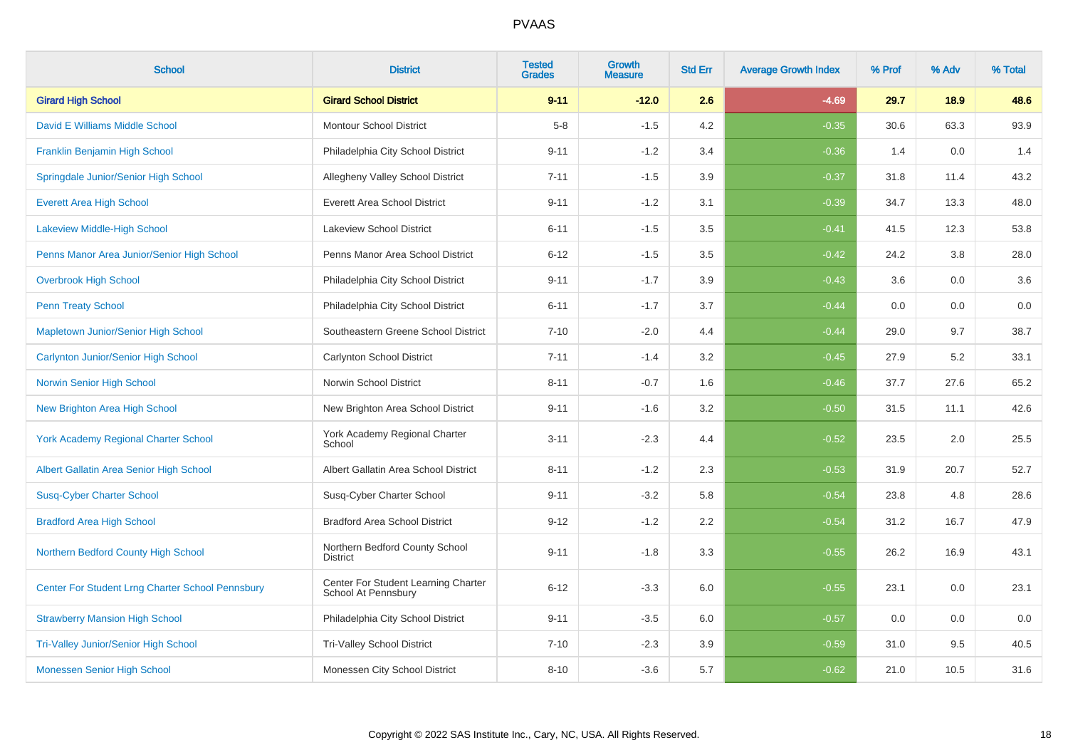PVAAS

| School | District | Tested Grades | Growth Measure | Std Err | Average Growth Index | % Prof | % Adv | % Total |
|---|---|---|---|---|---|---|---|---|
| **Girard High School** | **Girard School District** | **9-11** | **-12.0** | **2.6** | **-4.69** | **29.7** | **18.9** | **48.6** |
| David E Williams Middle School | Montour School District | 5-8 | -1.5 | 4.2 | -0.35 | 30.6 | 63.3 | 93.9 |
| Franklin Benjamin High School | Philadelphia City School District | 9-11 | -1.2 | 3.4 | -0.36 | 1.4 | 0.0 | 1.4 |
| Springdale Junior/Senior High School | Allegheny Valley School District | 7-11 | -1.5 | 3.9 | -0.37 | 31.8 | 11.4 | 43.2 |
| Everett Area High School | Everett Area School District | 9-11 | -1.2 | 3.1 | -0.39 | 34.7 | 13.3 | 48.0 |
| Lakeview Middle-High School | Lakeview School District | 6-11 | -1.5 | 3.5 | -0.41 | 41.5 | 12.3 | 53.8 |
| Penns Manor Area Junior/Senior High School | Penns Manor Area School District | 6-12 | -1.5 | 3.5 | -0.42 | 24.2 | 3.8 | 28.0 |
| Overbrook High School | Philadelphia City School District | 9-11 | -1.7 | 3.9 | -0.43 | 3.6 | 0.0 | 3.6 |
| Penn Treaty School | Philadelphia City School District | 6-11 | -1.7 | 3.7 | -0.44 | 0.0 | 0.0 | 0.0 |
| Mapletown Junior/Senior High School | Southeastern Greene School District | 7-10 | -2.0 | 4.4 | -0.44 | 29.0 | 9.7 | 38.7 |
| Carlynton Junior/Senior High School | Carlynton School District | 7-11 | -1.4 | 3.2 | -0.45 | 27.9 | 5.2 | 33.1 |
| Norwin Senior High School | Norwin School District | 8-11 | -0.7 | 1.6 | -0.46 | 37.7 | 27.6 | 65.2 |
| New Brighton Area High School | New Brighton Area School District | 9-11 | -1.6 | 3.2 | -0.50 | 31.5 | 11.1 | 42.6 |
| York Academy Regional Charter School | York Academy Regional Charter School | 3-11 | -2.3 | 4.4 | -0.52 | 23.5 | 2.0 | 25.5 |
| Albert Gallatin Area Senior High School | Albert Gallatin Area School District | 8-11 | -1.2 | 2.3 | -0.53 | 31.9 | 20.7 | 52.7 |
| Susq-Cyber Charter School | Susq-Cyber Charter School | 9-11 | -3.2 | 5.8 | -0.54 | 23.8 | 4.8 | 28.6 |
| Bradford Area High School | Bradford Area School District | 9-12 | -1.2 | 2.2 | -0.54 | 31.2 | 16.7 | 47.9 |
| Northern Bedford County High School | Northern Bedford County School District | 9-11 | -1.8 | 3.3 | -0.55 | 26.2 | 16.9 | 43.1 |
| Center For Student Lrng Charter School Pennsbury | Center For Student Learning Charter School At Pennsbury | 6-12 | -3.3 | 6.0 | -0.55 | 23.1 | 0.0 | 23.1 |
| Strawberry Mansion High School | Philadelphia City School District | 9-11 | -3.5 | 6.0 | -0.57 | 0.0 | 0.0 | 0.0 |
| Tri-Valley Junior/Senior High School | Tri-Valley School District | 7-10 | -2.3 | 3.9 | -0.59 | 31.0 | 9.5 | 40.5 |
| Monessen Senior High School | Monessen City School District | 8-10 | -3.6 | 5.7 | -0.62 | 21.0 | 10.5 | 31.6 |

Copyright © 2022 SAS Institute Inc., Cary, NC, USA. All Rights Reserved.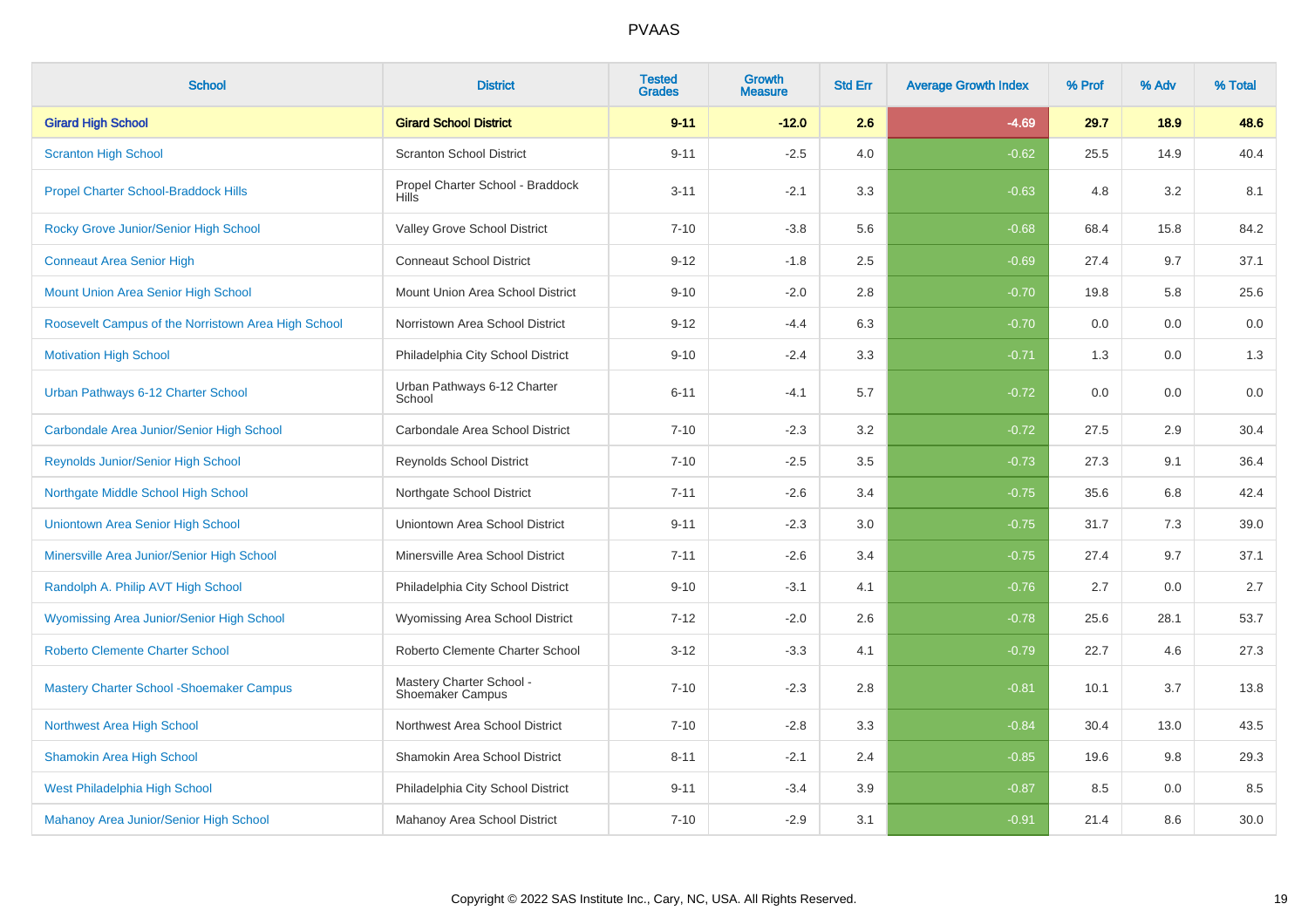PVAAS

| School | District | Tested Grades | Growth Measure | Std Err | Average Growth Index | % Prof | % Adv | % Total |
|---|---|---|---|---|---|---|---|---|
| **Girard High School** | **Girard School District** | **9-11** | **-12.0** | **2.6** | **-4.69** | **29.7** | **18.9** | **48.6** |
| Scranton High School | Scranton School District | 9-11 | -2.5 | 4.0 | -0.62 | 25.5 | 14.9 | 40.4 |
| Propel Charter School-Braddock Hills | Propel Charter School - Braddock Hills | 3-11 | -2.1 | 3.3 | -0.63 | 4.8 | 3.2 | 8.1 |
| Rocky Grove Junior/Senior High School | Valley Grove School District | 7-10 | -3.8 | 5.6 | -0.68 | 68.4 | 15.8 | 84.2 |
| Conneaut Area Senior High | Conneaut School District | 9-12 | -1.8 | 2.5 | -0.69 | 27.4 | 9.7 | 37.1 |
| Mount Union Area Senior High School | Mount Union Area School District | 9-10 | -2.0 | 2.8 | -0.70 | 19.8 | 5.8 | 25.6 |
| Roosevelt Campus of the Norristown Area High School | Norristown Area School District | 9-12 | -4.4 | 6.3 | -0.70 | 0.0 | 0.0 | 0.0 |
| Motivation High School | Philadelphia City School District | 9-10 | -2.4 | 3.3 | -0.71 | 1.3 | 0.0 | 1.3 |
| Urban Pathways 6-12 Charter School | Urban Pathways 6-12 Charter School | 6-11 | -4.1 | 5.7 | -0.72 | 0.0 | 0.0 | 0.0 |
| Carbondale Area Junior/Senior High School | Carbondale Area School District | 7-10 | -2.3 | 3.2 | -0.72 | 27.5 | 2.9 | 30.4 |
| Reynolds Junior/Senior High School | Reynolds School District | 7-10 | -2.5 | 3.5 | -0.73 | 27.3 | 9.1 | 36.4 |
| Northgate Middle School High School | Northgate School District | 7-11 | -2.6 | 3.4 | -0.75 | 35.6 | 6.8 | 42.4 |
| Uniontown Area Senior High School | Uniontown Area School District | 9-11 | -2.3 | 3.0 | -0.75 | 31.7 | 7.3 | 39.0 |
| Minersville Area Junior/Senior High School | Minersville Area School District | 7-11 | -2.6 | 3.4 | -0.75 | 27.4 | 9.7 | 37.1 |
| Randolph A. Philip AVT High School | Philadelphia City School District | 9-10 | -3.1 | 4.1 | -0.76 | 2.7 | 0.0 | 2.7 |
| Wyomissing Area Junior/Senior High School | Wyomissing Area School District | 7-12 | -2.0 | 2.6 | -0.78 | 25.6 | 28.1 | 53.7 |
| Roberto Clemente Charter School | Roberto Clemente Charter School | 3-12 | -3.3 | 4.1 | -0.79 | 22.7 | 4.6 | 27.3 |
| Mastery Charter School -Shoemaker Campus | Mastery Charter School - Shoemaker Campus | 7-10 | -2.3 | 2.8 | -0.81 | 10.1 | 3.7 | 13.8 |
| Northwest Area High School | Northwest Area School District | 7-10 | -2.8 | 3.3 | -0.84 | 30.4 | 13.0 | 43.5 |
| Shamokin Area High School | Shamokin Area School District | 8-11 | -2.1 | 2.4 | -0.85 | 19.6 | 9.8 | 29.3 |
| West Philadelphia High School | Philadelphia City School District | 9-11 | -3.4 | 3.9 | -0.87 | 8.5 | 0.0 | 8.5 |
| Mahanoy Area Junior/Senior High School | Mahanoy Area School District | 7-10 | -2.9 | 3.1 | -0.91 | 21.4 | 8.6 | 30.0 |

Copyright © 2022 SAS Institute Inc., Cary, NC, USA. All Rights Reserved.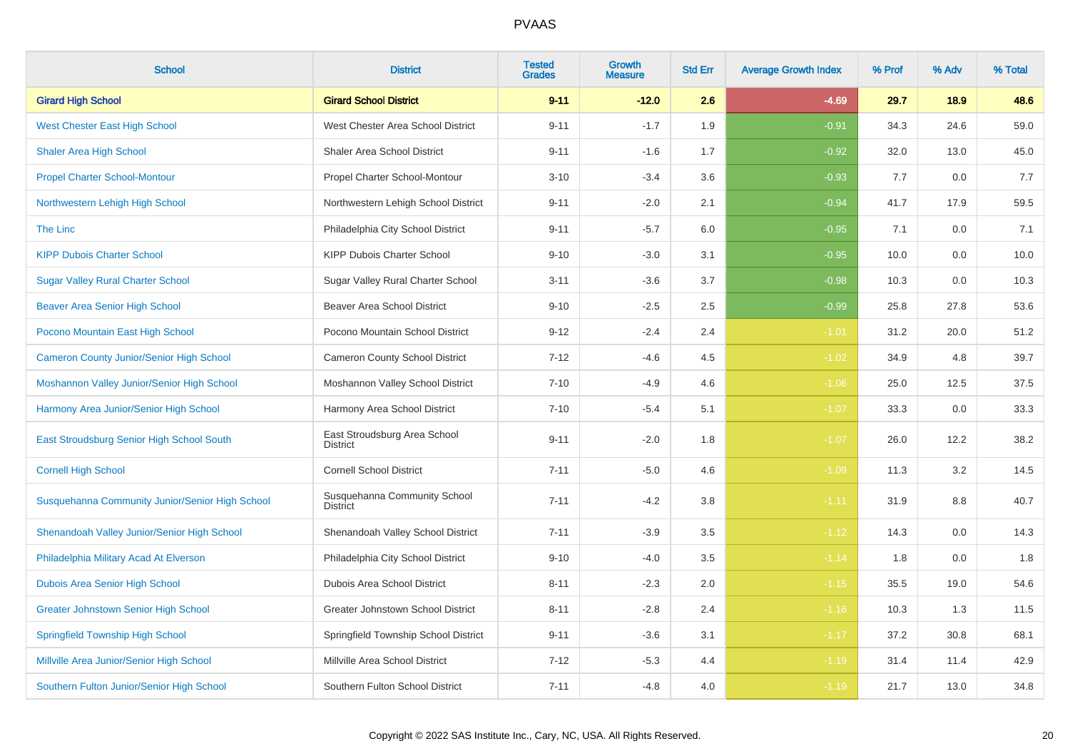# PVAAS

| School | District | Tested Grades | Growth Measure | Std Err | Average Growth Index | % Prof | % Adv | % Total |
|---|---|---|---|---|---|---|---|---|
| **Girard High School** | **Girard School District** | **9-11** | **-12.0** | **2.6** | **-4.69** | **29.7** | **18.9** | **48.6** |
| West Chester East High School | West Chester Area School District | 9-11 | -1.7 | 1.9 | -0.91 | 34.3 | 24.6 | 59.0 |
| Shaler Area High School | Shaler Area School District | 9-11 | -1.6 | 1.7 | -0.92 | 32.0 | 13.0 | 45.0 |
| Propel Charter School-Montour | Propel Charter School-Montour | 3-10 | -3.4 | 3.6 | -0.93 | 7.7 | 0.0 | 7.7 |
| Northwestern Lehigh High School | Northwestern Lehigh School District | 9-11 | -2.0 | 2.1 | -0.94 | 41.7 | 17.9 | 59.5 |
| The Linc | Philadelphia City School District | 9-11 | -5.7 | 6.0 | -0.95 | 7.1 | 0.0 | 7.1 |
| KIPP Dubois Charter School | KIPP Dubois Charter School | 9-10 | -3.0 | 3.1 | -0.95 | 10.0 | 0.0 | 10.0 |
| Sugar Valley Rural Charter School | Sugar Valley Rural Charter School | 3-11 | -3.6 | 3.7 | -0.98 | 10.3 | 0.0 | 10.3 |
| Beaver Area Senior High School | Beaver Area School District | 9-10 | -2.5 | 2.5 | -0.99 | 25.8 | 27.8 | 53.6 |
| Pocono Mountain East High School | Pocono Mountain School District | 9-12 | -2.4 | 2.4 | -1.01 | 31.2 | 20.0 | 51.2 |
| Cameron County Junior/Senior High School | Cameron County School District | 7-12 | -4.6 | 4.5 | -1.02 | 34.9 | 4.8 | 39.7 |
| Moshannon Valley Junior/Senior High School | Moshannon Valley School District | 7-10 | -4.9 | 4.6 | -1.06 | 25.0 | 12.5 | 37.5 |
| Harmony Area Junior/Senior High School | Harmony Area School District | 7-10 | -5.4 | 5.1 | -1.07 | 33.3 | 0.0 | 33.3 |
| East Stroudsburg Senior High School South | East Stroudsburg Area School District | 9-11 | -2.0 | 1.8 | -1.07 | 26.0 | 12.2 | 38.2 |
| Cornell High School | Cornell School District | 7-11 | -5.0 | 4.6 | -1.09 | 11.3 | 3.2 | 14.5 |
| Susquehanna Community Junior/Senior High School | Susquehanna Community School District | 7-11 | -4.2 | 3.8 | -1.11 | 31.9 | 8.8 | 40.7 |
| Shenandoah Valley Junior/Senior High School | Shenandoah Valley School District | 7-11 | -3.9 | 3.5 | -1.12 | 14.3 | 0.0 | 14.3 |
| Philadelphia Military Acad At Elverson | Philadelphia City School District | 9-10 | -4.0 | 3.5 | -1.14 | 1.8 | 0.0 | 1.8 |
| Dubois Area Senior High School | Dubois Area School District | 8-11 | -2.3 | 2.0 | -1.15 | 35.5 | 19.0 | 54.6 |
| Greater Johnstown Senior High School | Greater Johnstown School District | 8-11 | -2.8 | 2.4 | -1.16 | 10.3 | 1.3 | 11.5 |
| Springfield Township High School | Springfield Township School District | 9-11 | -3.6 | 3.1 | -1.17 | 37.2 | 30.8 | 68.1 |
| Millville Area Junior/Senior High School | Millville Area School District | 7-12 | -5.3 | 4.4 | -1.19 | 31.4 | 11.4 | 42.9 |
| Southern Fulton Junior/Senior High School | Southern Fulton School District | 7-11 | -4.8 | 4.0 | -1.19 | 21.7 | 13.0 | 34.8 |

Copyright © 2022 SAS Institute Inc., Cary, NC, USA. All Rights Reserved.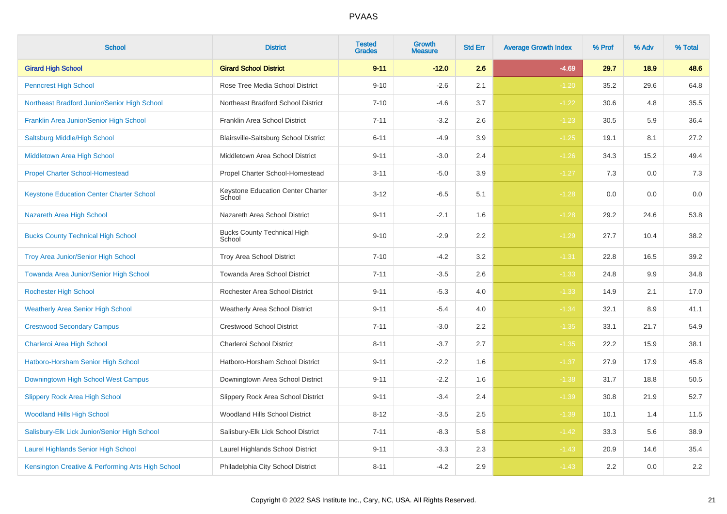# PVAAS

| School | District | Tested Grades | Growth Measure | Std Err | Average Growth Index | % Prof | % Adv | % Total |
|---|---|---|---|---|---|---|---|---|
| **Girard High School** | **Girard School District** | **9-11** | **-12.0** | **2.6** | **-4.69** | **29.7** | **18.9** | **48.6** |
| Penncrest High School | Rose Tree Media School District | 9-10 | -2.6 | 2.1 | -1.20 | 35.2 | 29.6 | 64.8 |
| Northeast Bradford Junior/Senior High School | Northeast Bradford School District | 7-10 | -4.6 | 3.7 | -1.22 | 30.6 | 4.8 | 35.5 |
| Franklin Area Junior/Senior High School | Franklin Area School District | 7-11 | -3.2 | 2.6 | -1.23 | 30.5 | 5.9 | 36.4 |
| Saltsburg Middle/High School | Blairsville-Saltsburg School District | 6-11 | -4.9 | 3.9 | -1.25 | 19.1 | 8.1 | 27.2 |
| Middletown Area High School | Middletown Area School District | 9-11 | -3.0 | 2.4 | -1.26 | 34.3 | 15.2 | 49.4 |
| Propel Charter School-Homestead | Propel Charter School-Homestead | 3-11 | -5.0 | 3.9 | -1.27 | 7.3 | 0.0 | 7.3 |
| Keystone Education Center Charter School | Keystone Education Center Charter School | 3-12 | -6.5 | 5.1 | -1.28 | 0.0 | 0.0 | 0.0 |
| Nazareth Area High School | Nazareth Area School District | 9-11 | -2.1 | 1.6 | -1.28 | 29.2 | 24.6 | 53.8 |
| Bucks County Technical High School | Bucks County Technical High School | 9-10 | -2.9 | 2.2 | -1.29 | 27.7 | 10.4 | 38.2 |
| Troy Area Junior/Senior High School | Troy Area School District | 7-10 | -4.2 | 3.2 | -1.31 | 22.8 | 16.5 | 39.2 |
| Towanda Area Junior/Senior High School | Towanda Area School District | 7-11 | -3.5 | 2.6 | -1.33 | 24.8 | 9.9 | 34.8 |
| Rochester High School | Rochester Area School District | 9-11 | -5.3 | 4.0 | -1.33 | 14.9 | 2.1 | 17.0 |
| Weatherly Area Senior High School | Weatherly Area School District | 9-11 | -5.4 | 4.0 | -1.34 | 32.1 | 8.9 | 41.1 |
| Crestwood Secondary Campus | Crestwood School District | 7-11 | -3.0 | 2.2 | -1.35 | 33.1 | 21.7 | 54.9 |
| Charleroi Area High School | Charleroi School District | 8-11 | -3.7 | 2.7 | -1.35 | 22.2 | 15.9 | 38.1 |
| Hatboro-Horsham Senior High School | Hatboro-Horsham School District | 9-11 | -2.2 | 1.6 | -1.37 | 27.9 | 17.9 | 45.8 |
| Downingtown High School West Campus | Downingtown Area School District | 9-11 | -2.2 | 1.6 | -1.38 | 31.7 | 18.8 | 50.5 |
| Slippery Rock Area High School | Slippery Rock Area School District | 9-11 | -3.4 | 2.4 | -1.39 | 30.8 | 21.9 | 52.7 |
| Woodland Hills High School | Woodland Hills School District | 8-12 | -3.5 | 2.5 | -1.39 | 10.1 | 1.4 | 11.5 |
| Salisbury-Elk Lick Junior/Senior High School | Salisbury-Elk Lick School District | 7-11 | -8.3 | 5.8 | -1.42 | 33.3 | 5.6 | 38.9 |
| Laurel Highlands Senior High School | Laurel Highlands School District | 9-11 | -3.3 | 2.3 | -1.43 | 20.9 | 14.6 | 35.4 |
| Kensington Creative & Performing Arts High School | Philadelphia City School District | 8-11 | -4.2 | 2.9 | -1.43 | 2.2 | 0.0 | 2.2 |

Copyright © 2022 SAS Institute Inc., Cary, NC, USA. All Rights Reserved.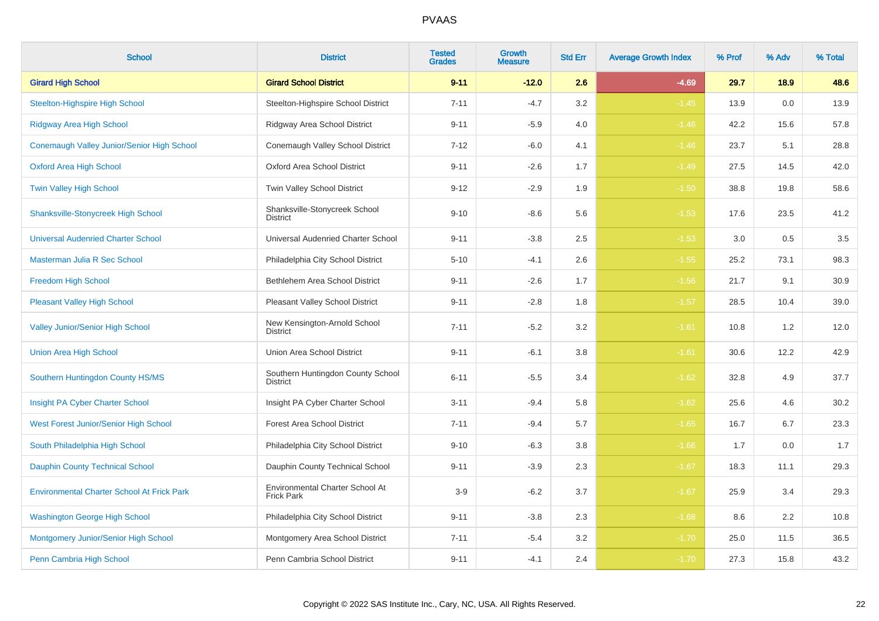# PVAAS

| School | District | Tested Grades | Growth Measure | Std Err | Average Growth Index | % Prof | % Adv | % Total |
|---|---|---|---|---|---|---|---|---|
| **Girard High School** | **Girard School District** | **9-11** | **-12.0** | **2.6** | **-4.69** | **29.7** | **18.9** | **48.6** |
| Steelton-Highspire High School | Steelton-Highspire School District | 7-11 | -4.7 | 3.2 | -1.45 | 13.9 | 0.0 | 13.9 |
| Ridgway Area High School | Ridgway Area School District | 9-11 | -5.9 | 4.0 | -1.46 | 42.2 | 15.6 | 57.8 |
| Conemaugh Valley Junior/Senior High School | Conemaugh Valley School District | 7-12 | -6.0 | 4.1 | -1.46 | 23.7 | 5.1 | 28.8 |
| Oxford Area High School | Oxford Area School District | 9-11 | -2.6 | 1.7 | -1.49 | 27.5 | 14.5 | 42.0 |
| Twin Valley High School | Twin Valley School District | 9-12 | -2.9 | 1.9 | -1.50 | 38.8 | 19.8 | 58.6 |
| Shanksville-Stonycreek High School | Shanksville-Stonycreek School District | 9-10 | -8.6 | 5.6 | -1.53 | 17.6 | 23.5 | 41.2 |
| Universal Audenried Charter School | Universal Audenried Charter School | 9-11 | -3.8 | 2.5 | -1.53 | 3.0 | 0.5 | 3.5 |
| Masterman Julia R Sec School | Philadelphia City School District | 5-10 | -4.1 | 2.6 | -1.55 | 25.2 | 73.1 | 98.3 |
| Freedom High School | Bethlehem Area School District | 9-11 | -2.6 | 1.7 | -1.56 | 21.7 | 9.1 | 30.9 |
| Pleasant Valley High School | Pleasant Valley School District | 9-11 | -2.8 | 1.8 | -1.57 | 28.5 | 10.4 | 39.0 |
| Valley Junior/Senior High School | New Kensington-Arnold School District | 7-11 | -5.2 | 3.2 | -1.61 | 10.8 | 1.2 | 12.0 |
| Union Area High School | Union Area School District | 9-11 | -6.1 | 3.8 | -1.61 | 30.6 | 12.2 | 42.9 |
| Southern Huntingdon County HS/MS | Southern Huntingdon County School District | 6-11 | -5.5 | 3.4 | -1.62 | 32.8 | 4.9 | 37.7 |
| Insight PA Cyber Charter School | Insight PA Cyber Charter School | 3-11 | -9.4 | 5.8 | -1.62 | 25.6 | 4.6 | 30.2 |
| West Forest Junior/Senior High School | Forest Area School District | 7-11 | -9.4 | 5.7 | -1.65 | 16.7 | 6.7 | 23.3 |
| South Philadelphia High School | Philadelphia City School District | 9-10 | -6.3 | 3.8 | -1.66 | 1.7 | 0.0 | 1.7 |
| Dauphin County Technical School | Dauphin County Technical School | 9-11 | -3.9 | 2.3 | -1.67 | 18.3 | 11.1 | 29.3 |
| Environmental Charter School At Frick Park | Environmental Charter School At Frick Park | 3-9 | -6.2 | 3.7 | -1.67 | 25.9 | 3.4 | 29.3 |
| Washington George High School | Philadelphia City School District | 9-11 | -3.8 | 2.3 | -1.68 | 8.6 | 2.2 | 10.8 |
| Montgomery Junior/Senior High School | Montgomery Area School District | 7-11 | -5.4 | 3.2 | -1.70 | 25.0 | 11.5 | 36.5 |
| Penn Cambria High School | Penn Cambria School District | 9-11 | -4.1 | 2.4 | -1.70 | 27.3 | 15.8 | 43.2 |

Copyright © 2022 SAS Institute Inc., Cary, NC, USA. All Rights Reserved.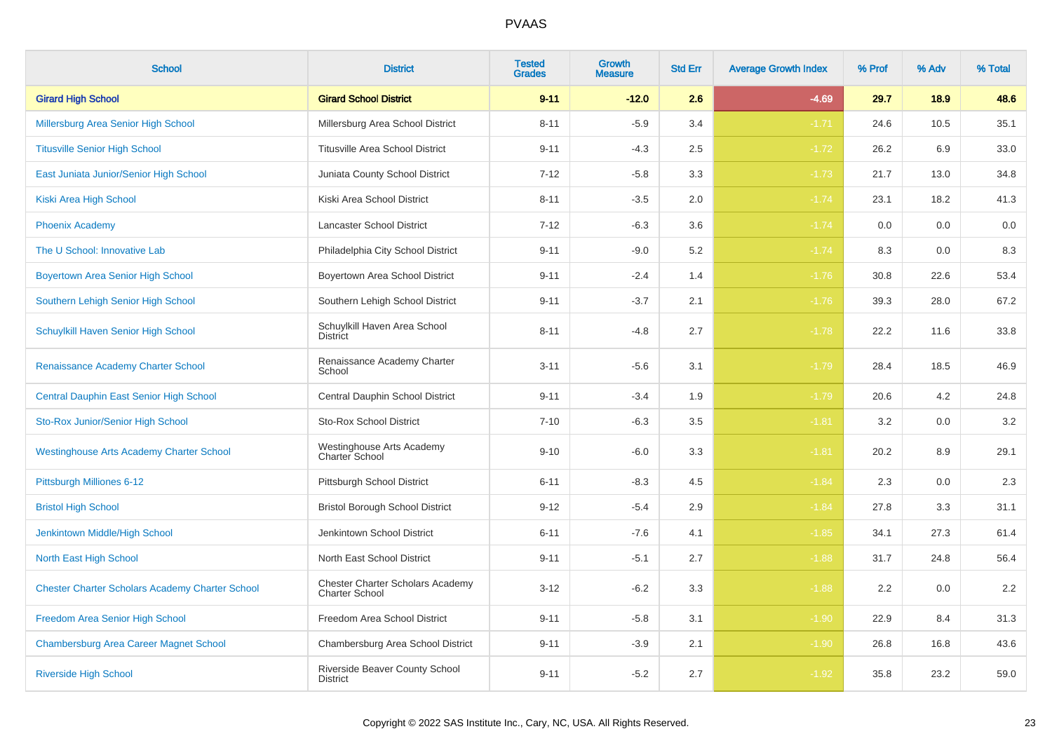# PVAAS

| School | District | Tested Grades | Growth Measure | Std Err | Average Growth Index | % Prof | % Adv | % Total |
|---|---|---|---|---|---|---|---|---|
| **Girard High School** | **Girard School District** | **9-11** | **-12.0** | **2.6** | **-4.69** | **29.7** | **18.9** | **48.6** |
| Millersburg Area Senior High School | Millersburg Area School District | 8-11 | -5.9 | 3.4 | -1.71 | 24.6 | 10.5 | 35.1 |
| Titusville Senior High School | Titusville Area School District | 9-11 | -4.3 | 2.5 | -1.72 | 26.2 | 6.9 | 33.0 |
| East Juniata Junior/Senior High School | Juniata County School District | 7-12 | -5.8 | 3.3 | -1.73 | 21.7 | 13.0 | 34.8 |
| Kiski Area High School | Kiski Area School District | 8-11 | -3.5 | 2.0 | -1.74 | 23.1 | 18.2 | 41.3 |
| Phoenix Academy | Lancaster School District | 7-12 | -6.3 | 3.6 | -1.74 | 0.0 | 0.0 | 0.0 |
| The U School: Innovative Lab | Philadelphia City School District | 9-11 | -9.0 | 5.2 | -1.74 | 8.3 | 0.0 | 8.3 |
| Boyertown Area Senior High School | Boyertown Area School District | 9-11 | -2.4 | 1.4 | -1.76 | 30.8 | 22.6 | 53.4 |
| Southern Lehigh Senior High School | Southern Lehigh School District | 9-11 | -3.7 | 2.1 | -1.76 | 39.3 | 28.0 | 67.2 |
| Schuylkill Haven Senior High School | Schuylkill Haven Area School District | 8-11 | -4.8 | 2.7 | -1.78 | 22.2 | 11.6 | 33.8 |
| Renaissance Academy Charter School | Renaissance Academy Charter School | 3-11 | -5.6 | 3.1 | -1.79 | 28.4 | 18.5 | 46.9 |
| Central Dauphin East Senior High School | Central Dauphin School District | 9-11 | -3.4 | 1.9 | -1.79 | 20.6 | 4.2 | 24.8 |
| Sto-Rox Junior/Senior High School | Sto-Rox School District | 7-10 | -6.3 | 3.5 | -1.81 | 3.2 | 0.0 | 3.2 |
| Westinghouse Arts Academy Charter School | Westinghouse Arts Academy Charter School | 9-10 | -6.0 | 3.3 | -1.81 | 20.2 | 8.9 | 29.1 |
| Pittsburgh Milliones 6-12 | Pittsburgh School District | 6-11 | -8.3 | 4.5 | -1.84 | 2.3 | 0.0 | 2.3 |
| Bristol High School | Bristol Borough School District | 9-12 | -5.4 | 2.9 | -1.84 | 27.8 | 3.3 | 31.1 |
| Jenkintown Middle/High School | Jenkintown School District | 6-11 | -7.6 | 4.1 | -1.85 | 34.1 | 27.3 | 61.4 |
| North East High School | North East School District | 9-11 | -5.1 | 2.7 | -1.88 | 31.7 | 24.8 | 56.4 |
| Chester Charter Scholars Academy Charter School | Chester Charter Scholars Academy Charter School | 3-12 | -6.2 | 3.3 | -1.88 | 2.2 | 0.0 | 2.2 |
| Freedom Area Senior High School | Freedom Area School District | 9-11 | -5.8 | 3.1 | -1.90 | 22.9 | 8.4 | 31.3 |
| Chambersburg Area Career Magnet School | Chambersburg Area School District | 9-11 | -3.9 | 2.1 | -1.90 | 26.8 | 16.8 | 43.6 |
| Riverside High School | Riverside Beaver County School District | 9-11 | -5.2 | 2.7 | -1.92 | 35.8 | 23.2 | 59.0 |

Copyright © 2022 SAS Institute Inc., Cary, NC, USA. All Rights Reserved.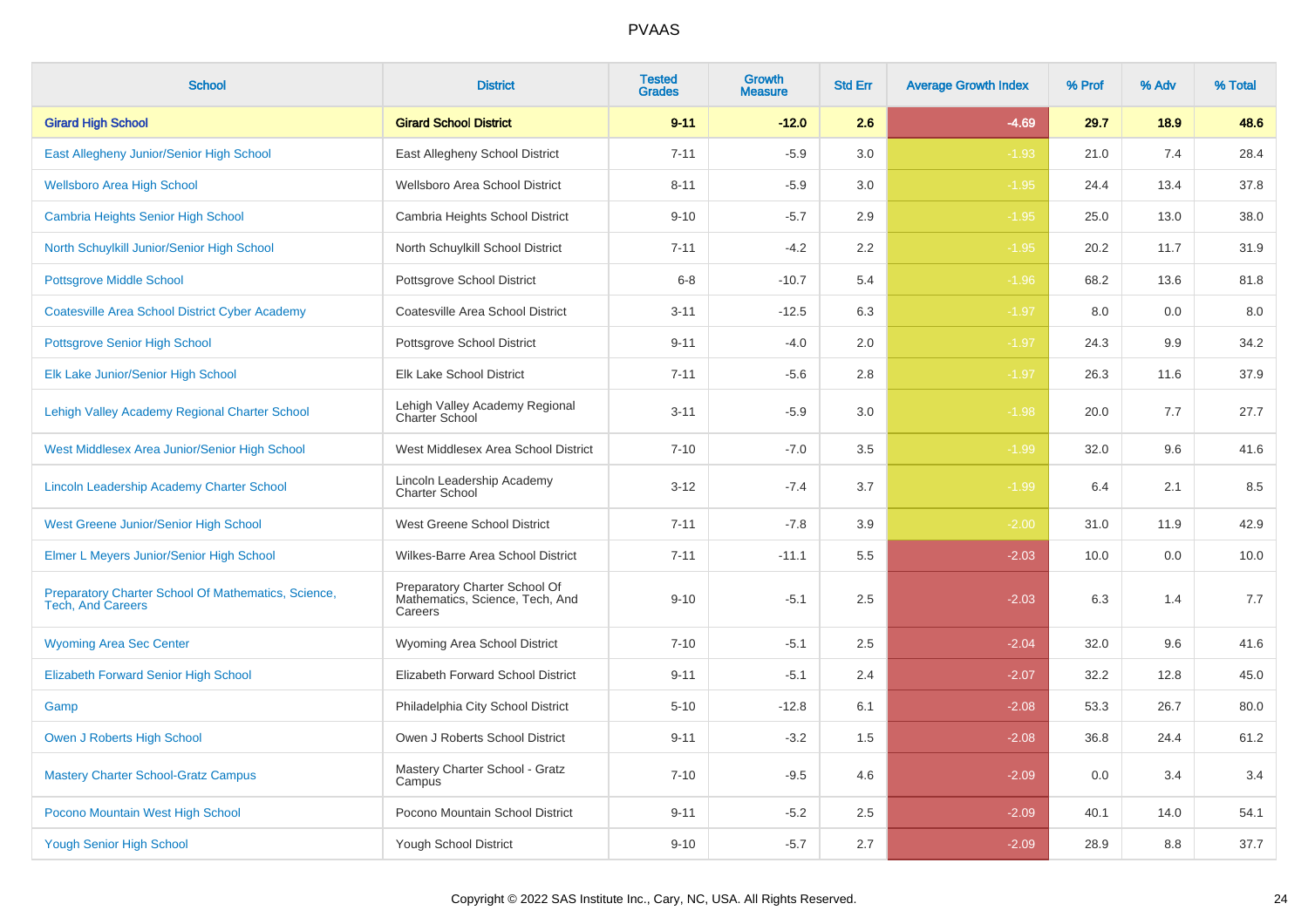# PVAAS

| School | District | Tested Grades | Growth Measure | Std Err | Average Growth Index | % Prof | % Adv | % Total |
|---|---|---|---|---|---|---|---|---|
| **Girard High School** | **Girard School District** | **9-11** | **-12.0** | **2.6** | **-4.69** | **29.7** | **18.9** | **48.6** |
| East Allegheny Junior/Senior High School | East Allegheny School District | 7-11 | -5.9 | 3.0 | -1.93 | 21.0 | 7.4 | 28.4 |
| Wellsboro Area High School | Wellsboro Area School District | 8-11 | -5.9 | 3.0 | -1.95 | 24.4 | 13.4 | 37.8 |
| Cambria Heights Senior High School | Cambria Heights School District | 9-10 | -5.7 | 2.9 | -1.95 | 25.0 | 13.0 | 38.0 |
| North Schuylkill Junior/Senior High School | North Schuylkill School District | 7-11 | -4.2 | 2.2 | -1.95 | 20.2 | 11.7 | 31.9 |
| Pottsgrove Middle School | Pottsgrove School District | 6-8 | -10.7 | 5.4 | -1.96 | 68.2 | 13.6 | 81.8 |
| Coatesville Area School District Cyber Academy | Coatesville Area School District | 3-11 | -12.5 | 6.3 | -1.97 | 8.0 | 0.0 | 8.0 |
| Pottsgrove Senior High School | Pottsgrove School District | 9-11 | -4.0 | 2.0 | -1.97 | 24.3 | 9.9 | 34.2 |
| Elk Lake Junior/Senior High School | Elk Lake School District | 7-11 | -5.6 | 2.8 | -1.97 | 26.3 | 11.6 | 37.9 |
| Lehigh Valley Academy Regional Charter School | Lehigh Valley Academy Regional Charter School | 3-11 | -5.9 | 3.0 | -1.98 | 20.0 | 7.7 | 27.7 |
| West Middlesex Area Junior/Senior High School | West Middlesex Area School District | 7-10 | -7.0 | 3.5 | -1.99 | 32.0 | 9.6 | 41.6 |
| Lincoln Leadership Academy Charter School | Lincoln Leadership Academy Charter School | 3-12 | -7.4 | 3.7 | -1.99 | 6.4 | 2.1 | 8.5 |
| West Greene Junior/Senior High School | West Greene School District | 7-11 | -7.8 | 3.9 | -2.00 | 31.0 | 11.9 | 42.9 |
| Elmer L Meyers Junior/Senior High School | Wilkes-Barre Area School District | 7-11 | -11.1 | 5.5 | -2.03 | 10.0 | 0.0 | 10.0 |
| Preparatory Charter School Of Mathematics, Science, Tech, And Careers | Preparatory Charter School Of Mathematics, Science, Tech, And Careers | 9-10 | -5.1 | 2.5 | -2.03 | 6.3 | 1.4 | 7.7 |
| Wyoming Area Sec Center | Wyoming Area School District | 7-10 | -5.1 | 2.5 | -2.04 | 32.0 | 9.6 | 41.6 |
| Elizabeth Forward Senior High School | Elizabeth Forward School District | 9-11 | -5.1 | 2.4 | -2.07 | 32.2 | 12.8 | 45.0 |
| Gamp | Philadelphia City School District | 5-10 | -12.8 | 6.1 | -2.08 | 53.3 | 26.7 | 80.0 |
| Owen J Roberts High School | Owen J Roberts School District | 9-11 | -3.2 | 1.5 | -2.08 | 36.8 | 24.4 | 61.2 |
| Mastery Charter School-Gratz Campus | Mastery Charter School - Gratz Campus | 7-10 | -9.5 | 4.6 | -2.09 | 0.0 | 3.4 | 3.4 |
| Pocono Mountain West High School | Pocono Mountain School District | 9-11 | -5.2 | 2.5 | -2.09 | 40.1 | 14.0 | 54.1 |
| Yough Senior High School | Yough School District | 9-10 | -5.7 | 2.7 | -2.09 | 28.9 | 8.8 | 37.7 |

Copyright © 2022 SAS Institute Inc., Cary, NC, USA. All Rights Reserved.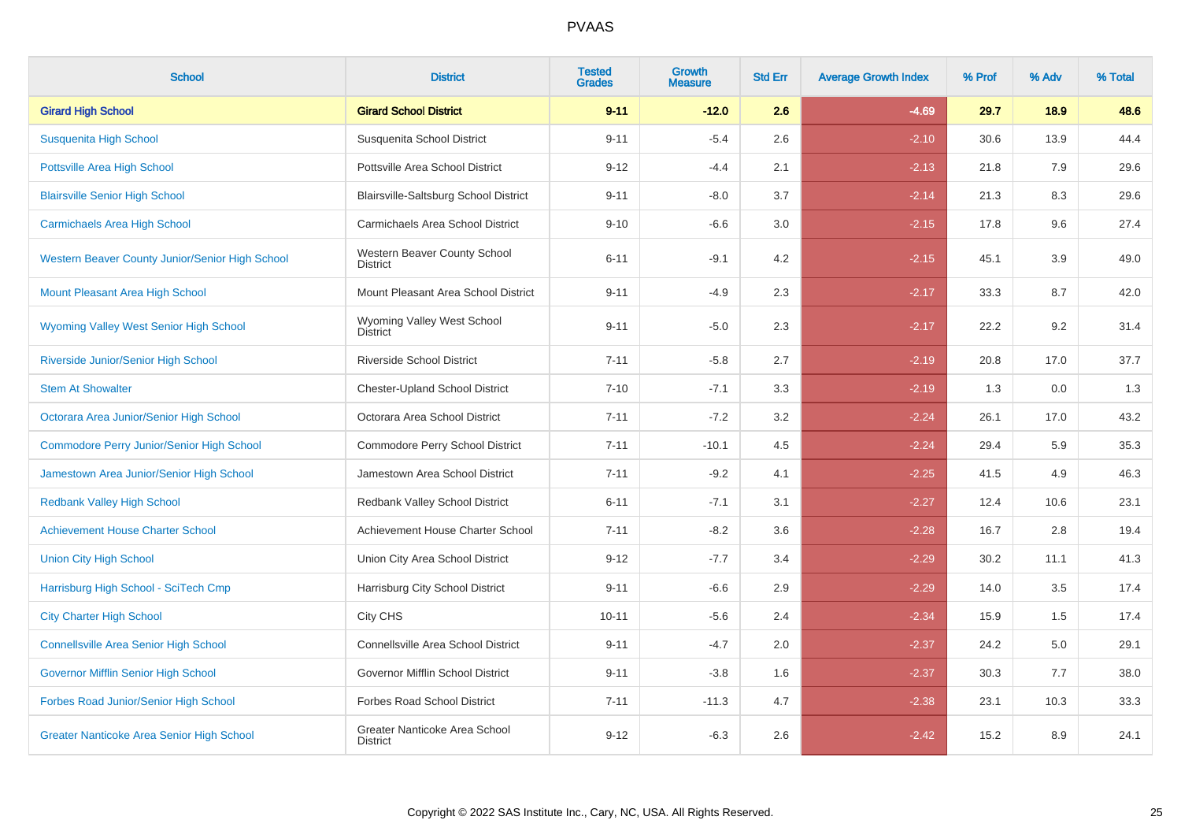# PVAAS

| School | District | Tested Grades | Growth Measure | Std Err | Average Growth Index | % Prof | % Adv | % Total |
|---|---|---|---|---|---|---|---|---|
| **Girard High School** | **Girard School District** | **9-11** | **-12.0** | **2.6** | **-4.69** | **29.7** | **18.9** | **48.6** |
| Susquenita High School | Susquenita School District | 9-11 | -5.4 | 2.6 | -2.10 | 30.6 | 13.9 | 44.4 |
| Pottsville Area High School | Pottsville Area School District | 9-12 | -4.4 | 2.1 | -2.13 | 21.8 | 7.9 | 29.6 |
| Blairsville Senior High School | Blairsville-Saltsburg School District | 9-11 | -8.0 | 3.7 | -2.14 | 21.3 | 8.3 | 29.6 |
| Carmichaels Area High School | Carmichaels Area School District | 9-10 | -6.6 | 3.0 | -2.15 | 17.8 | 9.6 | 27.4 |
| Western Beaver County Junior/Senior High School | Western Beaver County School District | 6-11 | -9.1 | 4.2 | -2.15 | 45.1 | 3.9 | 49.0 |
| Mount Pleasant Area High School | Mount Pleasant Area School District | 9-11 | -4.9 | 2.3 | -2.17 | 33.3 | 8.7 | 42.0 |
| Wyoming Valley West Senior High School | Wyoming Valley West School District | 9-11 | -5.0 | 2.3 | -2.17 | 22.2 | 9.2 | 31.4 |
| Riverside Junior/Senior High School | Riverside School District | 7-11 | -5.8 | 2.7 | -2.19 | 20.8 | 17.0 | 37.7 |
| Stem At Showalter | Chester-Upland School District | 7-10 | -7.1 | 3.3 | -2.19 | 1.3 | 0.0 | 1.3 |
| Octorara Area Junior/Senior High School | Octorara Area School District | 7-11 | -7.2 | 3.2 | -2.24 | 26.1 | 17.0 | 43.2 |
| Commodore Perry Junior/Senior High School | Commodore Perry School District | 7-11 | -10.1 | 4.5 | -2.24 | 29.4 | 5.9 | 35.3 |
| Jamestown Area Junior/Senior High School | Jamestown Area School District | 7-11 | -9.2 | 4.1 | -2.25 | 41.5 | 4.9 | 46.3 |
| Redbank Valley High School | Redbank Valley School District | 6-11 | -7.1 | 3.1 | -2.27 | 12.4 | 10.6 | 23.1 |
| Achievement House Charter School | Achievement House Charter School | 7-11 | -8.2 | 3.6 | -2.28 | 16.7 | 2.8 | 19.4 |
| Union City High School | Union City Area School District | 9-12 | -7.7 | 3.4 | -2.29 | 30.2 | 11.1 | 41.3 |
| Harrisburg High School - SciTech Cmp | Harrisburg City School District | 9-11 | -6.6 | 2.9 | -2.29 | 14.0 | 3.5 | 17.4 |
| City Charter High School | City CHS | 10-11 | -5.6 | 2.4 | -2.34 | 15.9 | 1.5 | 17.4 |
| Connellsville Area Senior High School | Connellsville Area School District | 9-11 | -4.7 | 2.0 | -2.37 | 24.2 | 5.0 | 29.1 |
| Governor Mifflin Senior High School | Governor Mifflin School District | 9-11 | -3.8 | 1.6 | -2.37 | 30.3 | 7.7 | 38.0 |
| Forbes Road Junior/Senior High School | Forbes Road School District | 7-11 | -11.3 | 4.7 | -2.38 | 23.1 | 10.3 | 33.3 |
| Greater Nanticoke Area Senior High School | Greater Nanticoke Area School District | 9-12 | -6.3 | 2.6 | -2.42 | 15.2 | 8.9 | 24.1 |

Copyright © 2022 SAS Institute Inc., Cary, NC, USA. All Rights Reserved.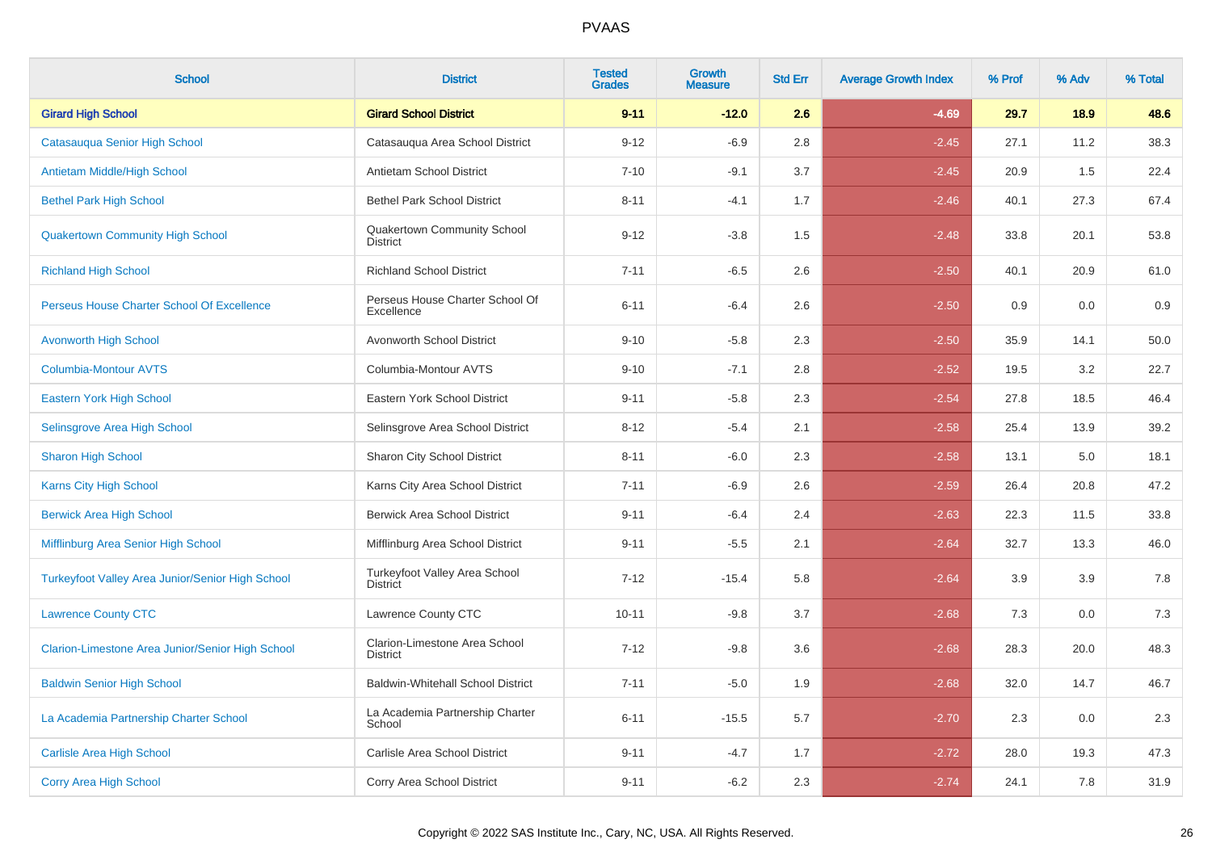# PVAAS

| School | District | Tested Grades | Growth Measure | Std Err | Average Growth Index | % Prof | % Adv | % Total |
|---|---|---|---|---|---|---|---|---|
| **Girard High School** | **Girard School District** | **9-11** | **-12.0** | **2.6** | **-4.69** | **29.7** | **18.9** | **48.6** |
| Catasauqua Senior High School | Catasauqua Area School District | 9-12 | -6.9 | 2.8 | -2.45 | 27.1 | 11.2 | 38.3 |
| Antietam Middle/High School | Antietam School District | 7-10 | -9.1 | 3.7 | -2.45 | 20.9 | 1.5 | 22.4 |
| Bethel Park High School | Bethel Park School District | 8-11 | -4.1 | 1.7 | -2.46 | 40.1 | 27.3 | 67.4 |
| Quakertown Community High School | Quakertown Community School District | 9-12 | -3.8 | 1.5 | -2.48 | 33.8 | 20.1 | 53.8 |
| Richland High School | Richland School District | 7-11 | -6.5 | 2.6 | -2.50 | 40.1 | 20.9 | 61.0 |
| Perseus House Charter School Of Excellence | Perseus House Charter School Of Excellence | 6-11 | -6.4 | 2.6 | -2.50 | 0.9 | 0.0 | 0.9 |
| Avonworth High School | Avonworth School District | 9-10 | -5.8 | 2.3 | -2.50 | 35.9 | 14.1 | 50.0 |
| Columbia-Montour AVTS | Columbia-Montour AVTS | 9-10 | -7.1 | 2.8 | -2.52 | 19.5 | 3.2 | 22.7 |
| Eastern York High School | Eastern York School District | 9-11 | -5.8 | 2.3 | -2.54 | 27.8 | 18.5 | 46.4 |
| Selinsgrove Area High School | Selinsgrove Area School District | 8-12 | -5.4 | 2.1 | -2.58 | 25.4 | 13.9 | 39.2 |
| Sharon High School | Sharon City School District | 8-11 | -6.0 | 2.3 | -2.58 | 13.1 | 5.0 | 18.1 |
| Karns City High School | Karns City Area School District | 7-11 | -6.9 | 2.6 | -2.59 | 26.4 | 20.8 | 47.2 |
| Berwick Area High School | Berwick Area School District | 9-11 | -6.4 | 2.4 | -2.63 | 22.3 | 11.5 | 33.8 |
| Mifflinburg Area Senior High School | Mifflinburg Area School District | 9-11 | -5.5 | 2.1 | -2.64 | 32.7 | 13.3 | 46.0 |
| Turkeyfoot Valley Area Junior/Senior High School | Turkeyfoot Valley Area School District | 7-12 | -15.4 | 5.8 | -2.64 | 3.9 | 3.9 | 7.8 |
| Lawrence County CTC | Lawrence County CTC | 10-11 | -9.8 | 3.7 | -2.68 | 7.3 | 0.0 | 7.3 |
| Clarion-Limestone Area Junior/Senior High School | Clarion-Limestone Area School District | 7-12 | -9.8 | 3.6 | -2.68 | 28.3 | 20.0 | 48.3 |
| Baldwin Senior High School | Baldwin-Whitehall School District | 7-11 | -5.0 | 1.9 | -2.68 | 32.0 | 14.7 | 46.7 |
| La Academia Partnership Charter School | La Academia Partnership Charter School | 6-11 | -15.5 | 5.7 | -2.70 | 2.3 | 0.0 | 2.3 |
| Carlisle Area High School | Carlisle Area School District | 9-11 | -4.7 | 1.7 | -2.72 | 28.0 | 19.3 | 47.3 |
| Corry Area High School | Corry Area School District | 9-11 | -6.2 | 2.3 | -2.74 | 24.1 | 7.8 | 31.9 |

Copyright © 2022 SAS Institute Inc., Cary, NC, USA. All Rights Reserved.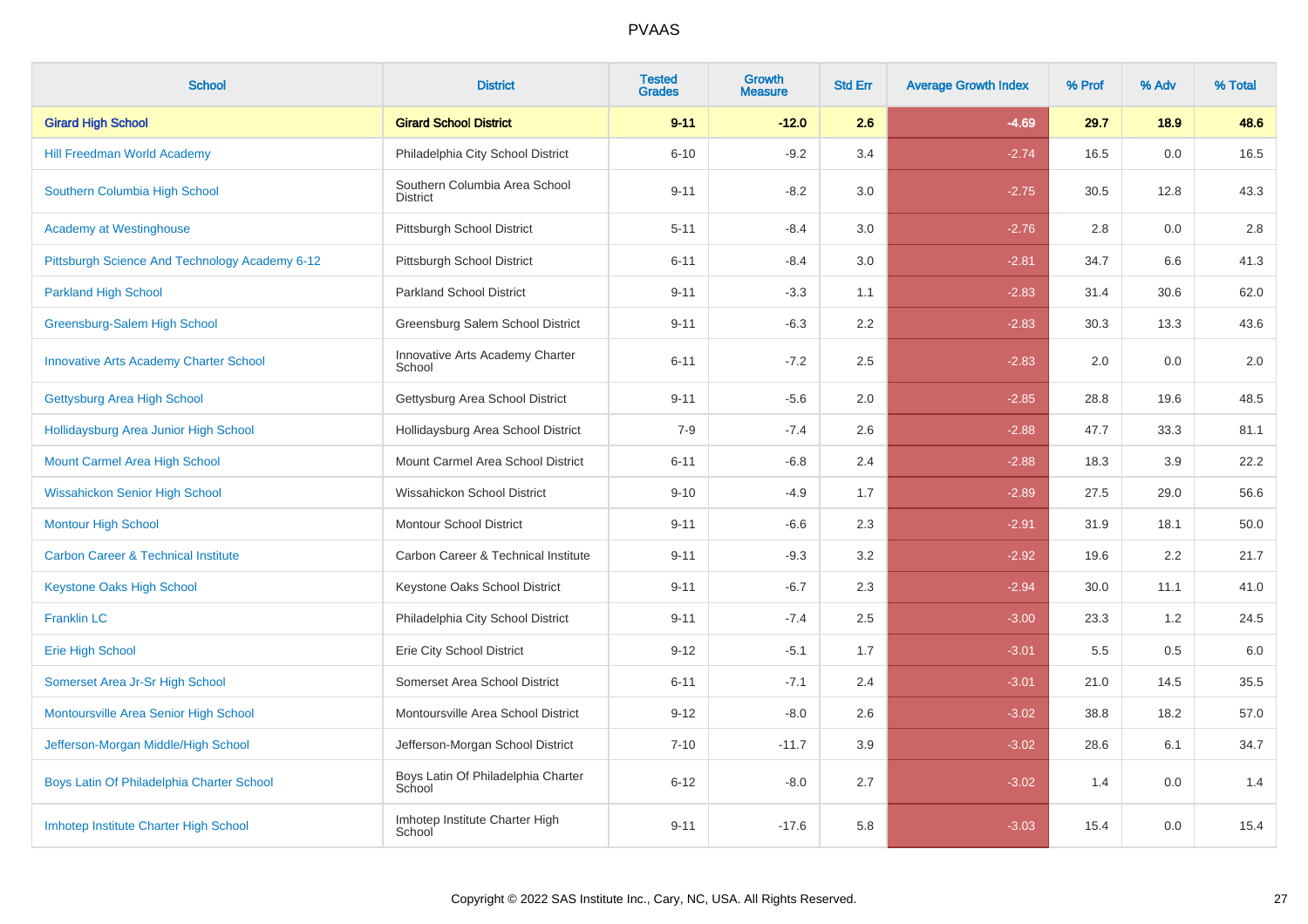# PVAAS

| School | District | Tested Grades | Growth Measure | Std Err | Average Growth Index | % Prof | % Adv | % Total |
|---|---|---|---|---|---|---|---|---|
| **Girard High School** | **Girard School District** | **9-11** | **-12.0** | **2.6** | **-4.69** | **29.7** | **18.9** | **48.6** |
| Hill Freedman World Academy | Philadelphia City School District | 6-10 | -9.2 | 3.4 | -2.74 | 16.5 | 0.0 | 16.5 |
| Southern Columbia High School | Southern Columbia Area School District | 9-11 | -8.2 | 3.0 | -2.75 | 30.5 | 12.8 | 43.3 |
| Academy at Westinghouse | Pittsburgh School District | 5-11 | -8.4 | 3.0 | -2.76 | 2.8 | 0.0 | 2.8 |
| Pittsburgh Science And Technology Academy 6-12 | Pittsburgh School District | 6-11 | -8.4 | 3.0 | -2.81 | 34.7 | 6.6 | 41.3 |
| Parkland High School | Parkland School District | 9-11 | -3.3 | 1.1 | -2.83 | 31.4 | 30.6 | 62.0 |
| Greensburg-Salem High School | Greensburg Salem School District | 9-11 | -6.3 | 2.2 | -2.83 | 30.3 | 13.3 | 43.6 |
| Innovative Arts Academy Charter School | Innovative Arts Academy Charter School | 6-11 | -7.2 | 2.5 | -2.83 | 2.0 | 0.0 | 2.0 |
| Gettysburg Area High School | Gettysburg Area School District | 9-11 | -5.6 | 2.0 | -2.85 | 28.8 | 19.6 | 48.5 |
| Hollidaysburg Area Junior High School | Hollidaysburg Area School District | 7-9 | -7.4 | 2.6 | -2.88 | 47.7 | 33.3 | 81.1 |
| Mount Carmel Area High School | Mount Carmel Area School District | 6-11 | -6.8 | 2.4 | -2.88 | 18.3 | 3.9 | 22.2 |
| Wissahickon Senior High School | Wissahickon School District | 9-10 | -4.9 | 1.7 | -2.89 | 27.5 | 29.0 | 56.6 |
| Montour High School | Montour School District | 9-11 | -6.6 | 2.3 | -2.91 | 31.9 | 18.1 | 50.0 |
| Carbon Career & Technical Institute | Carbon Career & Technical Institute | 9-11 | -9.3 | 3.2 | -2.92 | 19.6 | 2.2 | 21.7 |
| Keystone Oaks High School | Keystone Oaks School District | 9-11 | -6.7 | 2.3 | -2.94 | 30.0 | 11.1 | 41.0 |
| Franklin LC | Philadelphia City School District | 9-11 | -7.4 | 2.5 | -3.00 | 23.3 | 1.2 | 24.5 |
| Erie High School | Erie City School District | 9-12 | -5.1 | 1.7 | -3.01 | 5.5 | 0.5 | 6.0 |
| Somerset Area Jr-Sr High School | Somerset Area School District | 6-11 | -7.1 | 2.4 | -3.01 | 21.0 | 14.5 | 35.5 |
| Montoursville Area Senior High School | Montoursville Area School District | 9-12 | -8.0 | 2.6 | -3.02 | 38.8 | 18.2 | 57.0 |
| Jefferson-Morgan Middle/High School | Jefferson-Morgan School District | 7-10 | -11.7 | 3.9 | -3.02 | 28.6 | 6.1 | 34.7 |
| Boys Latin Of Philadelphia Charter School | Boys Latin Of Philadelphia Charter School | 6-12 | -8.0 | 2.7 | -3.02 | 1.4 | 0.0 | 1.4 |
| Imhotep Institute Charter High School | Imhotep Institute Charter High School | 9-11 | -17.6 | 5.8 | -3.03 | 15.4 | 0.0 | 15.4 |

Copyright © 2022 SAS Institute Inc., Cary, NC, USA. All Rights Reserved.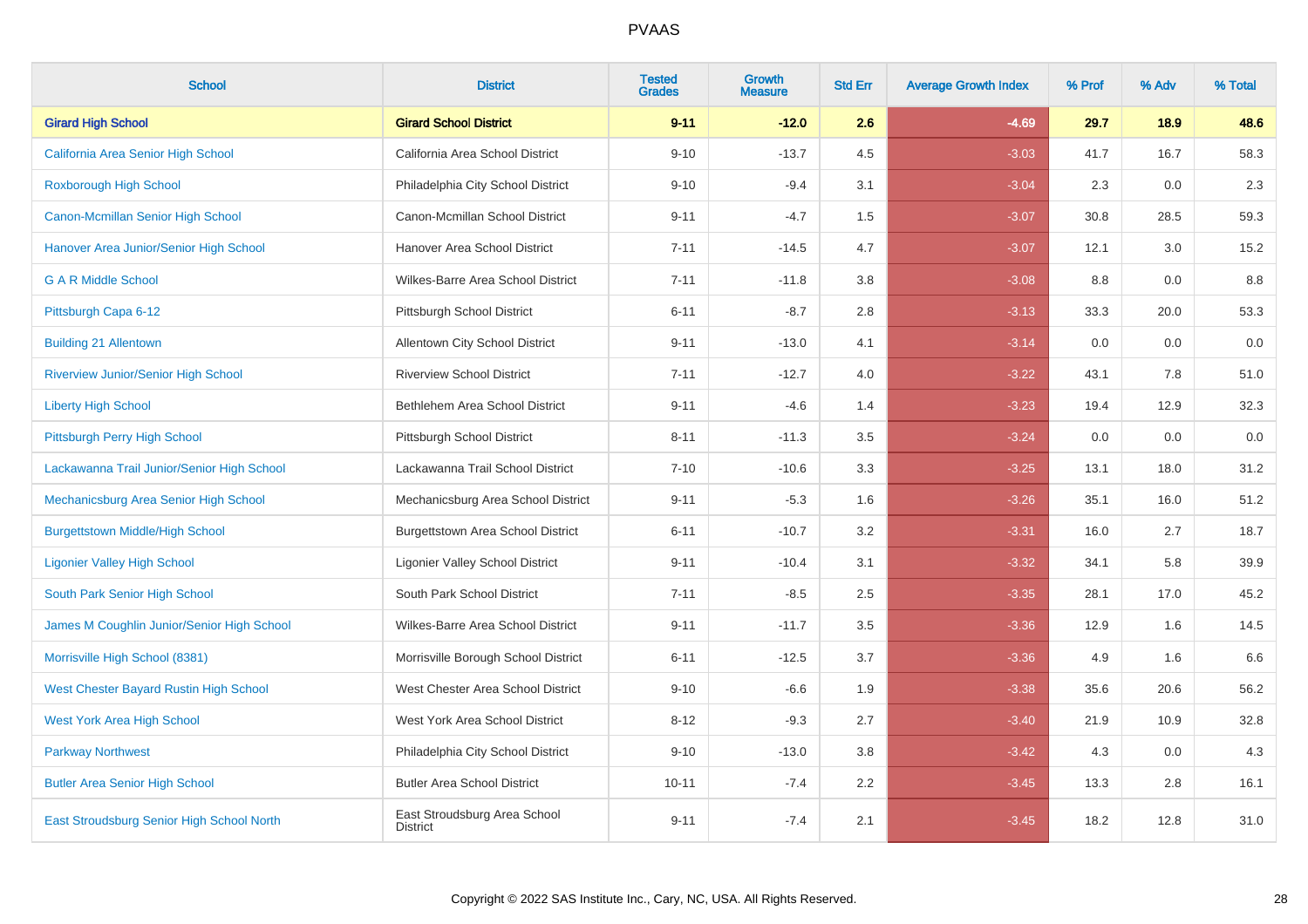# PVAAS

| School | District | Tested Grades | Growth Measure | Std Err | Average Growth Index | % Prof | % Adv | % Total |
|---|---|---|---|---|---|---|---|---|
| **Girard High School** | **Girard School District** | **9-11** | **-12.0** | **2.6** | **-4.69** | **29.7** | **18.9** | **48.6** |
| California Area Senior High School | California Area School District | 9-10 | -13.7 | 4.5 | -3.03 | 41.7 | 16.7 | 58.3 |
| Roxborough High School | Philadelphia City School District | 9-10 | -9.4 | 3.1 | -3.04 | 2.3 | 0.0 | 2.3 |
| Canon-Mcmillan Senior High School | Canon-Mcmillan School District | 9-11 | -4.7 | 1.5 | -3.07 | 30.8 | 28.5 | 59.3 |
| Hanover Area Junior/Senior High School | Hanover Area School District | 7-11 | -14.5 | 4.7 | -3.07 | 12.1 | 3.0 | 15.2 |
| G A R Middle School | Wilkes-Barre Area School District | 7-11 | -11.8 | 3.8 | -3.08 | 8.8 | 0.0 | 8.8 |
| Pittsburgh Capa 6-12 | Pittsburgh School District | 6-11 | -8.7 | 2.8 | -3.13 | 33.3 | 20.0 | 53.3 |
| Building 21 Allentown | Allentown City School District | 9-11 | -13.0 | 4.1 | -3.14 | 0.0 | 0.0 | 0.0 |
| Riverview Junior/Senior High School | Riverview School District | 7-11 | -12.7 | 4.0 | -3.22 | 43.1 | 7.8 | 51.0 |
| Liberty High School | Bethlehem Area School District | 9-11 | -4.6 | 1.4 | -3.23 | 19.4 | 12.9 | 32.3 |
| Pittsburgh Perry High School | Pittsburgh School District | 8-11 | -11.3 | 3.5 | -3.24 | 0.0 | 0.0 | 0.0 |
| Lackawanna Trail Junior/Senior High School | Lackawanna Trail School District | 7-10 | -10.6 | 3.3 | -3.25 | 13.1 | 18.0 | 31.2 |
| Mechanicsburg Area Senior High School | Mechanicsburg Area School District | 9-11 | -5.3 | 1.6 | -3.26 | 35.1 | 16.0 | 51.2 |
| Burgettstown Middle/High School | Burgettstown Area School District | 6-11 | -10.7 | 3.2 | -3.31 | 16.0 | 2.7 | 18.7 |
| Ligonier Valley High School | Ligonier Valley School District | 9-11 | -10.4 | 3.1 | -3.32 | 34.1 | 5.8 | 39.9 |
| South Park Senior High School | South Park School District | 7-11 | -8.5 | 2.5 | -3.35 | 28.1 | 17.0 | 45.2 |
| James M Coughlin Junior/Senior High School | Wilkes-Barre Area School District | 9-11 | -11.7 | 3.5 | -3.36 | 12.9 | 1.6 | 14.5 |
| Morrisville High School (8381) | Morrisville Borough School District | 6-11 | -12.5 | 3.7 | -3.36 | 4.9 | 1.6 | 6.6 |
| West Chester Bayard Rustin High School | West Chester Area School District | 9-10 | -6.6 | 1.9 | -3.38 | 35.6 | 20.6 | 56.2 |
| West York Area High School | West York Area School District | 8-12 | -9.3 | 2.7 | -3.40 | 21.9 | 10.9 | 32.8 |
| Parkway Northwest | Philadelphia City School District | 9-10 | -13.0 | 3.8 | -3.42 | 4.3 | 0.0 | 4.3 |
| Butler Area Senior High School | Butler Area School District | 10-11 | -7.4 | 2.2 | -3.45 | 13.3 | 2.8 | 16.1 |
| East Stroudsburg Senior High School North | East Stroudsburg Area School District | 9-11 | -7.4 | 2.1 | -3.45 | 18.2 | 12.8 | 31.0 |

Copyright © 2022 SAS Institute Inc., Cary, NC, USA. All Rights Reserved.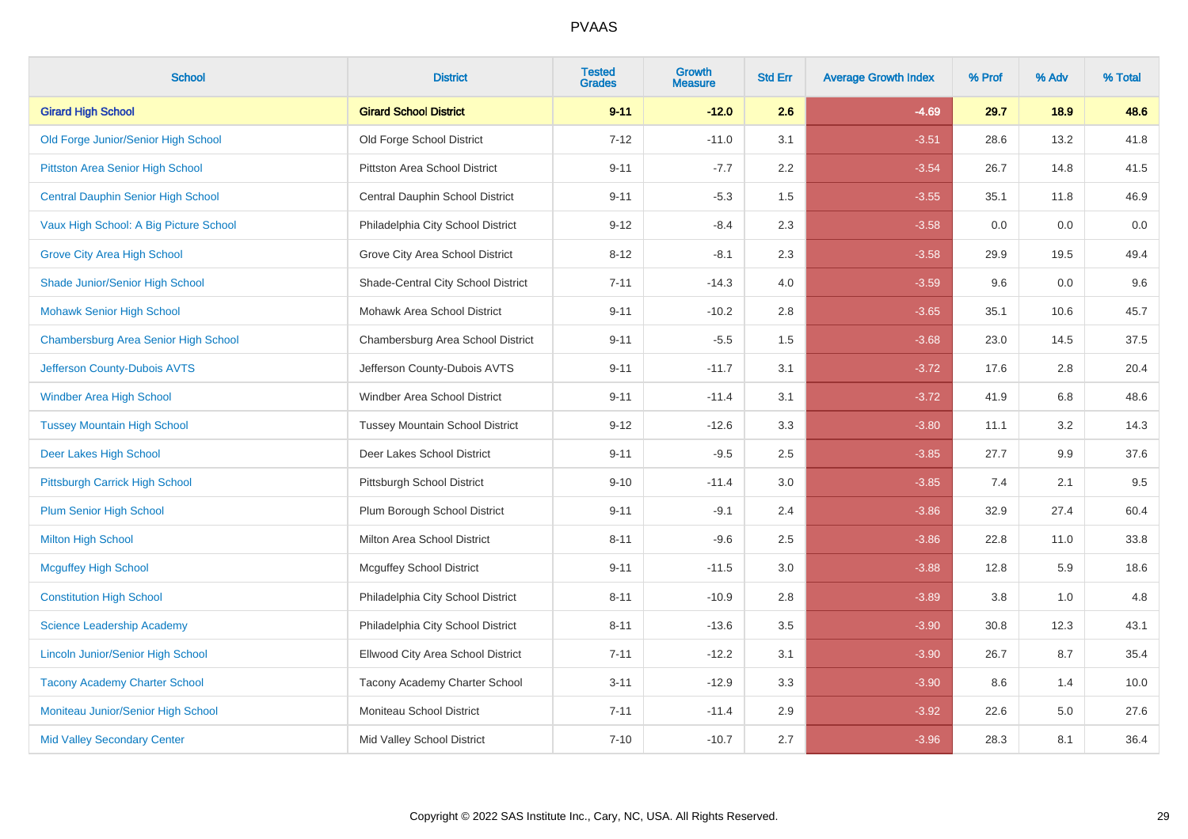# PVAAS

| School | District | Tested Grades | Growth Measure | Std Err | Average Growth Index | % Prof | % Adv | % Total |
|---|---|---|---|---|---|---|---|---|
| **Girard High School** | **Girard School District** | **9-11** | **-12.0** | **2.6** | **-4.69** | **29.7** | **18.9** | **48.6** |
| Old Forge Junior/Senior High School | Old Forge School District | 7-12 | -11.0 | 3.1 | -3.51 | 28.6 | 13.2 | 41.8 |
| Pittston Area Senior High School | Pittston Area School District | 9-11 | -7.7 | 2.2 | -3.54 | 26.7 | 14.8 | 41.5 |
| Central Dauphin Senior High School | Central Dauphin School District | 9-11 | -5.3 | 1.5 | -3.55 | 35.1 | 11.8 | 46.9 |
| Vaux High School: A Big Picture School | Philadelphia City School District | 9-12 | -8.4 | 2.3 | -3.58 | 0.0 | 0.0 | 0.0 |
| Grove City Area High School | Grove City Area School District | 8-12 | -8.1 | 2.3 | -3.58 | 29.9 | 19.5 | 49.4 |
| Shade Junior/Senior High School | Shade-Central City School District | 7-11 | -14.3 | 4.0 | -3.59 | 9.6 | 0.0 | 9.6 |
| Mohawk Senior High School | Mohawk Area School District | 9-11 | -10.2 | 2.8 | -3.65 | 35.1 | 10.6 | 45.7 |
| Chambersburg Area Senior High School | Chambersburg Area School District | 9-11 | -5.5 | 1.5 | -3.68 | 23.0 | 14.5 | 37.5 |
| Jefferson County-Dubois AVTS | Jefferson County-Dubois AVTS | 9-11 | -11.7 | 3.1 | -3.72 | 17.6 | 2.8 | 20.4 |
| Windber Area High School | Windber Area School District | 9-11 | -11.4 | 3.1 | -3.72 | 41.9 | 6.8 | 48.6 |
| Tussey Mountain High School | Tussey Mountain School District | 9-12 | -12.6 | 3.3 | -3.80 | 11.1 | 3.2 | 14.3 |
| Deer Lakes High School | Deer Lakes School District | 9-11 | -9.5 | 2.5 | -3.85 | 27.7 | 9.9 | 37.6 |
| Pittsburgh Carrick High School | Pittsburgh School District | 9-10 | -11.4 | 3.0 | -3.85 | 7.4 | 2.1 | 9.5 |
| Plum Senior High School | Plum Borough School District | 9-11 | -9.1 | 2.4 | -3.86 | 32.9 | 27.4 | 60.4 |
| Milton High School | Milton Area School District | 8-11 | -9.6 | 2.5 | -3.86 | 22.8 | 11.0 | 33.8 |
| Mcguffey High School | Mcguffey School District | 9-11 | -11.5 | 3.0 | -3.88 | 12.8 | 5.9 | 18.6 |
| Constitution High School | Philadelphia City School District | 8-11 | -10.9 | 2.8 | -3.89 | 3.8 | 1.0 | 4.8 |
| Science Leadership Academy | Philadelphia City School District | 8-11 | -13.6 | 3.5 | -3.90 | 30.8 | 12.3 | 43.1 |
| Lincoln Junior/Senior High School | Ellwood City Area School District | 7-11 | -12.2 | 3.1 | -3.90 | 26.7 | 8.7 | 35.4 |
| Tacony Academy Charter School | Tacony Academy Charter School | 3-11 | -12.9 | 3.3 | -3.90 | 8.6 | 1.4 | 10.0 |
| Moniteau Junior/Senior High School | Moniteau School District | 7-11 | -11.4 | 2.9 | -3.92 | 22.6 | 5.0 | 27.6 |
| Mid Valley Secondary Center | Mid Valley School District | 7-10 | -10.7 | 2.7 | -3.96 | 28.3 | 8.1 | 36.4 |

Copyright © 2022 SAS Institute Inc., Cary, NC, USA. All Rights Reserved.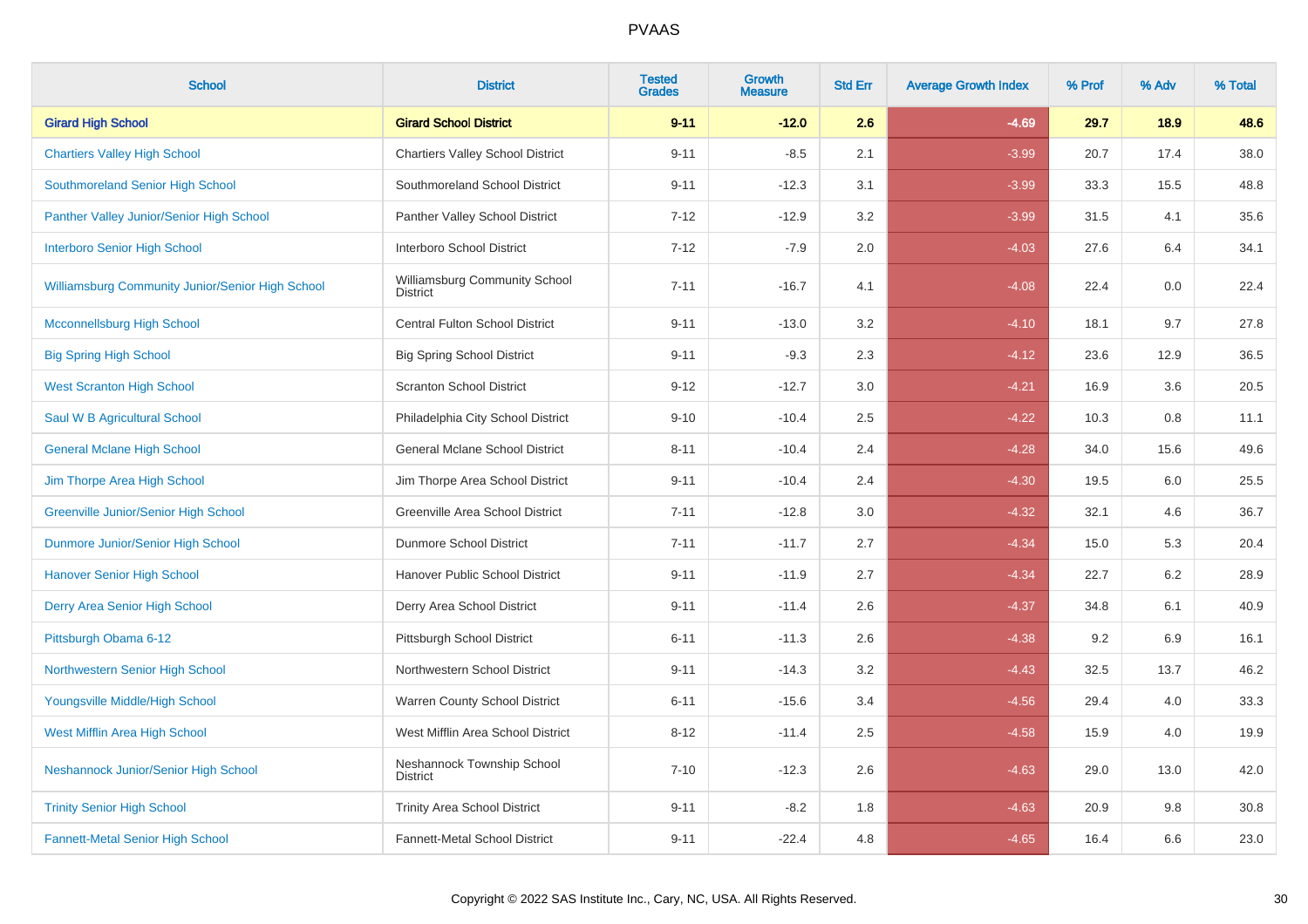# PVAAS

| School | District | Tested Grades | Growth Measure | Std Err | Average Growth Index | % Prof | % Adv | % Total |
|---|---|---|---|---|---|---|---|---|
| **Girard High School** | **Girard School District** | **9-11** | **-12.0** | **2.6** | **-4.69** | **29.7** | **18.9** | **48.6** |
| Chartiers Valley High School | Chartiers Valley School District | 9-11 | -8.5 | 2.1 | -3.99 | 20.7 | 17.4 | 38.0 |
| Southmoreland Senior High School | Southmoreland School District | 9-11 | -12.3 | 3.1 | -3.99 | 33.3 | 15.5 | 48.8 |
| Panther Valley Junior/Senior High School | Panther Valley School District | 7-12 | -12.9 | 3.2 | -3.99 | 31.5 | 4.1 | 35.6 |
| Interboro Senior High School | Interboro School District | 7-12 | -7.9 | 2.0 | -4.03 | 27.6 | 6.4 | 34.1 |
| Williamsburg Community Junior/Senior High School | Williamsburg Community School District | 7-11 | -16.7 | 4.1 | -4.08 | 22.4 | 0.0 | 22.4 |
| Mcconnellsburg High School | Central Fulton School District | 9-11 | -13.0 | 3.2 | -4.10 | 18.1 | 9.7 | 27.8 |
| Big Spring High School | Big Spring School District | 9-11 | -9.3 | 2.3 | -4.12 | 23.6 | 12.9 | 36.5 |
| West Scranton High School | Scranton School District | 9-12 | -12.7 | 3.0 | -4.21 | 16.9 | 3.6 | 20.5 |
| Saul W B Agricultural School | Philadelphia City School District | 9-10 | -10.4 | 2.5 | -4.22 | 10.3 | 0.8 | 11.1 |
| General Mclane High School | General Mclane School District | 8-11 | -10.4 | 2.4 | -4.28 | 34.0 | 15.6 | 49.6 |
| Jim Thorpe Area High School | Jim Thorpe Area School District | 9-11 | -10.4 | 2.4 | -4.30 | 19.5 | 6.0 | 25.5 |
| Greenville Junior/Senior High School | Greenville Area School District | 7-11 | -12.8 | 3.0 | -4.32 | 32.1 | 4.6 | 36.7 |
| Dunmore Junior/Senior High School | Dunmore School District | 7-11 | -11.7 | 2.7 | -4.34 | 15.0 | 5.3 | 20.4 |
| Hanover Senior High School | Hanover Public School District | 9-11 | -11.9 | 2.7 | -4.34 | 22.7 | 6.2 | 28.9 |
| Derry Area Senior High School | Derry Area School District | 9-11 | -11.4 | 2.6 | -4.37 | 34.8 | 6.1 | 40.9 |
| Pittsburgh Obama 6-12 | Pittsburgh School District | 6-11 | -11.3 | 2.6 | -4.38 | 9.2 | 6.9 | 16.1 |
| Northwestern Senior High School | Northwestern School District | 9-11 | -14.3 | 3.2 | -4.43 | 32.5 | 13.7 | 46.2 |
| Youngsville Middle/High School | Warren County School District | 6-11 | -15.6 | 3.4 | -4.56 | 29.4 | 4.0 | 33.3 |
| West Mifflin Area High School | West Mifflin Area School District | 8-12 | -11.4 | 2.5 | -4.58 | 15.9 | 4.0 | 19.9 |
| Neshannock Junior/Senior High School | Neshannock Township School District | 7-10 | -12.3 | 2.6 | -4.63 | 29.0 | 13.0 | 42.0 |
| Trinity Senior High School | Trinity Area School District | 9-11 | -8.2 | 1.8 | -4.63 | 20.9 | 9.8 | 30.8 |
| Fannett-Metal Senior High School | Fannett-Metal School District | 9-11 | -22.4 | 4.8 | -4.65 | 16.4 | 6.6 | 23.0 |

Copyright © 2022 SAS Institute Inc., Cary, NC, USA. All Rights Reserved.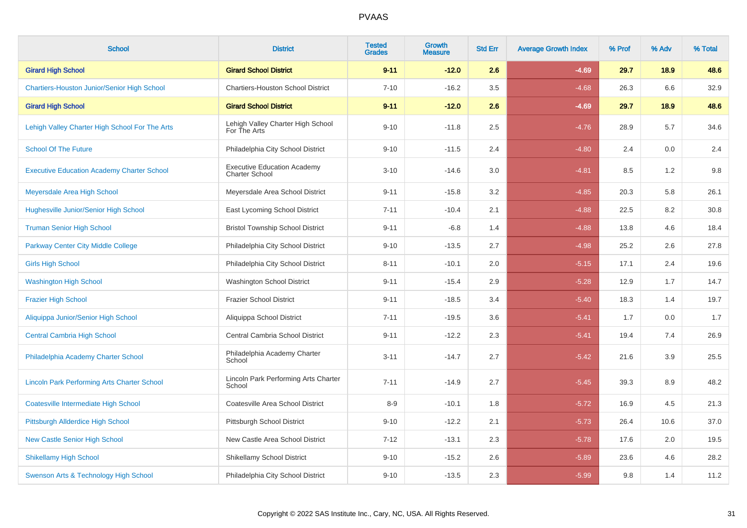| School | District | Tested Grades | Growth Measure | Std Err | Average Growth Index | % Prof | % Adv | % Total |
|---|---|---|---|---|---|---|---|---|
| **Girard High School** | **Girard School District** | **9-11** | **-12.0** | **2.6** | **-4.69** | **29.7** | **18.9** | **48.6** |
| Chartiers-Houston Junior/Senior High School | Chartiers-Houston School District | 7-10 | -16.2 | 3.5 | -4.68 | 26.3 | 6.6 | 32.9 |
| **Girard High School** | **Girard School District** | **9-11** | **-12.0** | **2.6** | **-4.69** | **29.7** | **18.9** | **48.6** |
| Lehigh Valley Charter High School For The Arts | Lehigh Valley Charter High School For The Arts | 9-10 | -11.8 | 2.5 | -4.76 | 28.9 | 5.7 | 34.6 |
| School Of The Future | Philadelphia City School District | 9-10 | -11.5 | 2.4 | -4.80 | 2.4 | 0.0 | 2.4 |
| Executive Education Academy Charter School | Executive Education Academy Charter School | 3-10 | -14.6 | 3.0 | -4.81 | 8.5 | 1.2 | 9.8 |
| Meyersdale Area High School | Meyersdale Area School District | 9-11 | -15.8 | 3.2 | -4.85 | 20.3 | 5.8 | 26.1 |
| Hughesville Junior/Senior High School | East Lycoming School District | 7-11 | -10.4 | 2.1 | -4.88 | 22.5 | 8.2 | 30.8 |
| Truman Senior High School | Bristol Township School District | 9-11 | -6.8 | 1.4 | -4.88 | 13.8 | 4.6 | 18.4 |
| Parkway Center City Middle College | Philadelphia City School District | 9-10 | -13.5 | 2.7 | -4.98 | 25.2 | 2.6 | 27.8 |
| Girls High School | Philadelphia City School District | 8-11 | -10.1 | 2.0 | -5.15 | 17.1 | 2.4 | 19.6 |
| Washington High School | Washington School District | 9-11 | -15.4 | 2.9 | -5.28 | 12.9 | 1.7 | 14.7 |
| Frazier High School | Frazier School District | 9-11 | -18.5 | 3.4 | -5.40 | 18.3 | 1.4 | 19.7 |
| Aliquippa Junior/Senior High School | Aliquippa School District | 7-11 | -19.5 | 3.6 | -5.41 | 1.7 | 0.0 | 1.7 |
| Central Cambria High School | Central Cambria School District | 9-11 | -12.2 | 2.3 | -5.41 | 19.4 | 7.4 | 26.9 |
| Philadelphia Academy Charter School | Philadelphia Academy Charter School | 3-11 | -14.7 | 2.7 | -5.42 | 21.6 | 3.9 | 25.5 |
| Lincoln Park Performing Arts Charter School | Lincoln Park Performing Arts Charter School | 7-11 | -14.9 | 2.7 | -5.45 | 39.3 | 8.9 | 48.2 |
| Coatesville Intermediate High School | Coatesville Area School District | 8-9 | -10.1 | 1.8 | -5.72 | 16.9 | 4.5 | 21.3 |
| Pittsburgh Allderdice High School | Pittsburgh School District | 9-10 | -12.2 | 2.1 | -5.73 | 26.4 | 10.6 | 37.0 |
| New Castle Senior High School | New Castle Area School District | 7-12 | -13.1 | 2.3 | -5.78 | 17.6 | 2.0 | 19.5 |
| Shikellamy High School | Shikellamy School District | 9-10 | -15.2 | 2.6 | -5.89 | 23.6 | 4.6 | 28.2 |
| Swenson Arts & Technology High School | Philadelphia City School District | 9-10 | -13.5 | 2.3 | -5.99 | 9.8 | 1.4 | 11.2 |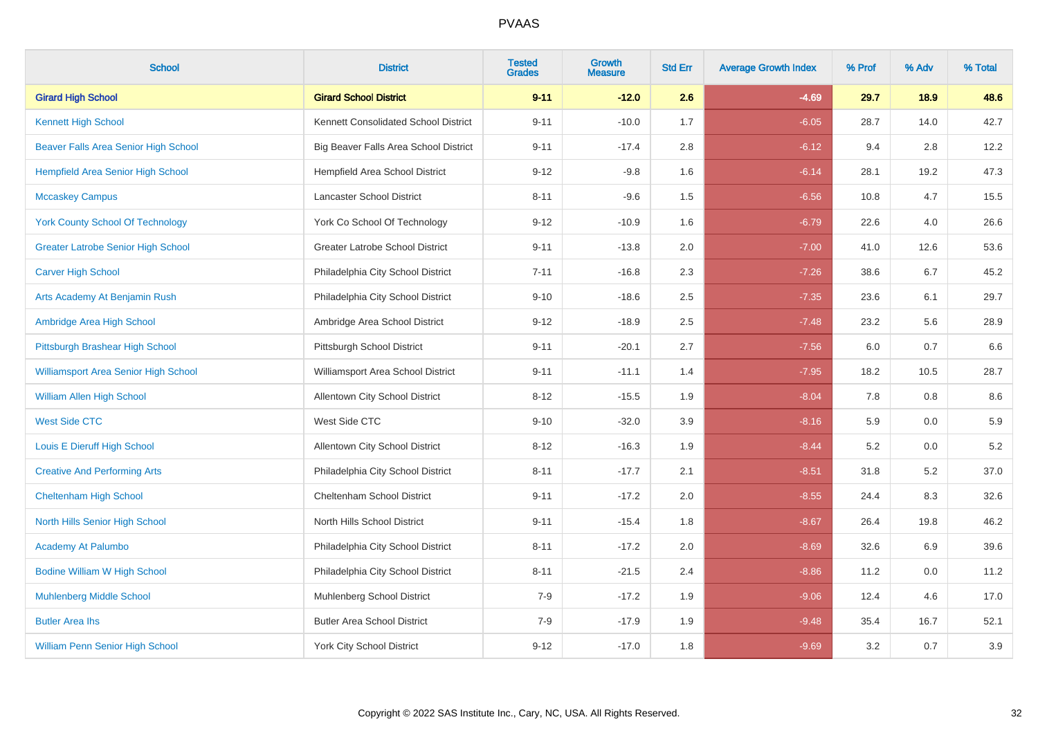# PVAAS

| School | District | Tested Grades | Growth Measure | Std Err | Average Growth Index | % Prof | % Adv | % Total |
|---|---|---|---|---|---|---|---|---|
| **Girard High School** | **Girard School District** | **9-11** | **-12.0** | **2.6** | **-4.69** | **29.7** | **18.9** | **48.6** |
| Kennett High School | Kennett Consolidated School District | 9-11 | -10.0 | 1.7 | -6.05 | 28.7 | 14.0 | 42.7 |
| Beaver Falls Area Senior High School | Big Beaver Falls Area School District | 9-11 | -17.4 | 2.8 | -6.12 | 9.4 | 2.8 | 12.2 |
| Hempfield Area Senior High School | Hempfield Area School District | 9-12 | -9.8 | 1.6 | -6.14 | 28.1 | 19.2 | 47.3 |
| Mccaskey Campus | Lancaster School District | 8-11 | -9.6 | 1.5 | -6.56 | 10.8 | 4.7 | 15.5 |
| York County School Of Technology | York Co School Of Technology | 9-12 | -10.9 | 1.6 | -6.79 | 22.6 | 4.0 | 26.6 |
| Greater Latrobe Senior High School | Greater Latrobe School District | 9-11 | -13.8 | 2.0 | -7.00 | 41.0 | 12.6 | 53.6 |
| Carver High School | Philadelphia City School District | 7-11 | -16.8 | 2.3 | -7.26 | 38.6 | 6.7 | 45.2 |
| Arts Academy At Benjamin Rush | Philadelphia City School District | 9-10 | -18.6 | 2.5 | -7.35 | 23.6 | 6.1 | 29.7 |
| Ambridge Area High School | Ambridge Area School District | 9-12 | -18.9 | 2.5 | -7.48 | 23.2 | 5.6 | 28.9 |
| Pittsburgh Brashear High School | Pittsburgh School District | 9-11 | -20.1 | 2.7 | -7.56 | 6.0 | 0.7 | 6.6 |
| Williamsport Area Senior High School | Williamsport Area School District | 9-11 | -11.1 | 1.4 | -7.95 | 18.2 | 10.5 | 28.7 |
| William Allen High School | Allentown City School District | 8-12 | -15.5 | 1.9 | -8.04 | 7.8 | 0.8 | 8.6 |
| West Side CTC | West Side CTC | 9-10 | -32.0 | 3.9 | -8.16 | 5.9 | 0.0 | 5.9 |
| Louis E Dieruff High School | Allentown City School District | 8-12 | -16.3 | 1.9 | -8.44 | 5.2 | 0.0 | 5.2 |
| Creative And Performing Arts | Philadelphia City School District | 8-11 | -17.7 | 2.1 | -8.51 | 31.8 | 5.2 | 37.0 |
| Cheltenham High School | Cheltenham School District | 9-11 | -17.2 | 2.0 | -8.55 | 24.4 | 8.3 | 32.6 |
| North Hills Senior High School | North Hills School District | 9-11 | -15.4 | 1.8 | -8.67 | 26.4 | 19.8 | 46.2 |
| Academy At Palumbo | Philadelphia City School District | 8-11 | -17.2 | 2.0 | -8.69 | 32.6 | 6.9 | 39.6 |
| Bodine William W High School | Philadelphia City School District | 8-11 | -21.5 | 2.4 | -8.86 | 11.2 | 0.0 | 11.2 |
| Muhlenberg Middle School | Muhlenberg School District | 7-9 | -17.2 | 1.9 | -9.06 | 12.4 | 4.6 | 17.0 |
| Butler Area Ihs | Butler Area School District | 7-9 | -17.9 | 1.9 | -9.48 | 35.4 | 16.7 | 52.1 |
| William Penn Senior High School | York City School District | 9-12 | -17.0 | 1.8 | -9.69 | 3.2 | 0.7 | 3.9 |

Copyright © 2022 SAS Institute Inc., Cary, NC, USA. All Rights Reserved.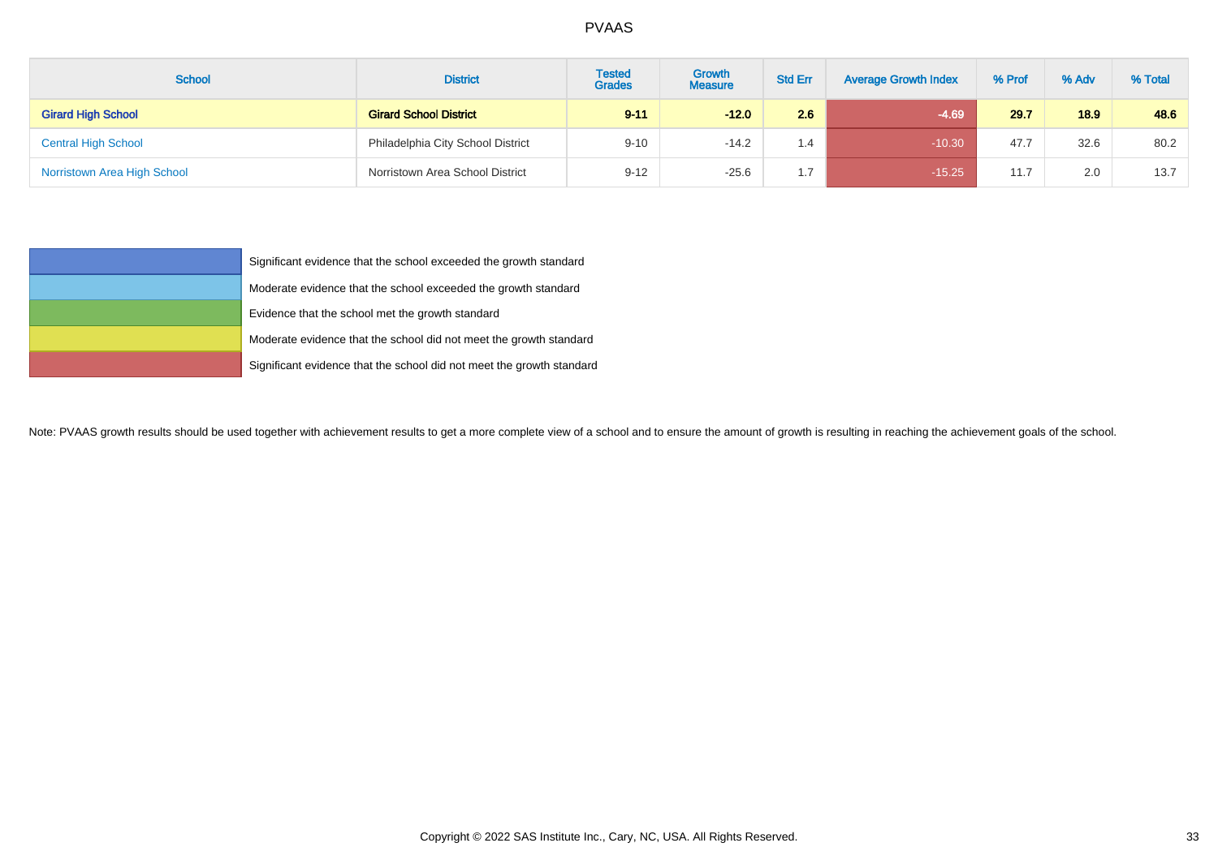# PVAAS

| School | District | Tested Grades | Growth Measure | Std Err | Average Growth Index | % Prof | % Adv | % Total |
|---|---|---|---|---|---|---|---|---|
| **Girard High School** | **Girard School District** | **9-11** | **-12.0** | **2.6** | **-4.69** | **29.7** | **18.9** | **48.6** |
| Central High School | Philadelphia City School District | 9-10 | -14.2 | 1.4 | -10.30 | 47.7 | 32.6 | 80.2 |
| Norristown Area High School | Norristown Area School District | 9-12 | -25.6 | 1.7 | -15.25 | 11.7 | 2.0 | 13.7 |

Significant evidence that the school exceeded the growth standard

Moderate evidence that the school exceeded the growth standard

Evidence that the school met the growth standard

Moderate evidence that the school did not meet the growth standard

Significant evidence that the school did not meet the growth standard

Note: PVAAS growth results should be used together with achievement results to get a more complete view of a school and to ensure the amount of growth is resulting in reaching the achievement goals of the school.

Copyright © 2022 SAS Institute Inc., Cary, NC, USA. All Rights Reserved.